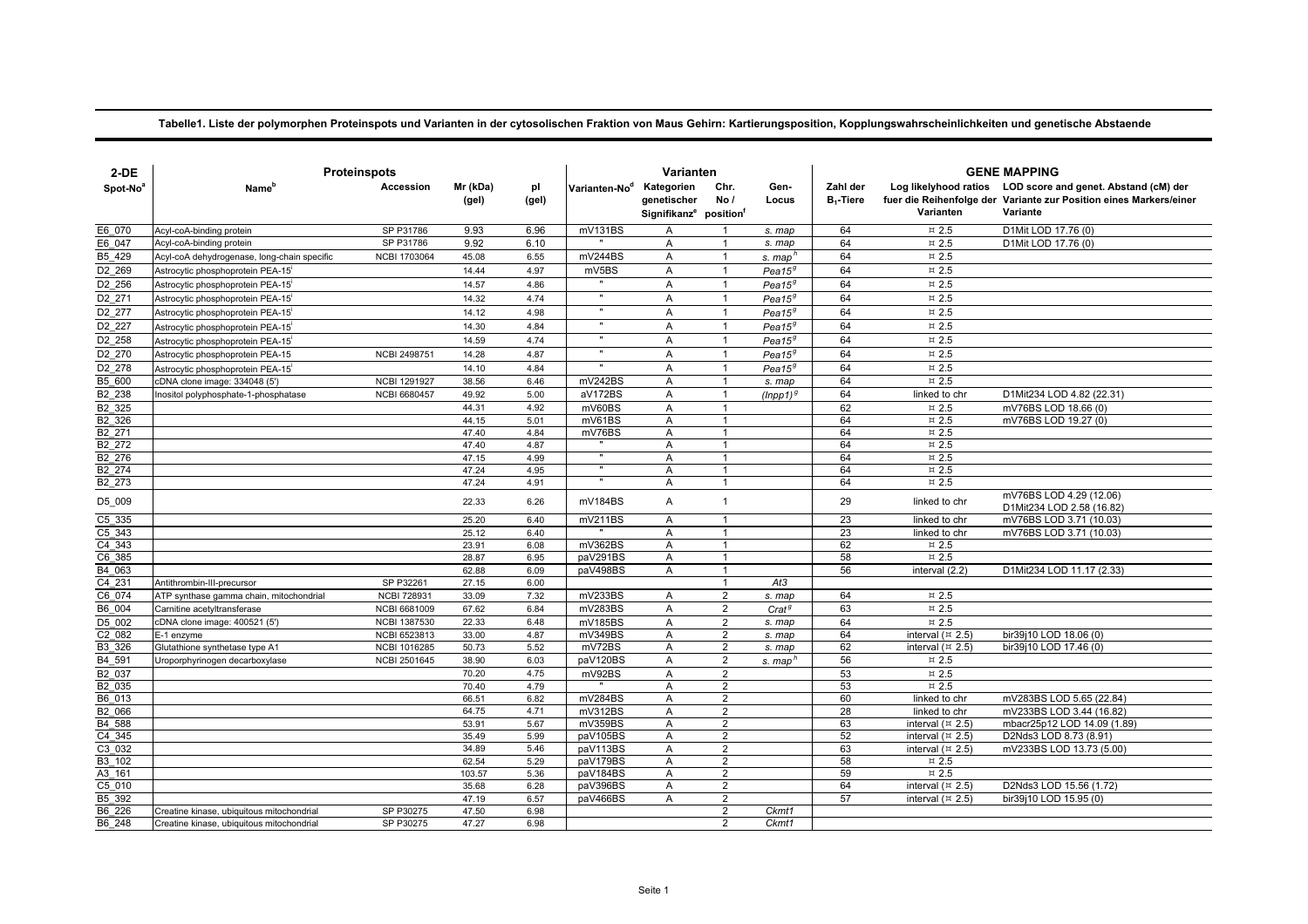**Tabelle1. Liste der polymorphen Proteinspots und Varianten in der cytosolischen Fraktion von Maus Gehirn: Kartierungsposition, Kopplungswahrscheinlichkeiten und genetische Abstaende**

| 2-DE | Proteinspots | | | | Varianten | | | | GENE MAPPING | | |
|---|---|---|---|---|---|---|---|---|---|---|---|
| Spot-No[a] | Name[b] | Accession | Mr (kDa) (gel) | pI (gel) | Varianten-No[d] | Kategorien genetischer Signifikanz[e] | Chr. No / position[f] | Gen-Locus | Zahl der $B_1$-Tiere | Log likelyhood ratios fuer die Reihenfolge der Varianten | LOD score and genet. Abstand (cM) der Variante zur Position eines Markers/einer Variante |
| E6_070 | Acyl-coA-binding protein | SP P31786 | 9.93 | 6.96 | mV131BS | A | 1 | *s. map* | 64 | ¤ 2.5 | D1Mit LOD 17.76 (0) |
| E6_047 | Acyl-coA-binding protein | SP P31786 | 9.92 | 6.10 | " | A | 1 | *s. map* | 64 | ¤ 2.5 | D1Mit LOD 17.76 (0) |
| B5_429 | Acyl-coA dehydrogenase, long-chain specific | NCBI 1703064 | 45.08 | 6.55 | mV244BS | A | 1 | *s. map*[h] | 64 | ¤ 2.5 | |
| D2_269 | Astrocytic phosphoprotein PEA-15[i] | | 14.44 | 4.97 | mV5BS | A | 1 | *Pea15*[g] | 64 | ¤ 2.5 | |
| D2_256 | Astrocytic phosphoprotein PEA-15[i] | | 14.57 | 4.86 | " | A | 1 | *Pea15*[g] | 64 | ¤ 2.5 | |
| D2_271 | Astrocytic phosphoprotein PEA-15[i] | | 14.32 | 4.74 | " | A | 1 | *Pea15*[g] | 64 | ¤ 2.5 | |
| D2_277 | Astrocytic phosphoprotein PEA-15[i] | | 14.12 | 4.98 | " | A | 1 | *Pea15*[g] | 64 | ¤ 2.5 | |
| D2_227 | Astrocytic phosphoprotein PEA-15[i] | | 14.30 | 4.84 | " | A | 1 | *Pea15*[g] | 64 | ¤ 2.5 | |
| D2_258 | Astrocytic phosphoprotein PEA-15[i] | | 14.59 | 4.74 | " | A | 1 | *Pea15*[g] | 64 | ¤ 2.5 | |
| D2_270 | Astrocytic phosphoprotein PEA-15 | NCBI 2498751 | 14.28 | 4.87 | " | A | 1 | *Pea15*[g] | 64 | ¤ 2.5 | |
| D2_278 | Astrocytic phosphoprotein PEA-15[i] | | 14.10 | 4.84 | " | A | 1 | *Pea15*[g] | 64 | ¤ 2.5 | |
| B5_600 | cDNA clone image: 334048 (5') | NCBI 1291927 | 38.56 | 6.46 | mV242BS | A | 1 | *s. map* | 64 | ¤ 2.5 | |
| B2_238 | Inositol polyphosphate-1-phosphatase | NCBI 6680457 | 49.92 | 5.00 | aV172BS | A | 1 | *(Inpp1)*[g] | 64 | linked to chr | D1Mit234 LOD 4.82 (22.31) |
| B2_325 | | | 44.31 | 4.92 | mV60BS | A | 1 | | 62 | ¤ 2.5 | mV76BS LOD 18.66 (0) |
| B2_326 | | | 44.15 | 5.01 | mV61BS | A | 1 | | 64 | ¤ 2.5 | mV76BS LOD 19.27 (0) |
| B2_271 | | | 47.40 | 4.84 | mV76BS | A | 1 | | 64 | ¤ 2.5 | |
| B2_272 | | | 47.40 | 4.87 | " | A | 1 | | 64 | ¤ 2.5 | |
| B2_276 | | | 47.15 | 4.99 | " | A | 1 | | 64 | ¤ 2.5 | |
| B2_274 | | | 47.24 | 4.95 | " | A | 1 | | 64 | ¤ 2.5 | |
| B2_273 | | | 47.24 | 4.91 | " | A | 1 | | 64 | ¤ 2.5 | |
| D5_009 | | | 22.33 | 6.26 | mV184BS | A | 1 | | 29 | linked to chr | mV76BS LOD 4.29 (12.06) D1Mit234 LOD 2.58 (16.82) |
| C5_335 | | | 25.20 | 6.40 | mV211BS | A | 1 | | 23 | linked to chr | mV76BS LOD 3.71 (10.03) |
| C5_343 | | | 25.12 | 6.40 | " | A | 1 | | 23 | linked to chr | mV76BS LOD 3.71 (10.03) |
| C4_343 | | | 23.91 | 6.08 | mV362BS | A | 1 | | 62 | ¤ 2.5 | |
| C6_385 | | | 28.87 | 6.95 | paV291BS | A | 1 | | 58 | ¤ 2.5 | |
| B4_063 | | | 62.88 | 6.09 | paV498BS | A | 1 | | 56 | interval (2.2) | D1Mit234 LOD 11.17 (2.33) |
| C4_231 | Antithrombin-III-precursor | SP P32261 | 27.15 | 6.00 | | | 1 | *At3* | | | |
| C6_074 | ATP synthase gamma chain, mitochondrial | NCBI 728931 | 33.09 | 7.32 | mV233BS | A | 2 | *s. map* | 64 | ¤ 2.5 | |
| B6_004 | Carnitine acetyltransferase | NCBI 6681009 | 67.62 | 6.84 | mV283BS | A | 2 | *Crat*[g] | 63 | ¤ 2.5 | |
| D5_002 | cDNA clone image: 400521 (5') | NCBI 1387530 | 22.33 | 6.48 | mV185BS | A | 2 | *s. map* | 64 | ¤ 2.5 | |
| C2_082 | E-1 enzyme | NCBI 6523813 | 33.00 | 4.87 | mV349BS | A | 2 | *s. map* | 64 | interval (¤ 2.5) | bir39j10 LOD 18.06 (0) |
| B3_326 | Glutathione synthetase type A1 | NCBI 1016285 | 50.73 | 5.52 | mV72BS | A | 2 | *s. map* | 62 | interval (¤ 2.5) | bir39j10 LOD 17.46 (0) |
| B4_591 | Uroporphyrinogen decarboxylase | NCBI 2501645 | 38.90 | 6.03 | paV120BS | A | 2 | *s. map*[h] | 56 | ¤ 2.5 | |
| B2_037 | | | 70.20 | 4.75 | mV92BS | A | 2 | | 53 | ¤ 2.5 | |
| B2_035 | | | 70.40 | 4.79 | " | A | 2 | | 53 | ¤ 2.5 | |
| B6_013 | | | 66.51 | 6.82 | mV284BS | A | 2 | | 60 | linked to chr | mV283BS LOD 5.65 (22.84) |
| B2_066 | | | 64.75 | 4.71 | mV312BS | A | 2 | | 28 | linked to chr | mV233BS LOD 3.44 (16.82) |
| B4_588 | | | 53.91 | 5.67 | mV359BS | A | 2 | | 63 | interval (¤ 2.5) | mbacr25p12 LOD 14.09 (1.89) |
| C4_345 | | | 35.49 | 5.99 | paV105BS | A | 2 | | 52 | interval (¤ 2.5) | D2Nds3 LOD 8.73 (8.91) |
| C3_032 | | | 34.89 | 5.46 | paV113BS | A | 2 | | 63 | interval (¤ 2.5) | mV233BS LOD 13.73 (5.00) |
| B3_102 | | | 62.54 | 5.29 | paV179BS | A | 2 | | 58 | ¤ 2.5 | |
| A3_161 | | | 103.57 | 5.36 | paV184BS | A | 2 | | 59 | ¤ 2.5 | |
| C5_010 | | | 35.68 | 6.28 | paV396BS | A | 2 | | 64 | interval (¤ 2.5) | D2Nds3 LOD 15.56 (1.72) |
| B5_392 | | | 47.19 | 6.57 | paV466BS | A | 2 | | 57 | interval (¤ 2.5) | bir39j10 LOD 15.95 (0) |
| B6_226 | Creatine kinase, ubiquitous mitochondrial | SP P30275 | 47.50 | 6.98 | | | 2 | *Ckmt1* | | | |
| B6_248 | Creatine kinase, ubiquitous mitochondrial | SP P30275 | 47.27 | 6.98 | | | 2 | *Ckmt1* | | | |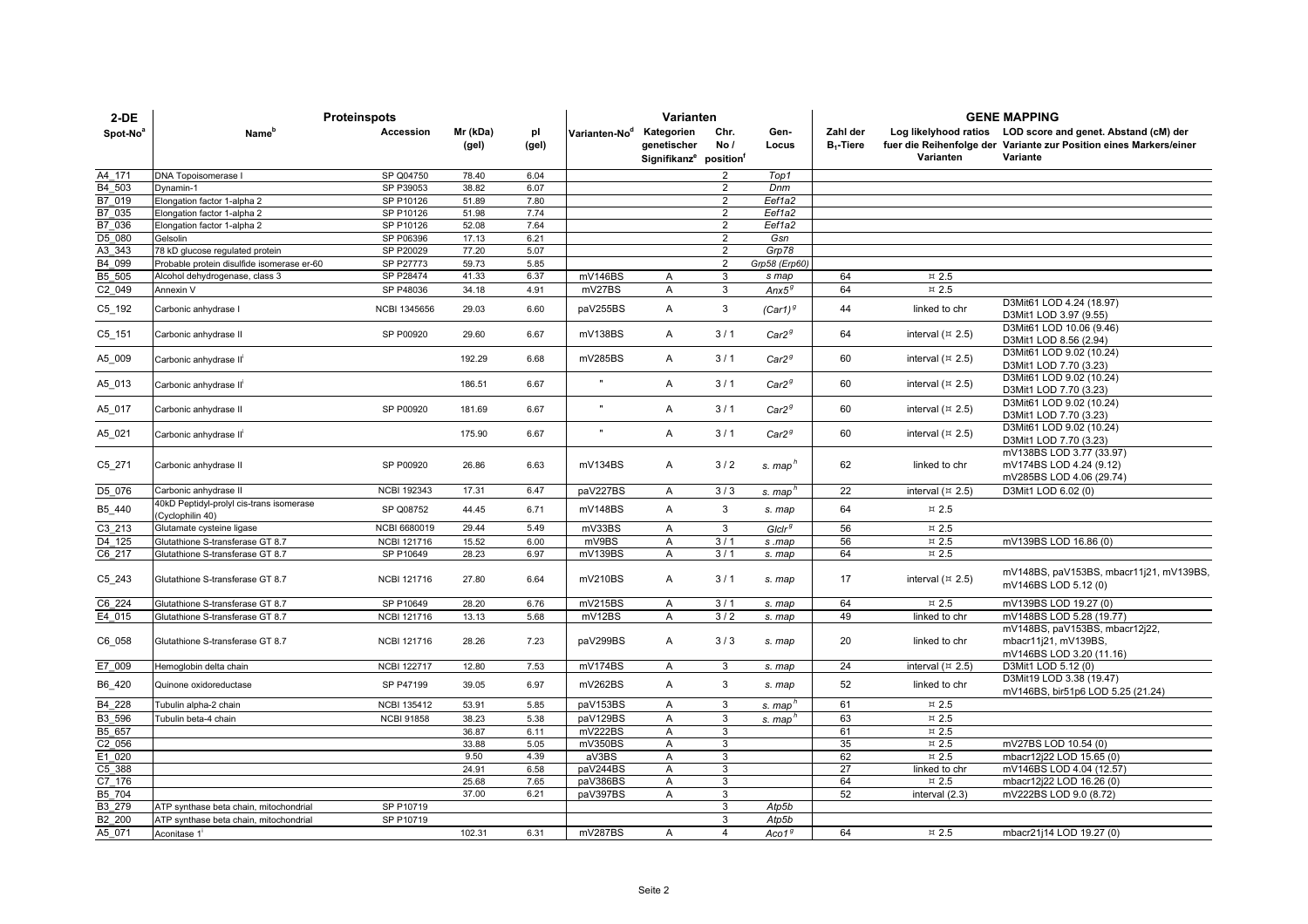| 2-DE | Proteinspots | | | | Varianten | | | | GENE MAPPING | | |
|---|---|---|---|---|---|---|---|---|---|---|---|
| Spot-No[a] | Name[b] | Accession | Mr (kDa) (gel) | pI (gel) | Varianten-No[d] | Kategorien genetischer Signifikanz[e] | Chr. No / position[f] | Gen-Locus | Zahl der $B_1$-Tiere | Log likelyhood ratios fuer die Reihenfolge der Varianten | LOD score and genet. Abstand (cM) der Variante zur Position eines Markers/einer Variante |
| A4_171 | DNA Topoisomerase I | SP Q04750 | 78.40 | 6.04 | | | 2 | *Top1* | | | |
| B4_503 | Dynamin-1 | SP P39053 | 38.82 | 6.07 | | | 2 | *Dnm* | | | |
| B7_019 | Elongation factor 1-alpha 2 | SP P10126 | 51.89 | 7.80 | | | 2 | *Eef1a2* | | | |
| B7_035 | Elongation factor 1-alpha 2 | SP P10126 | 51.98 | 7.74 | | | 2 | *Eef1a2* | | | |
| B7_036 | Elongation factor 1-alpha 2 | SP P10126 | 52.08 | 7.64 | | | 2 | *Eef1a2* | | | |
| D5_080 | Gelsolin | SP P06396 | 17.13 | 6.21 | | | 2 | *Gsn* | | | |
| A3_343 | 78 kD glucose regulated protein | SP P20029 | 77.20 | 5.07 | | | 2 | *Grp78* | | | |
| B4_099 | Probable protein disulfide isomerase er-60 | SP P27773 | 59.73 | 5.85 | | | 2 | *Grp58 (Erp60)* | | | |
| B5_505 | Alcohol dehydrogenase, class 3 | SP P28474 | 41.33 | 6.37 | mV146BS | A | 3 | *s map* | 64 | ¤ 2.5 | |
| C2_049 | Annexin V | SP P48036 | 34.18 | 4.91 | mV27BS | A | 3 | *Anx5*[g] | 64 | ¤ 2.5 | |
| C5_192 | Carbonic anhydrase I | NCBI 1345656 | 29.03 | 6.60 | paV255BS | A | 3 | *(Car1)*[g] | 44 | linked to chr | D3Mit61 LOD 4.24 (18.97) D3Mit1 LOD 3.97 (9.55) |
| C5_151 | Carbonic anhydrase II | SP P00920 | 29.60 | 6.67 | mV138BS | A | 3 / 1 | *Car2*[g] | 64 | interval (¤ 2.5) | D3Mit61 LOD 10.06 (9.46) D3Mit1 LOD 8.56 (2.94) |
| A5_009 | Carbonic anhydrase II[i] | | 192.29 | 6.68 | mV285BS | A | 3 / 1 | *Car2*[g] | 60 | interval (¤ 2.5) | D3Mit61 LOD 9.02 (10.24) D3Mit1 LOD 7.70 (3.23) |
| A5_013 | Carbonic anhydrase II[i] | | 186.51 | 6.67 | " | A | 3 / 1 | *Car2*[g] | 60 | interval (¤ 2.5) | D3Mit61 LOD 9.02 (10.24) D3Mit1 LOD 7.70 (3.23) |
| A5_017 | Carbonic anhydrase II | SP P00920 | 181.69 | 6.67 | " | A | 3 / 1 | *Car2*[g] | 60 | interval (¤ 2.5) | D3Mit61 LOD 9.02 (10.24) D3Mit1 LOD 7.70 (3.23) |
| A5_021 | Carbonic anhydrase II[i] | | 175.90 | 6.67 | " | A | 3 / 1 | *Car2*[g] | 60 | interval (¤ 2.5) | D3Mit61 LOD 9.02 (10.24) D3Mit1 LOD 7.70 (3.23) |
| C5_271 | Carbonic anhydrase II | SP P00920 | 26.86 | 6.63 | mV134BS | A | 3 / 2 | *s. map*[h] | 62 | linked to chr | mV138BS LOD 3.77 (33.97) mV174BS LOD 4.24 (9.12) mV285BS LOD 4.06 (29.74) |
| D5_076 | Carbonic anhydrase II | NCBI 192343 | 17.31 | 6.47 | paV227BS | A | 3 / 3 | *s. map*[h] | 22 | interval (¤ 2.5) | D3Mit1 LOD 6.02 (0) |
| B5_440 | 40kD Peptidyl-prolyl cis-trans isomerase (Cyclophilin 40) | SP Q08752 | 44.45 | 6.71 | mV148BS | A | 3 | *s. map* | 64 | ¤ 2.5 | |
| C3_213 | Glutamate cysteine ligase | NCBI 6680019 | 29.44 | 5.49 | mV33BS | A | 3 | *Glclr*[g] | 56 | ¤ 2.5 | |
| D4_125 | Glutathione S-transferase GT 8.7 | NCBI 121716 | 15.52 | 6.00 | mV9BS | A | 3 / 1 | *s .map* | 56 | ¤ 2.5 | mV139BS LOD 16.86 (0) |
| C6_217 | Glutathione S-transferase GT 8.7 | SP P10649 | 28.23 | 6.97 | mV139BS | A | 3 / 1 | *s. map* | 64 | ¤ 2.5 | |
| C5_243 | Glutathione S-transferase GT 8.7 | NCBI 121716 | 27.80 | 6.64 | mV210BS | A | 3 / 1 | *s. map* | 17 | interval (¤ 2.5) | mV148BS, paV153BS, mbacr11j21, mV139BS, mV146BS LOD 5.12 (0) |
| C6_224 | Glutathione S-transferase GT 8.7 | SP P10649 | 28.20 | 6.76 | mV215BS | A | 3 / 1 | *s. map* | 64 | ¤ 2.5 | mV139BS LOD 19.27 (0) |
| E4_015 | Glutathione S-transferase GT 8.7 | NCBI 121716 | 13.13 | 5.68 | mV12BS | A | 3 / 2 | *s. map* | 49 | linked to chr | mV148BS LOD 5.28 (19.77) |
| C6_058 | Glutathione S-transferase GT 8.7 | NCBI 121716 | 28.26 | 7.23 | paV299BS | A | 3 / 3 | *s. map* | 20 | linked to chr | mV148BS, paV153BS, mbacr12j22, mbacr11j21, mV139BS, mV146BS LOD 3.20 (11.16) |
| E7_009 | Hemoglobin delta chain | NCBI 122717 | 12.80 | 7.53 | mV174BS | A | 3 | *s. map* | 24 | interval (¤ 2.5) | D3Mit1 LOD 5.12 (0) |
| B6_420 | Quinone oxidoreductase | SP P47199 | 39.05 | 6.97 | mV262BS | A | 3 | *s. map* | 52 | linked to chr | D3Mit19 LOD 3.38 (19.47) mV146BS, bir51p6 LOD 5.25 (21.24) |
| B4_228 | Tubulin alpha-2 chain | NCBI 135412 | 53.91 | 5.85 | paV153BS | A | 3 | *s. map*[h] | 61 | ¤ 2.5 | |
| B3_596 | Tubulin beta-4 chain | NCBI 91858 | 38.23 | 5.38 | paV129BS | A | 3 | *s. map*[h] | 63 | ¤ 2.5 | |
| B5_657 | | | 36.87 | 6.11 | mV222BS | A | 3 | | 61 | ¤ 2.5 | |
| C2_056 | | | 33.88 | 5.05 | mV350BS | A | 3 | | 35 | ¤ 2.5 | mV27BS LOD 10.54 (0) |
| E1_020 | | | 9.50 | 4.39 | aV3BS | A | 3 | | 62 | ¤ 2.5 | mbacr12j22 LOD 15.65 (0) |
| C5_388 | | | 24.91 | 6.58 | paV244BS | A | 3 | | 27 | linked to chr | mV146BS LOD 4.04 (12.57) |
| C7_176 | | | 25.68 | 7.65 | paV386BS | A | 3 | | 64 | ¤ 2.5 | mbacr12j22 LOD 16.26 (0) |
| B5_704 | | | 37.00 | 6.21 | paV397BS | A | 3 | | 52 | interval (2.3) | mV222BS LOD 9.0 (8.72) |
| B3_279 | ATP synthase beta chain, mitochondrial | SP P10719 | | | | | 3 | *Atp5b* | | | |
| B2_200 | ATP synthase beta chain, mitochondrial | SP P10719 | | | | | 3 | *Atp5b* | | | |
| A5_071 | Aconitase 1[i] | | 102.31 | 6.31 | mV287BS | A | 4 | *Aco1*[g] | 64 | ¤ 2.5 | mbacr21j14 LOD 19.27 (0) |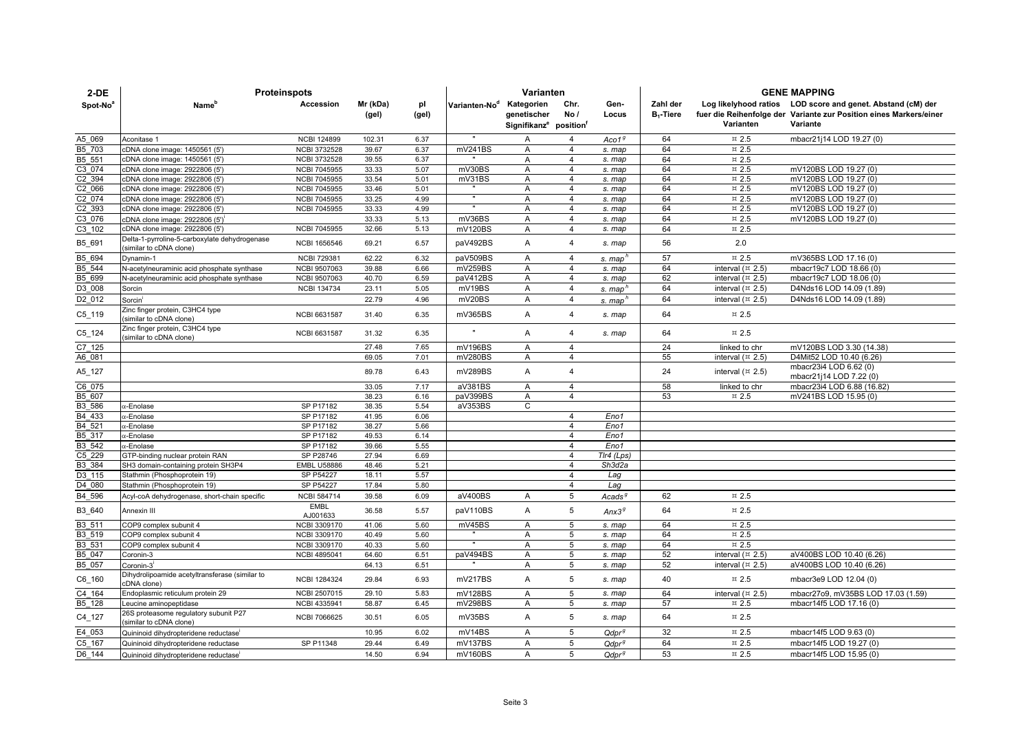| 2-DE | Proteinspots | | | | Varianten | | | | GENE MAPPING | | |
|---|---|---|---|---|---|---|---|---|---|---|---|
| Spot-No[a] | Name[b] | Accession | Mr (kDa) (gel) | pI (gel) | Varianten-No[d] | Kategorien genetischer Signifikanz[e] | Chr. No / position[f] | Gen-Locus | Zahl der $B_1$-Tiere | Log likelyhood ratios fuer die Reihenfolge der Varianten | LOD score and genet. Abstand (cM) der Variante zur Position eines Markers/einer Variante |
| A5_069 | Aconitase 1 | NCBI 124899 | 102.31 | 6.37 | " | A | 4 | *Aco1*[g] | 64 | ¤ 2.5 | mbacr21j14 LOD 19.27 (0) |
| B5_703 | cDNA clone image: 1450561 (5') | NCBI 3732528 | 39.67 | 6.37 | mV241BS | A | 4 | *s. map* | 64 | ¤ 2.5 | |
| B5_551 | cDNA clone image: 1450561 (5') | NCBI 3732528 | 39.55 | 6.37 | " | A | 4 | *s. map* | 64 | ¤ 2.5 | |
| C3_074 | cDNA clone image: 2922806 (5') | NCBI 7045955 | 33.33 | 5.07 | mV30BS | A | 4 | *s. map* | 64 | ¤ 2.5 | mV120BS LOD 19.27 (0) |
| C2_394 | cDNA clone image: 2922806 (5') | NCBI 7045955 | 33.54 | 5.01 | mV31BS | A | 4 | *s. map* | 64 | ¤ 2.5 | mV120BS LOD 19.27 (0) |
| C2_066 | cDNA clone image: 2922806 (5') | NCBI 7045955 | 33.46 | 5.01 | " | A | 4 | *s. map* | 64 | ¤ 2.5 | mV120BS LOD 19.27 (0) |
| C2_074 | cDNA clone image: 2922806 (5') | NCBI 7045955 | 33.25 | 4.99 | " | A | 4 | *s. map* | 64 | ¤ 2.5 | mV120BS LOD 19.27 (0) |
| C2_393 | cDNA clone image: 2922806 (5') | NCBI 7045955 | 33.33 | 4.99 | " | A | 4 | *s. map* | 64 | ¤ 2.5 | mV120BS LOD 19.27 (0) |
| C3_076 | cDNA clone image: 2922806 (5')[i] | | 33.33 | 5.13 | mV36BS | A | 4 | *s. map* | 64 | ¤ 2.5 | mV120BS LOD 19.27 (0) |
| C3_102 | cDNA clone image: 2922806 (5') | NCBI 7045955 | 32.66 | 5.13 | mV120BS | A | 4 | *s. map* | 64 | ¤ 2.5 | |
| B5_691 | Delta-1-pyrroline-5-carboxylate dehydrogenase (similar to cDNA clone) | NCBI 1656546 | 69.21 | 6.57 | paV492BS | A | 4 | *s. map* | 56 | 2.0 | |
| B5_694 | Dynamin-1 | NCBI 729381 | 62.22 | 6.32 | paV509BS | A | 4 | *s. map*[h] | 57 | ¤ 2.5 | mV365BS LOD 17.16 (0) |
| B5_544 | N-acetylneuraminic acid phosphate synthase | NCBI 9507063 | 39.88 | 6.66 | mV259BS | A | 4 | *s. map* | 64 | interval (¤ 2.5) | mbacr19c7 LOD 18.66 (0) |
| B5_699 | N-acetylneuraminic acid phosphate synthase | NCBI 9507063 | 40.70 | 6.59 | paV412BS | A | 4 | *s. map* | 62 | interval (¤ 2.5) | mbacr19c7 LOD 18.06 (0) |
| D3_008 | Sorcin | NCBI 134734 | 23.11 | 5.05 | mV19BS | A | 4 | *s. map*[h] | 64 | interval (¤ 2.5) | D4Nds16 LOD 14.09 (1.89) |
| D2_012 | Sorcin[i] | | 22.79 | 4.96 | mV20BS | A | 4 | *s. map*[h] | 64 | interval (¤ 2.5) | D4Nds16 LOD 14.09 (1.89) |
| C5_119 | Zinc finger protein, C3HC4 type (similar to cDNA clone) | NCBI 6631587 | 31.40 | 6.35 | mV365BS | A | 4 | *s. map* | 64 | ¤ 2.5 | |
| C5_124 | Zinc finger protein, C3HC4 type (similar to cDNA clone) | NCBI 6631587 | 31.32 | 6.35 | " | A | 4 | *s. map* | 64 | ¤ 2.5 | |
| C7_125 | | | 27.48 | 7.65 | mV196BS | A | 4 | | 24 | linked to chr | mV120BS LOD 3.30 (14.38) |
| A6_081 | | | 69.05 | 7.01 | mV280BS | A | 4 | | 55 | interval (¤ 2.5) | D4Mit52 LOD 10.40 (6.26) |
| A5_127 | | | 89.78 | 6.43 | mV289BS | A | 4 | | 24 | interval (¤ 2.5) | mbacr23i4 LOD 6.62 (0) mbacr21j14 LOD 7.22 (0) |
| C6_075 | | | 33.05 | 7.17 | aV381BS | A | 4 | | 58 | linked to chr | mbacr23i4 LOD 6.88 (16.82) |
| B5_607 | | | 38.23 | 6.16 | paV399BS | A | 4 | | 53 | ¤ 2.5 | mV241BS LOD 15.95 (0) |
| B3_586 | α-Enolase | SP P17182 | 38.35 | 5.54 | aV353BS | C | | | | | |
| B4_433 | α-Enolase | SP P17182 | 41.95 | 6.06 | | | 4 | *Eno1* | | | |
| B4_521 | α-Enolase | SP P17182 | 38.27 | 5.66 | | | 4 | *Eno1* | | | |
| B5_317 | α-Enolase | SP P17182 | 49.53 | 6.14 | | | 4 | *Eno1* | | | |
| B3_542 | α-Enolase | SP P17182 | 39.66 | 5.55 | | | 4 | *Eno1* | | | |
| C5_229 | GTP-binding nuclear protein RAN | SP P28746 | 27.94 | 6.69 | | | 4 | *Tlr4 (Lps)* | | | |
| B3_384 | SH3 domain-containing protein SH3P4 | EMBL U58886 | 48.46 | 5.21 | | | 4 | *Sh3d2a* | | | |
| D3_115 | Stathmin (Phosphoprotein 19) | SP P54227 | 18.11 | 5.57 | | | 4 | *Lag* | | | |
| D4_080 | Stathmin (Phosphoprotein 19) | SP P54227 | 17.84 | 5.80 | | | 4 | *Lag* | | | |
| B4_596 | Acyl-coA dehydrogenase, short-chain specific | NCBI 584714 | 39.58 | 6.09 | aV400BS | A | 5 | *Acads*[g] | 62 | ¤ 2.5 | |
| B3_640 | Annexin III | EMBL AJ001633 | 36.58 | 5.57 | paV110BS | A | 5 | *Anx3*[g] | 64 | ¤ 2.5 | |
| B3_511 | COP9 complex subunit 4 | NCBI 3309170 | 41.06 | 5.60 | mV45BS | A | 5 | *s. map* | 64 | ¤ 2.5 | |
| B3_519 | COP9 complex subunit 4 | NCBI 3309170 | 40.49 | 5.60 | " | A | 5 | *s. map* | 64 | ¤ 2.5 | |
| B3_531 | COP9 complex subunit 4 | NCBI 3309170 | 40.33 | 5.60 | " | A | 5 | *s. map* | 64 | ¤ 2.5 | |
| B5_047 | Coronin-3 | NCBI 4895041 | 64.60 | 6.51 | paV494BS | A | 5 | *s. map* | 52 | interval (¤ 2.5) | aV400BS LOD 10.40 (6.26) |
| B5_057 | Coronin-3[i] | | 64.13 | 6.51 | " | A | 5 | *s. map* | 52 | interval (¤ 2.5) | aV400BS LOD 10.40 (6.26) |
| C6_160 | Dihydrolipoamide acetyltransferase (similar to cDNA clone) | NCBI 1284324 | 29.84 | 6.93 | mV217BS | A | 5 | *s. map* | 40 | ¤ 2.5 | mbacr3e9 LOD 12.04 (0) |
| C4_164 | Endoplasmic reticulum protein 29 | NCBI 2507015 | 29.10 | 5.83 | mV128BS | A | 5 | *s. map* | 64 | interval (¤ 2.5) | mbacr27o9, mV35BS LOD 17.03 (1.59) |
| B5_128 | Leucine aminopeptidase | NCBI 4335941 | 58.87 | 6.45 | mV298BS | A | 5 | *s. map* | 57 | ¤ 2.5 | mbacr14f5 LOD 17.16 (0) |
| C4_127 | 26S proteasome regulatory subunit P27 (similar to cDNA clone) | NCBI 7066625 | 30.51 | 6.05 | mV35BS | A | 5 | *s. map* | 64 | ¤ 2.5 | |
| E4_053 | Quininoid dihydropteridene reductase[i] | | 10.95 | 6.02 | mV14BS | A | 5 | *Qdpr*[g] | 32 | ¤ 2.5 | mbacr14f5 LOD 9.63 (0) |
| C5_167 | Quininoid dihydropteridene reductase | SP P11348 | 29.44 | 6.49 | mV137BS | A | 5 | *Qdpr*[g] | 64 | ¤ 2.5 | mbacr14f5 LOD 19.27 (0) |
| D6_144 | Quininoid dihydropteridene reductase[i] | | 14.50 | 6.94 | mV160BS | A | 5 | *Qdpr*[g] | 53 | ¤ 2.5 | mbacr14f5 LOD 15.95 (0) |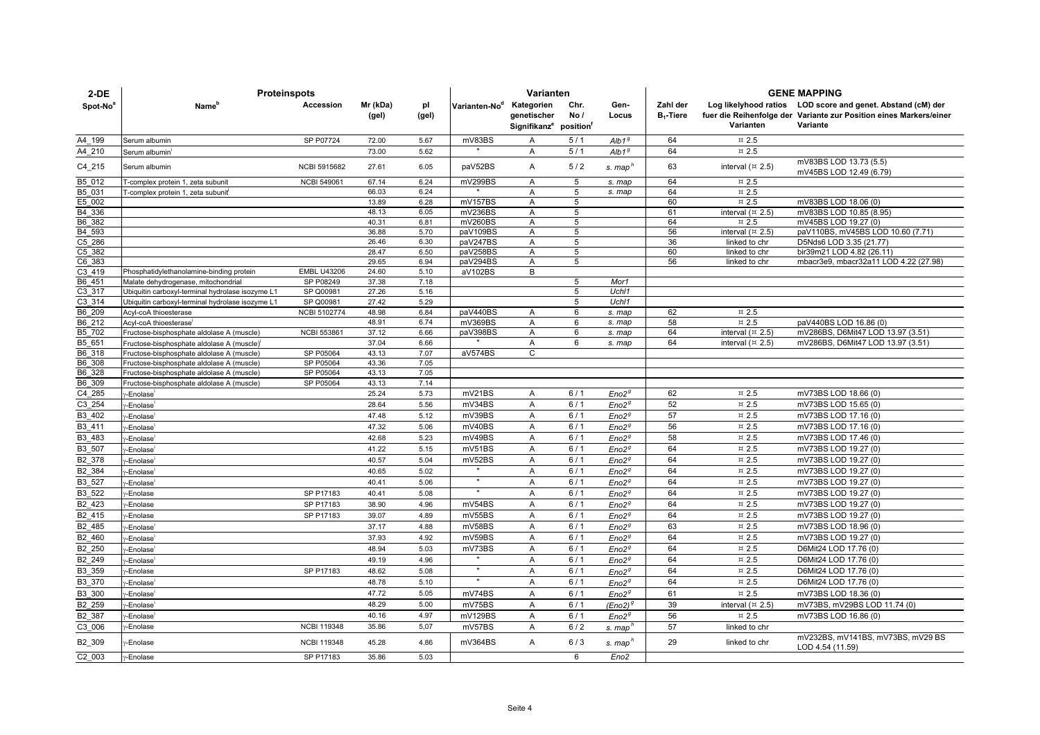| 2-DE | Proteinspots | | | | Varianten | | | | GENE MAPPING | | |
|---|---|---|---|---|---|---|---|---|---|---|---|
| Spot-No[a] | Name[b] | Accession | Mr (kDa) (gel) | pI (gel) | Varianten-No[d] | Kategorien genetischer Signifikanz[e] | Chr. No / position[f] | Gen-Locus | Zahl der $B_1$-Tiere | Log likelyhood ratios fuer die Reihenfolge der Varianten | LOD score and genet. Abstand (cM) der Variante zur Position eines Markers/einer Variante |
| A4_199 | Serum albumin | SP P07724 | 72.00 | 5.67 | mV83BS | A | 5 / 1 | *Alb1*[g] | 64 | ¤ 2.5 | |
| A4_210 | Serum albumin[i] | | 73.00 | 5.62 | " | A | 5 / 1 | *Alb1*[g] | 64 | ¤ 2.5 | |
| C4_215 | Serum albumin | NCBI 5915682 | 27.61 | 6.05 | paV52BS | A | 5 / 2 | *s. map*[h] | 63 | interval (¤ 2.5) | mV83BS LOD 13.73 (5.5) mV45BS LOD 12.49 (6.79) |
| B5_012 | T-complex protein 1, zeta subunit | NCBI 549061 | 67.14 | 6.24 | mV299BS | A | 5 | *s. map* | 64 | ¤ 2.5 | |
| B5_031 | T-complex protein 1, zeta subunit[i] | | 66.03 | 6.24 | " | A | 5 | *s. map* | 64 | ¤ 2.5 | |
| E5_002 | | | 13.89 | 6.28 | mV157BS | A | 5 | | 60 | ¤ 2.5 | mV83BS LOD 18.06 (0) |
| B4_336 | | | 48.13 | 6.05 | mV236BS | A | 5 | | 61 | interval (¤ 2.5) | mV83BS LOD 10.85 (8.95) |
| B6_382 | | | 40.31 | 6.81 | mV260BS | A | 5 | | 64 | ¤ 2.5 | mV45BS LOD 19.27 (0) |
| B4_593 | | | 36.88 | 5.70 | paV109BS | A | 5 | | 56 | interval (¤ 2.5) | paV110BS, mV45BS LOD 10.60 (7.71) |
| C5_286 | | | 26.46 | 6.30 | paV247BS | A | 5 | | 36 | linked to chr | D5Nds6 LOD 3.35 (21.77) |
| C5_382 | | | 28.47 | 6.50 | paV258BS | A | 5 | | 60 | linked to chr | bir39m21 LOD 4.82 (26.11) |
| C6_383 | | | 29.65 | 6.94 | paV294BS | A | 5 | | 56 | linked to chr | mbacr3e9, mbacr32a11 LOD 4.22 (27.98) |
| C3_419 | Phosphatidylethanolamine-binding protein | EMBL U43206 | 24.60 | 5.10 | aV102BS | B | | | | | |
| B6_451 | Malate dehydrogenase, mitochondrial | SP P08249 | 37.38 | 7.18 | | | 5 | *Mor1* | | | |
| C3_317 | Ubiquitin carboxyl-terminal hydrolase isozyme L1 | SP Q00981 | 27.26 | 5.16 | | | 5 | *Uchl1* | | | |
| C3_314 | Ubiquitin carboxyl-terminal hydrolase isozyme L1 | SP Q00981 | 27.42 | 5.29 | | | 5 | *Uchl1* | | | |
| B6_209 | Acyl-coA thioesterase | NCBI 5102774 | 48.98 | 6.84 | paV440BS | A | 6 | *s. map* | 62 | ¤ 2.5 | |
| B6_212 | Acyl-coA thioesterase[i] | | 48.91 | 6.74 | mV369BS | A | 6 | *s. map* | 58 | ¤ 2.5 | paV440BS LOD 16.86 (0) |
| B5_702 | Fructose-bisphosphate aldolase A (muscle) | NCBI 553861 | 37.12 | 6.66 | paV398BS | A | 6 | *s. map* | 64 | interval (¤ 2.5) | mV286BS, D6Mit47 LOD 13.97 (3.51) |
| B5_651 | Fructose-bisphosphate aldolase A (muscle)[i] | | 37.04 | 6.66 | " | A | 6 | *s. map* | 64 | interval (¤ 2.5) | mV286BS, D6Mit47 LOD 13.97 (3.51) |
| B6_318 | Fructose-bisphosphate aldolase A (muscle) | SP P05064 | 43.13 | 7.07 | aV574BS | C | | | | | |
| B6_308 | Fructose-bisphosphate aldolase A (muscle) | SP P05064 | 43.36 | 7.05 | | | | | | | |
| B6_328 | Fructose-bisphosphate aldolase A (muscle) | SP P05064 | 43.13 | 7.05 | | | | | | | |
| B6_309 | Fructose-bisphosphate aldolase A (muscle) | SP P05064 | 43.13 | 7.14 | | | | | | | |
| C4_285 | γ-Enolase[i] | | 25.24 | 5.73 | mV21BS | A | 6 / 1 | *Eno2*[g] | 62 | ¤ 2.5 | mV73BS LOD 18.66 (0) |
| C3_254 | γ-Enolase[i] | | 28.64 | 5.56 | mV34BS | A | 6 / 1 | *Eno2*[g] | 52 | ¤ 2.5 | mV73BS LOD 15.65 (0) |
| B3_402 | γ-Enolase[i] | | 47.48 | 5.12 | mV39BS | A | 6 / 1 | *Eno2*[g] | 57 | ¤ 2.5 | mV73BS LOD 17.16 (0) |
| B3_411 | γ-Enolase[i] | | 47.32 | 5.06 | mV40BS | A | 6 / 1 | *Eno2*[g] | 56 | ¤ 2.5 | mV73BS LOD 17.16 (0) |
| B3_483 | γ-Enolase[i] | | 42.68 | 5.23 | mV49BS | A | 6 / 1 | *Eno2*[g] | 58 | ¤ 2.5 | mV73BS LOD 17.46 (0) |
| B3_507 | γ-Enolase[i] | | 41.22 | 5.15 | mV51BS | A | 6 / 1 | *Eno2*[g] | 64 | ¤ 2.5 | mV73BS LOD 19.27 (0) |
| B2_378 | γ-Enolase[i] | | 40.57 | 5.04 | mV52BS | A | 6 / 1 | *Eno2*[g] | 64 | ¤ 2.5 | mV73BS LOD 19.27 (0) |
| B2_384 | γ-Enolase[i] | | 40.65 | 5.02 | " | A | 6 / 1 | *Eno2*[g] | 64 | ¤ 2.5 | mV73BS LOD 19.27 (0) |
| B3_527 | γ-Enolase[i] | | 40.41 | 5.06 | " | A | 6 / 1 | *Eno2*[g] | 64 | ¤ 2.5 | mV73BS LOD 19.27 (0) |
| B3_522 | γ-Enolase | SP P17183 | 40.41 | 5.08 | " | A | 6 / 1 | *Eno2*[g] | 64 | ¤ 2.5 | mV73BS LOD 19.27 (0) |
| B2_423 | γ-Enolase | SP P17183 | 38.90 | 4.96 | mV54BS | A | 6 / 1 | *Eno2*[g] | 64 | ¤ 2.5 | mV73BS LOD 19.27 (0) |
| B2_415 | γ-Enolase | SP P17183 | 39.07 | 4.89 | mV55BS | A | 6 / 1 | *Eno2*[g] | 64 | ¤ 2.5 | mV73BS LOD 19.27 (0) |
| B2_485 | γ-Enolase[i] | | 37.17 | 4.88 | mV58BS | A | 6 / 1 | *Eno2*[g] | 63 | ¤ 2.5 | mV73BS LOD 18.96 (0) |
| B2_460 | γ-Enolase[i] | | 37.93 | 4.92 | mV59BS | A | 6 / 1 | *Eno2*[g] | 64 | ¤ 2.5 | mV73BS LOD 19.27 (0) |
| B2_250 | γ-Enolase[i] | | 48.94 | 5.03 | mV73BS | A | 6 / 1 | *Eno2*[g] | 64 | ¤ 2.5 | D6Mit24 LOD 17.76 (0) |
| B2_249 | γ-Enolase[i] | | 49.19 | 4.96 | " | A | 6 / 1 | *Eno2*[g] | 64 | ¤ 2.5 | D6Mit24 LOD 17.76 (0) |
| B3_359 | γ-Enolase | SP P17183 | 48.62 | 5.08 | " | A | 6 / 1 | *Eno2*[g] | 64 | ¤ 2.5 | D6Mit24 LOD 17.76 (0) |
| B3_370 | γ-Enolase[i] | | 48.78 | 5.10 | " | A | 6 / 1 | *Eno2*[g] | 64 | ¤ 2.5 | D6Mit24 LOD 17.76 (0) |
| B3_300 | γ-Enolase[i] | | 47.72 | 5.05 | mV74BS | A | 6 / 1 | *Eno2*[g] | 61 | ¤ 2.5 | mV73BS LOD 18.36 (0) |
| B2_259 | γ-Enolase[i] | | 48.29 | 5.00 | mV75BS | A | 6 / 1 | *(Eno2)*[g] | 39 | interval (¤ 2.5) | mV73BS, mV29BS LOD 11.74 (0) |
| B2_387 | γ-Enolase[i] | | 40.16 | 4.97 | mV129BS | A | 6 / 1 | *Eno2*[g] | 56 | ¤ 2.5 | mV73BS LOD 16.86 (0) |
| C3_006 | γ-Enolase | NCBI 119348 | 35.86 | 5,07 | mV57BS | A | 6 / 2 | *s. map*[h] | 57 | linked to chr | |
| B2_309 | γ-Enolase | NCBI 119348 | 45.28 | 4.86 | mV364BS | A | 6 / 3 | *s. map*[h] | 29 | linked to chr | mV232BS, mV141BS, mV73BS, mV29 BS LOD 4.54 (11.59) |
| C2_003 | γ-Enolase | SP P17183 | 35.86 | 5.03 | | | 6 | *Eno2* | | | |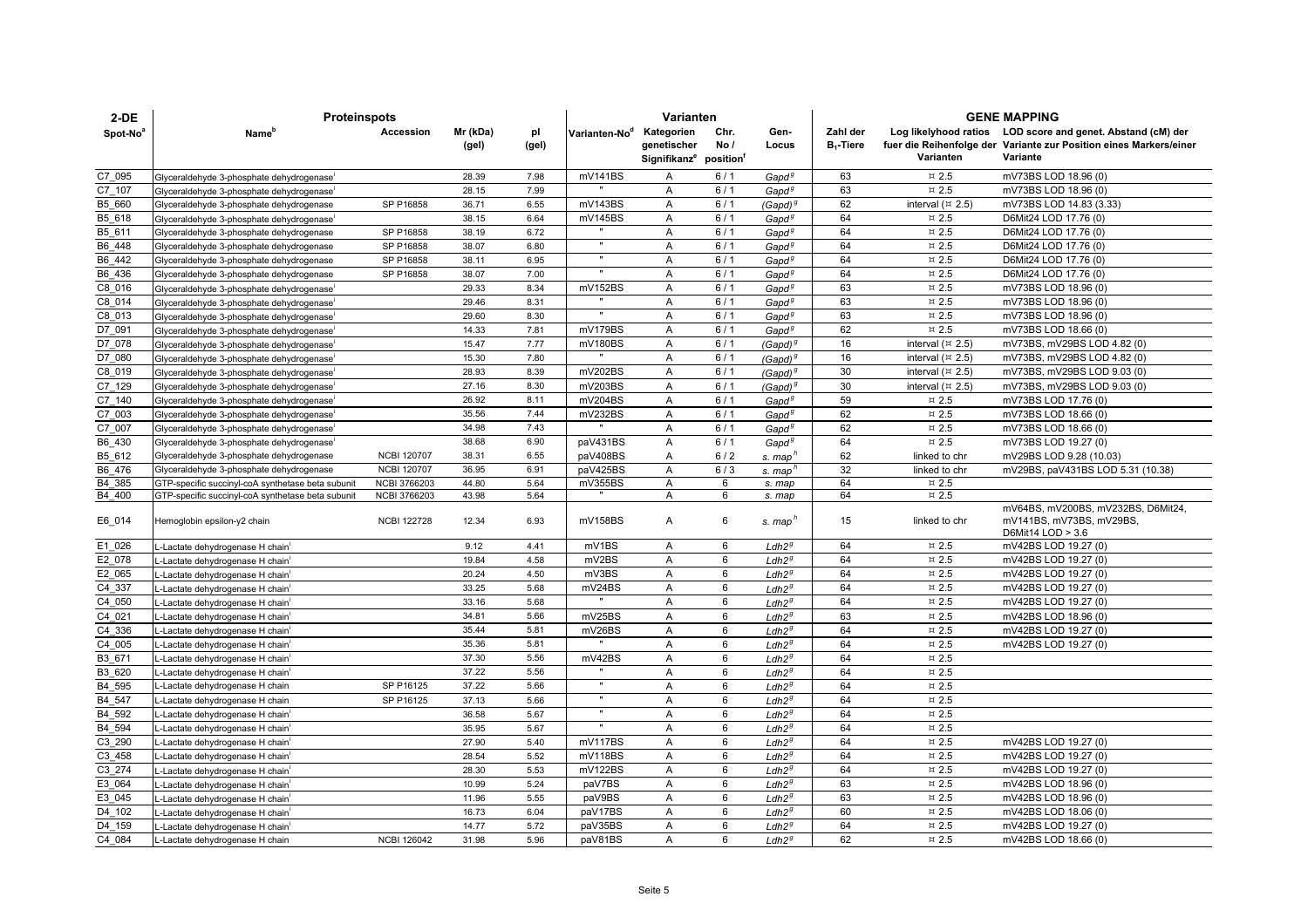| 2-DE | Proteinspots | | | | Varianten | | | | GENE MAPPING | | |
|---|---|---|---|---|---|---|---|---|---|---|---|
| Spot-No[a] | Name[b] | Accession | Mr (kDa) (gel) | pI (gel) | Varianten-No[d] | Kategorien genetischer Signifikanz[e] | Chr. No / position[f] | Gen-Locus | Zahl der $B_1$-Tiere | Log likelyhood ratios fuer die Reihenfolge der Varianten | LOD score and genet. Abstand (cM) der Variante zur Position eines Markers/einer Variante |
| C7_095 | Glyceraldehyde 3-phosphate dehydrogenase[i] | | 28.39 | 7.98 | mV141BS | A | 6 / 1 | *Gapd*[g] | 63 | ¤ 2.5 | mV73BS LOD 18.96 (0) |
| C7_107 | Glyceraldehyde 3-phosphate dehydrogenase[i] | | 28.15 | 7.99 | " | A | 6 / 1 | *Gapd*[g] | 63 | ¤ 2.5 | mV73BS LOD 18.96 (0) |
| B5_660 | Glyceraldehyde 3-phosphate dehydrogenase | SP P16858 | 36.71 | 6.55 | mV143BS | A | 6 / 1 | *(Gapd)*[g] | 62 | interval (¤ 2.5) | mV73BS LOD 14.83 (3.33) |
| B5_618 | Glyceraldehyde 3-phosphate dehydrogenase[i] | | 38.15 | 6.64 | mV145BS | A | 6 / 1 | *Gapd*[g] | 64 | ¤ 2.5 | D6Mit24 LOD 17.76 (0) |
| B5_611 | Glyceraldehyde 3-phosphate dehydrogenase | SP P16858 | 38.19 | 6.72 | " | A | 6 / 1 | *Gapd*[g] | 64 | ¤ 2.5 | D6Mit24 LOD 17.76 (0) |
| B6_448 | Glyceraldehyde 3-phosphate dehydrogenase | SP P16858 | 38.07 | 6.80 | " | A | 6 / 1 | *Gapd*[g] | 64 | ¤ 2.5 | D6Mit24 LOD 17.76 (0) |
| B6_442 | Glyceraldehyde 3-phosphate dehydrogenase | SP P16858 | 38.11 | 6.95 | " | A | 6 / 1 | *Gapd*[g] | 64 | ¤ 2.5 | D6Mit24 LOD 17.76 (0) |
| B6_436 | Glyceraldehyde 3-phosphate dehydrogenase | SP P16858 | 38.07 | 7.00 | " | A | 6 / 1 | *Gapd*[g] | 64 | ¤ 2.5 | D6Mit24 LOD 17.76 (0) |
| C8_016 | Glyceraldehyde 3-phosphate dehydrogenase[i] | | 29.33 | 8.34 | mV152BS | A | 6 / 1 | *Gapd*[g] | 63 | ¤ 2.5 | mV73BS LOD 18.96 (0) |
| C8_014 | Glyceraldehyde 3-phosphate dehydrogenase[i] | | 29.46 | 8.31 | " | A | 6 / 1 | *Gapd*[g] | 63 | ¤ 2.5 | mV73BS LOD 18.96 (0) |
| C8_013 | Glyceraldehyde 3-phosphate dehydrogenase[i] | | 29.60 | 8.30 | " | A | 6 / 1 | *Gapd*[g] | 63 | ¤ 2.5 | mV73BS LOD 18.96 (0) |
| D7_091 | Glyceraldehyde 3-phosphate dehydrogenase[i] | | 14.33 | 7.81 | mV179BS | A | 6 / 1 | *Gapd*[g] | 62 | ¤ 2.5 | mV73BS LOD 18.66 (0) |
| D7_078 | Glyceraldehyde 3-phosphate dehydrogenase[i] | | 15.47 | 7.77 | mV180BS | A | 6 / 1 | *(Gapd)*[g] | 16 | interval (¤ 2.5) | mV73BS, mV29BS LOD 4.82 (0) |
| D7_080 | Glyceraldehyde 3-phosphate dehydrogenase[i] | | 15.30 | 7.80 | " | A | 6 / 1 | *(Gapd)*[g] | 16 | interval (¤ 2.5) | mV73BS, mV29BS LOD 4.82 (0) |
| C8_019 | Glyceraldehyde 3-phosphate dehydrogenase[i] | | 28.93 | 8.39 | mV202BS | A | 6 / 1 | *(Gapd)*[g] | 30 | interval (¤ 2.5) | mV73BS, mV29BS LOD 9.03 (0) |
| C7_129 | Glyceraldehyde 3-phosphate dehydrogenase[i] | | 27.16 | 8.30 | mV203BS | A | 6 / 1 | *(Gapd)*[g] | 30 | interval (¤ 2.5) | mV73BS, mV29BS LOD 9.03 (0) |
| C7_140 | Glyceraldehyde 3-phosphate dehydrogenase[i] | | 26.92 | 8.11 | mV204BS | A | 6 / 1 | *Gapd*[g] | 59 | ¤ 2.5 | mV73BS LOD 17.76 (0) |
| C7_003 | Glyceraldehyde 3-phosphate dehydrogenase[i] | | 35.56 | 7.44 | mV232BS | A | 6 / 1 | *Gapd*[g] | 62 | ¤ 2.5 | mV73BS LOD 18.66 (0) |
| C7_007 | Glyceraldehyde 3-phosphate dehydrogenase[i] | | 34.98 | 7.43 | " | A | 6 / 1 | *Gapd*[g] | 62 | ¤ 2.5 | mV73BS LOD 18.66 (0) |
| B6_430 | Glyceraldehyde 3-phosphate dehydrogenase[i] | | 38.68 | 6.90 | paV431BS | A | 6 / 1 | *Gapd*[g] | 64 | ¤ 2.5 | mV73BS LOD 19.27 (0) |
| B5_612 | Glyceraldehyde 3-phosphate dehydrogenase | NCBI 120707 | 38.31 | 6.55 | paV408BS | A | 6 / 2 | *s. map*[h] | 62 | linked to chr | mV29BS LOD 9.28 (10.03) |
| B6_476 | Glyceraldehyde 3-phosphate dehydrogenase | NCBI 120707 | 36.95 | 6.91 | paV425BS | A | 6 / 3 | *s. map*[h] | 32 | linked to chr | mV29BS, paV431BS LOD 5.31 (10.38) |
| B4_385 | GTP-specific succinyl-coA synthetase beta subunit | NCBI 3766203 | 44.80 | 5.64 | mV355BS | A | 6 | *s. map* | 64 | ¤ 2.5 | |
| B4_400 | GTP-specific succinyl-coA synthetase beta subunit | NCBI 3766203 | 43.98 | 5.64 | " | A | 6 | *s. map* | 64 | ¤ 2.5 | |
| E6_014 | Hemoglobin epsilon-y2 chain | NCBI 122728 | 12.34 | 6.93 | mV158BS | A | 6 | *s. map*[h] | 15 | linked to chr | mV64BS, mV200BS, mV232BS, D6Mit24, mV141BS, mV73BS, mV29BS, D6Mit14 LOD > 3.6 |
| E1_026 | L-Lactate dehydrogenase H chain[i] | | 9.12 | 4.41 | mV1BS | A | 6 | *Ldh2*[g] | 64 | ¤ 2.5 | mV42BS LOD 19.27 (0) |
| E2_078 | L-Lactate dehydrogenase H chain[i] | | 19.84 | 4.58 | mV2BS | A | 6 | *Ldh2*[g] | 64 | ¤ 2.5 | mV42BS LOD 19.27 (0) |
| E2_065 | L-Lactate dehydrogenase H chain[i] | | 20.24 | 4.50 | mV3BS | A | 6 | *Ldh2*[g] | 64 | ¤ 2.5 | mV42BS LOD 19.27 (0) |
| C4_337 | L-Lactate dehydrogenase H chain[i] | | 33.25 | 5.68 | mV24BS | A | 6 | *Ldh2*[g] | 64 | ¤ 2.5 | mV42BS LOD 19.27 (0) |
| C4_050 | L-Lactate dehydrogenase H chain[i] | | 33.16 | 5.68 | " | A | 6 | *Ldh2*[g] | 64 | ¤ 2.5 | mV42BS LOD 19.27 (0) |
| C4_021 | L-Lactate dehydrogenase H chain[i] | | 34.81 | 5.66 | mV25BS | A | 6 | *Ldh2*[g] | 63 | ¤ 2.5 | mV42BS LOD 18.96 (0) |
| C4_336 | L-Lactate dehydrogenase H chain[i] | | 35.44 | 5.81 | mV26BS | A | 6 | *Ldh2*[g] | 64 | ¤ 2.5 | mV42BS LOD 19.27 (0) |
| C4_005 | L-Lactate dehydrogenase H chain[i] | | 35.36 | 5.81 | " | A | 6 | *Ldh2*[g] | 64 | ¤ 2.5 | mV42BS LOD 19.27 (0) |
| B3_671 | L-Lactate dehydrogenase H chain[i] | | 37.30 | 5.56 | mV42BS | A | 6 | *Ldh2*[g] | 64 | ¤ 2.5 | |
| B3_620 | L-Lactate dehydrogenase H chain[i] | | 37.22 | 5.56 | " | A | 6 | *Ldh2*[g] | 64 | ¤ 2.5 | |
| B4_595 | L-Lactate dehydrogenase H chain | SP P16125 | 37.22 | 5.66 | " | A | 6 | *Ldh2*[g] | 64 | ¤ 2.5 | |
| B4_547 | L-Lactate dehydrogenase H chain | SP P16125 | 37.13 | 5.66 | " | A | 6 | *Ldh2*[g] | 64 | ¤ 2.5 | |
| B4_592 | L-Lactate dehydrogenase H chain[i] | | 36.58 | 5.67 | " | A | 6 | *Ldh2*[g] | 64 | ¤ 2.5 | |
| B4_594 | L-Lactate dehydrogenase H chain[i] | | 35.95 | 5.67 | " | A | 6 | *Ldh2*[g] | 64 | ¤ 2.5 | |
| C3_290 | L-Lactate dehydrogenase H chain[i] | | 27.90 | 5.40 | mV117BS | A | 6 | *Ldh2*[g] | 64 | ¤ 2.5 | mV42BS LOD 19.27 (0) |
| C3_458 | L-Lactate dehydrogenase H chain[i] | | 28.54 | 5.52 | mV118BS | A | 6 | *Ldh2*[g] | 64 | ¤ 2.5 | mV42BS LOD 19.27 (0) |
| C3_274 | L-Lactate dehydrogenase H chain[i] | | 28.30 | 5.53 | mV122BS | A | 6 | *Ldh2*[g] | 64 | ¤ 2.5 | mV42BS LOD 19.27 (0) |
| E3_064 | L-Lactate dehydrogenase H chain[i] | | 10.99 | 5.24 | paV7BS | A | 6 | *Ldh2*[g] | 63 | ¤ 2.5 | mV42BS LOD 18.96 (0) |
| E3_045 | L-Lactate dehydrogenase H chain[i] | | 11.96 | 5.55 | paV9BS | A | 6 | *Ldh2*[g] | 63 | ¤ 2.5 | mV42BS LOD 18.96 (0) |
| D4_102 | L-Lactate dehydrogenase H chain[i] | | 16.73 | 6.04 | paV17BS | A | 6 | *Ldh2*[g] | 60 | ¤ 2.5 | mV42BS LOD 18.06 (0) |
| D4_159 | L-Lactate dehydrogenase H chain[i] | | 14.77 | 5.72 | paV35BS | A | 6 | *Ldh2*[g] | 64 | ¤ 2.5 | mV42BS LOD 19.27 (0) |
| C4_084 | L-Lactate dehydrogenase H chain | NCBI 126042 | 31.98 | 5.96 | paV81BS | A | 6 | *Ldh2*[g] | 62 | ¤ 2.5 | mV42BS LOD 18.66 (0) |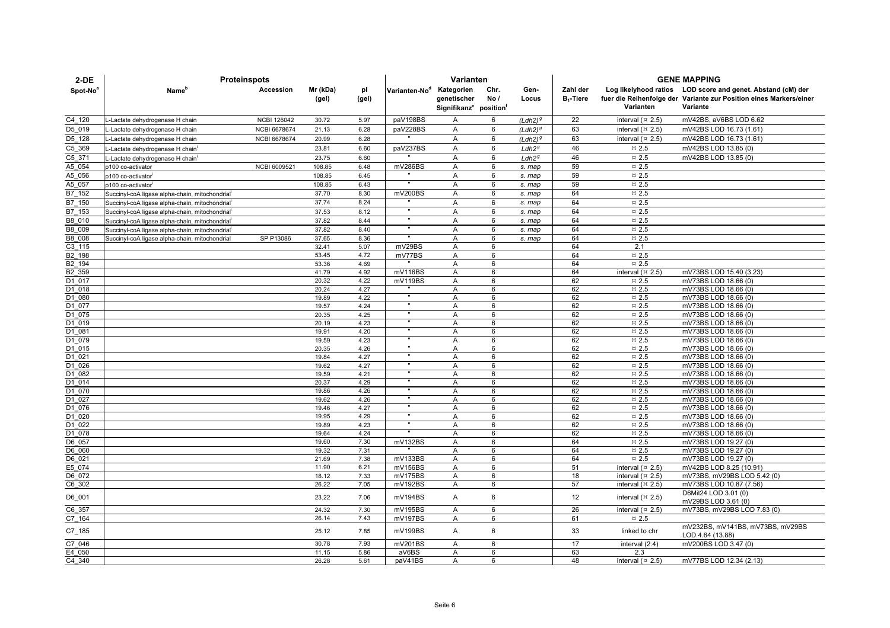| 2-DE | Proteinspots | | | | Varianten | | | | GENE MAPPING | | |
|---|---|---|---|---|---|---|---|---|---|---|---|
| Spot-No[a] | Name[b] | Accession | Mr (kDa) (gel) | pI (gel) | Varianten-No[d] | Kategorien genetischer Signifikanz[e] | Chr. No / position[f] | Gen-Locus | Zahl der $B_1$-Tiere | Log likelyhood ratios fuer die Reihenfolge der Varianten | LOD score and genet. Abstand (cM) der Variante zur Position eines Markers/einer Variante |
| C4_120 | L-Lactate dehydrogenase H chain | NCBI 126042 | 30.72 | 5.97 | paV198BS | A | 6 | *(Ldh2)*[g] | 22 | interval (¤ 2.5) | mV42BS, aV6BS LOD 6.62 |
| D5_019 | L-Lactate dehydrogenase H chain | NCBI 6678674 | 21.13 | 6.28 | paV228BS | A | 6 | *(Ldh2)*[g] | 63 | interval (¤ 2.5) | mV42BS LOD 16.73 (1.61) |
| D5_128 | L-Lactate dehydrogenase H chain | NCBI 6678674 | 20.99 | 6.28 | " | A | 6 | *(Ldh2)*[g] | 63 | interval (¤ 2.5) | mV42BS LOD 16.73 (1.61) |
| C5_369 | L-Lactate dehydrogenase H chain[i] | | 23.81 | 6.60 | paV237BS | A | 6 | *Ldh2*[g] | 46 | ¤ 2.5 | mV42BS LOD 13.85 (0) |
| C5_371 | L-Lactate dehydrogenase H chain[i] | | 23.75 | 6.60 | " | A | 6 | *Ldh2*[g] | 46 | ¤ 2.5 | mV42BS LOD 13.85 (0) |
| A5_054 | p100 co-activator | NCBI 6009521 | 108.85 | 6.48 | mV286BS | A | 6 | *s. map* | 59 | ¤ 2.5 | |
| A5_056 | p100 co-activator[i] | | 108.85 | 6.45 | " | A | 6 | *s. map* | 59 | ¤ 2.5 | |
| A5_057 | p100 co-activator[i] | | 108.85 | 6.43 | " | A | 6 | *s. map* | 59 | ¤ 2.5 | |
| B7_152 | Succinyl-coA ligase alpha-chain, mitochondrial[i] | | 37.70 | 8.30 | mV200BS | A | 6 | *s. map* | 64 | ¤ 2.5 | |
| B7_150 | Succinyl-coA ligase alpha-chain, mitochondrial[i] | | 37.74 | 8.24 | " | A | 6 | *s. map* | 64 | ¤ 2.5 | |
| B7_153 | Succinyl-coA ligase alpha-chain, mitochondrial[i] | | 37.53 | 8.12 | " | A | 6 | *s. map* | 64 | ¤ 2.5 | |
| B8_010 | Succinyl-coA ligase alpha-chain, mitochondrial[i] | | 37.82 | 8.44 | " | A | 6 | *s. map* | 64 | ¤ 2.5 | |
| B8_009 | Succinyl-coA ligase alpha-chain, mitochondrial[i] | | 37.82 | 8.40 | " | A | 6 | *s. map* | 64 | ¤ 2.5 | |
| B8_008 | Succinyl-coA ligase alpha-chain, mitochondrial | SP P13086 | 37.65 | 8.36 | " | A | 6 | *s. map* | 64 | ¤ 2.5 | |
| C3_115 | | | 32.41 | 5.07 | mV29BS | A | 6 | | 64 | 2.1 | |
| B2_198 | | | 53.45 | 4.72 | mV77BS | A | 6 | | 64 | ¤ 2.5 | |
| B2_194 | | | 53.36 | 4.69 | " | A | 6 | | 64 | ¤ 2.5 | |
| B2_359 | | | 41.79 | 4.92 | mV116BS | A | 6 | | 64 | interval (¤ 2.5) | mV73BS LOD 15.40 (3.23) |
| D1_017 | | | 20.32 | 4.22 | mV119BS | A | 6 | | 62 | ¤ 2.5 | mV73BS LOD 18.66 (0) |
| D1_018 | | | 20.24 | 4.27 | " | A | 6 | | 62 | ¤ 2.5 | mV73BS LOD 18.66 (0) |
| D1_080 | | | 19.89 | 4.22 | " | A | 6 | | 62 | ¤ 2.5 | mV73BS LOD 18.66 (0) |
| D1_077 | | | 19.57 | 4.24 | " | A | 6 | | 62 | ¤ 2.5 | mV73BS LOD 18.66 (0) |
| D1_075 | | | 20.35 | 4.25 | " | A | 6 | | 62 | ¤ 2.5 | mV73BS LOD 18.66 (0) |
| D1_019 | | | 20.19 | 4.23 | " | A | 6 | | 62 | ¤ 2.5 | mV73BS LOD 18.66 (0) |
| D1_081 | | | 19.91 | 4.20 | " | A | 6 | | 62 | ¤ 2.5 | mV73BS LOD 18.66 (0) |
| D1_079 | | | 19.59 | 4.23 | " | A | 6 | | 62 | ¤ 2.5 | mV73BS LOD 18.66 (0) |
| D1_015 | | | 20.35 | 4.26 | " | A | 6 | | 62 | ¤ 2.5 | mV73BS LOD 18.66 (0) |
| D1_021 | | | 19.84 | 4.27 | " | A | 6 | | 62 | ¤ 2.5 | mV73BS LOD 18.66 (0) |
| D1_026 | | | 19.62 | 4.27 | " | A | 6 | | 62 | ¤ 2.5 | mV73BS LOD 18.66 (0) |
| D1_082 | | | 19.59 | 4.21 | " | A | 6 | | 62 | ¤ 2.5 | mV73BS LOD 18.66 (0) |
| D1_014 | | | 20.37 | 4.29 | " | A | 6 | | 62 | ¤ 2.5 | mV73BS LOD 18.66 (0) |
| D1_070 | | | 19.86 | 4.26 | " | A | 6 | | 62 | ¤ 2.5 | mV73BS LOD 18.66 (0) |
| D1_027 | | | 19.62 | 4.26 | " | A | 6 | | 62 | ¤ 2.5 | mV73BS LOD 18.66 (0) |
| D1_076 | | | 19.46 | 4.27 | " | A | 6 | | 62 | ¤ 2.5 | mV73BS LOD 18.66 (0) |
| D1_020 | | | 19.95 | 4.29 | " | A | 6 | | 62 | ¤ 2.5 | mV73BS LOD 18.66 (0) |
| D1_022 | | | 19.89 | 4.23 | " | A | 6 | | 62 | ¤ 2.5 | mV73BS LOD 18.66 (0) |
| D1_078 | | | 19.64 | 4.24 | " | A | 6 | | 62 | ¤ 2.5 | mV73BS LOD 18.66 (0) |
| D6_057 | | | 19.60 | 7.30 | mV132BS | A | 6 | | 64 | ¤ 2.5 | mV73BS LOD 19.27 (0) |
| D6_060 | | | 19.32 | 7.31 | " | A | 6 | | 64 | ¤ 2.5 | mV73BS LOD 19.27 (0) |
| D6_021 | | | 21.69 | 7.38 | mV133BS | A | 6 | | 64 | ¤ 2.5 | mV73BS LOD 19.27 (0) |
| E5_074 | | | 11.90 | 6.21 | mV156BS | A | 6 | | 51 | interval (¤ 2.5) | mV42BS LOD 8.25 (10.91) |
| D6_072 | | | 18.12 | 7.33 | mV175BS | A | 6 | | 18 | interval (¤ 2.5) | mV73BS, mV29BS LOD 5.42 (0) |
| C6_302 | | | 26.22 | 7.05 | mV192BS | A | 6 | | 57 | interval (¤ 2.5) | mV73BS LOD 10.87 (7.56) |
| D6_001 | | | 23.22 | 7.06 | mV194BS | A | 6 | | 12 | interval (¤ 2.5) | D6Mit24 LOD 3.01 (0) mV29BS LOD 3.61 (0) |
| C6_357 | | | 24.32 | 7.30 | mV195BS | A | 6 | | 26 | interval (¤ 2.5) | mV73BS, mV29BS LOD 7.83 (0) |
| C7_164 | | | 26.14 | 7.43 | mV197BS | A | 6 | | 61 | ¤ 2.5 | |
| C7_185 | | | 25.12 | 7.85 | mV199BS | A | 6 | | 33 | linked to chr | mV232BS, mV141BS, mV73BS, mV29BS LOD 4.64 (13.88) |
| C7_046 | | | 30.78 | 7.93 | mV201BS | A | 6 | | 17 | interval (2.4) | mV200BS LOD 3.47 (0) |
| E4_050 | | | 11.15 | 5.86 | aV6BS | A | 6 | | 63 | 2.3 | |
| C4_340 | | | 26.28 | 5.61 | paV41BS | A | 6 | | 48 | interval (¤ 2.5) | mV77BS LOD 12.34 (2.13) |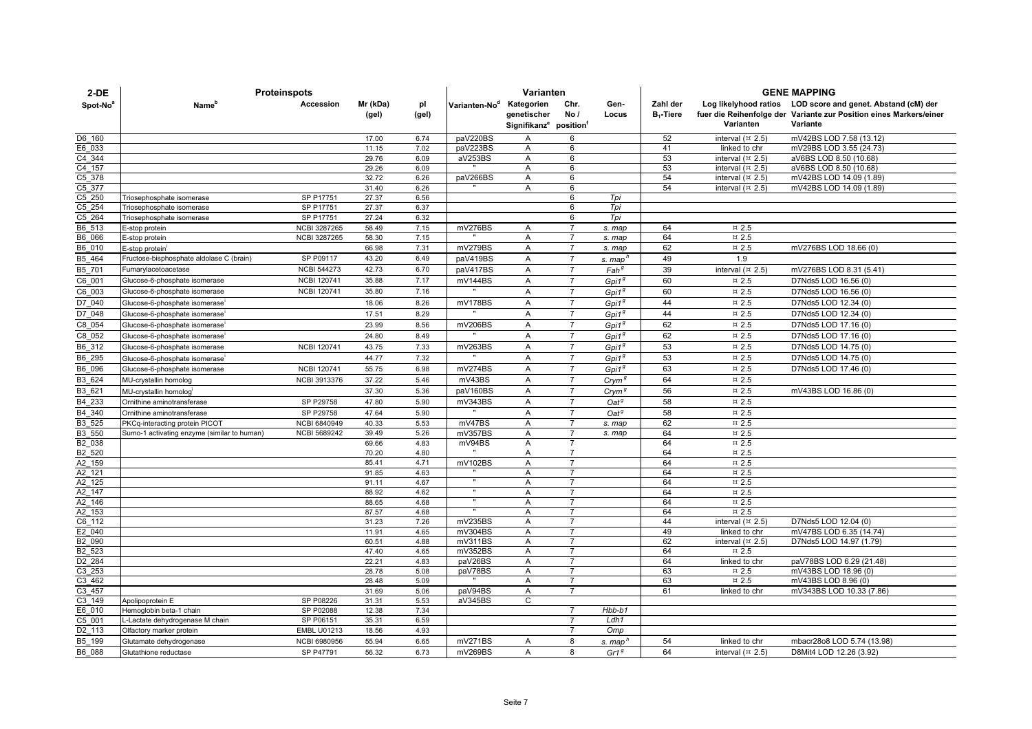| 2-DE | Proteinspots | | | | Varianten | | | | GENE MAPPING | | |
|---|---|---|---|---|---|---|---|---|---|---|---|
| Spot-No[a] | Name[b] | Accession | Mr (kDa) (gel) | pI (gel) | Varianten-No[d] | Kategorien genetischer Signifikanz[e] | Chr. No / position[f] | Gen-Locus | Zahl der $B_1$-Tiere | Log likelyhood ratios fuer die Reihenfolge der Varianten | LOD score and genet. Abstand (cM) der Variante zur Position eines Markers/einer Variante |
| D6_160 | | | 17.00 | 6.74 | paV220BS | A | 6 | | 52 | interval (¤ 2.5) | mV42BS LOD 7.58 (13.12) |
| E6_033 | | | 11.15 | 7.02 | paV223BS | A | 6 | | 41 | linked to chr | mV29BS LOD 3.55 (24.73) |
| C4_344 | | | 29.76 | 6.09 | aV253BS | A | 6 | | 53 | interval (¤ 2.5) | aV6BS LOD 8.50 (10.68) |
| C4_157 | | | 29.26 | 6.09 | " | A | 6 | | 53 | interval (¤ 2.5) | aV6BS LOD 8.50 (10.68) |
| C5_378 | | | 32.72 | 6.26 | paV266BS | A | 6 | | 54 | interval (¤ 2.5) | mV42BS LOD 14.09 (1.89) |
| C5_377 | | | 31.40 | 6.26 | " | A | 6 | | 54 | interval (¤ 2.5) | mV42BS LOD 14.09 (1.89) |
| C5_250 | Triosephosphate isomerase | SP P17751 | 27.37 | 6.56 | | | 6 | *Tpi* | | | |
| C5_254 | Triosephosphate isomerase | SP P17751 | 27.37 | 6.37 | | | 6 | *Tpi* | | | |
| C5_264 | Triosephosphate isomerase | SP P17751 | 27.24 | 6.32 | | | 6 | *Tpi* | | | |
| B6_513 | E-stop protein | NCBI 3287265 | 58.49 | 7.15 | mV276BS | A | 7 | *s. map* | 64 | ¤ 2.5 | |
| B6_066 | E-stop protein | NCBI 3287265 | 58.30 | 7.15 | " | A | 7 | *s. map* | 64 | ¤ 2.5 | |
| B6_010 | E-stop protein[i] | | 66.98 | 7.31 | mV279BS | A | 7 | *s. map* | 62 | ¤ 2.5 | mV276BS LOD 18.66 (0) |
| B5_464 | Fructose-bisphosphate aldolase C (brain) | SP P09117 | 43.20 | 6.49 | paV419BS | A | 7 | *s. map*[h] | 49 | 1.9 | |
| B5_701 | Fumarylacetoacetase | NCBI 544273 | 42.73 | 6.70 | paV417BS | A | 7 | *Fah*[g] | 39 | interval (¤ 2.5) | mV276BS LOD 8.31 (5.41) |
| C6_001 | Glucose-6-phosphate isomerase | NCBI 120741 | 35.88 | 7.17 | mV144BS | A | 7 | *Gpi1*[g] | 60 | ¤ 2.5 | D7Nds5 LOD 16.56 (0) |
| C6_003 | Glucose-6-phosphate isomerase | NCBI 120741 | 35.80 | 7.16 | " | A | 7 | *Gpi1*[g] | 60 | ¤ 2.5 | D7Nds5 LOD 16.56 (0) |
| D7_040 | Glucose-6-phosphate isomerase[i] | | 18.06 | 8.26 | mV178BS | A | 7 | *Gpi1*[g] | 44 | ¤ 2.5 | D7Nds5 LOD 12.34 (0) |
| D7_048 | Glucose-6-phosphate isomerase[i] | | 17.51 | 8.29 | " | A | 7 | *Gpi1*[g] | 44 | ¤ 2.5 | D7Nds5 LOD 12.34 (0) |
| C8_054 | Glucose-6-phosphate isomerase[i] | | 23.99 | 8.56 | mV206BS | A | 7 | *Gpi1*[g] | 62 | ¤ 2.5 | D7Nds5 LOD 17.16 (0) |
| C8_052 | Glucose-6-phosphate isomerase[i] | | 24.80 | 8.49 | " | A | 7 | *Gpi1*[g] | 62 | ¤ 2.5 | D7Nds5 LOD 17.16 (0) |
| B6_312 | Glucose-6-phosphate isomerase | NCBI 120741 | 43.75 | 7.33 | mV263BS | A | 7 | *Gpi1*[g] | 53 | ¤ 2.5 | D7Nds5 LOD 14.75 (0) |
| B6_295 | Glucose-6-phosphate isomerase[i] | | 44.77 | 7.32 | " | A | 7 | *Gpi1*[g] | 53 | ¤ 2.5 | D7Nds5 LOD 14.75 (0) |
| B6_096 | Glucose-6-phosphate isomerase | NCBI 120741 | 55.75 | 6.98 | mV274BS | A | 7 | *Gpi1*[g] | 63 | ¤ 2.5 | D7Nds5 LOD 17.46 (0) |
| B3_624 | MU-crystallin homolog | NCBI 3913376 | 37.22 | 5.46 | mV43BS | A | 7 | *Crym*[g] | 64 | ¤ 2.5 | |
| B3_621 | MU-crystallin homolog[i] | | 37.30 | 5.36 | paV160BS | A | 7 | *Crym*[g] | 56 | ¤ 2.5 | mV43BS LOD 16.86 (0) |
| B4_233 | Ornithine aminotransferase | SP P29758 | 47.80 | 5.90 | mV343BS | A | 7 | *Oat*[g] | 58 | ¤ 2.5 | |
| B4_340 | Ornithine aminotransferase | SP P29758 | 47.64 | 5.90 | " | A | 7 | *Oat*[g] | 58 | ¤ 2.5 | |
| B3_525 | PKCq-interacting protein PICOT | NCBI 6840949 | 40.33 | 5.53 | mV47BS | A | 7 | *s. map* | 62 | ¤ 2.5 | |
| B3_550 | Sumo-1 activating enzyme (similar to human) | NCBI 5689242 | 39.49 | 5.26 | mV357BS | A | 7 | *s. map* | 64 | ¤ 2.5 | |
| B2_038 | | | 69.66 | 4.83 | mV94BS | A | 7 | | 64 | ¤ 2.5 | |
| B2_520 | | | 70.20 | 4.80 | " | A | 7 | | 64 | ¤ 2.5 | |
| A2_159 | | | 85.41 | 4.71 | mV102BS | A | 7 | | 64 | ¤ 2.5 | |
| A2_121 | | | 91.85 | 4.63 | " | A | 7 | | 64 | ¤ 2.5 | |
| A2_125 | | | 91.11 | 4.67 | " | A | 7 | | 64 | ¤ 2.5 | |
| A2_147 | | | 88.92 | 4.62 | " | A | 7 | | 64 | ¤ 2.5 | |
| A2_146 | | | 88.65 | 4.68 | " | A | 7 | | 64 | ¤ 2.5 | |
| A2_153 | | | 87.57 | 4.68 | " | A | 7 | | 64 | ¤ 2.5 | |
| C6_112 | | | 31.23 | 7.26 | mV235BS | A | 7 | | 44 | interval (¤ 2.5) | D7Nds5 LOD 12.04 (0) |
| E2_040 | | | 11.91 | 4.65 | mV304BS | A | 7 | | 49 | linked to chr | mV47BS LOD 6.35 (14.74) |
| B2_090 | | | 60.51 | 4.88 | mV311BS | A | 7 | | 62 | interval (¤ 2.5) | D7Nds5 LOD 14.97 (1.79) |
| B2_523 | | | 47.40 | 4.65 | mV352BS | A | 7 | | 64 | ¤ 2.5 | |
| D2_284 | | | 22.21 | 4.83 | paV26BS | A | 7 | | 64 | linked to chr | paV78BS LOD 6.29 (21.48) |
| C3_253 | | | 28.78 | 5.08 | paV78BS | A | 7 | | 63 | ¤ 2.5 | mV43BS LOD 18.96 (0) |
| C3_462 | | | 28.48 | 5.09 | " | A | 7 | | 63 | ¤ 2.5 | mV43BS LOD 8.96 (0) |
| C3_457 | | | 31.69 | 5.06 | paV94BS | A | 7 | | 61 | linked to chr | mV343BS LOD 10.33 (7.86) |
| C3_149 | Apolipoprotein E | SP P08226 | 31.31 | 5.53 | aV345BS | C | | | | | |
| E6_010 | Hemoglobin beta-1 chain | SP P02088 | 12.38 | 7.34 | | | 7 | *Hbb-b1* | | | |
| C5_001 | L-Lactate dehydrogenase M chain | SP P06151 | 35.31 | 6.59 | | | 7 | *Ldh1* | | | |
| D2_113 | Olfactory marker protein | EMBL U01213 | 18.56 | 4.93 | | | 7 | *Omp* | | | |
| B5_199 | Glutamate dehydrogenase | NCBI 6980956 | 55.94 | 6.65 | mV271BS | A | 8 | *s. map*[h] | 54 | linked to chr | mbacr28o8 LOD 5.74 (13.98) |
| B6_088 | Glutathione reductase | SP P47791 | 56.32 | 6.73 | mV269BS | A | 8 | *Gr1*[g] | 64 | interval (¤ 2.5) | D8Mit4 LOD 12.26 (3.92) |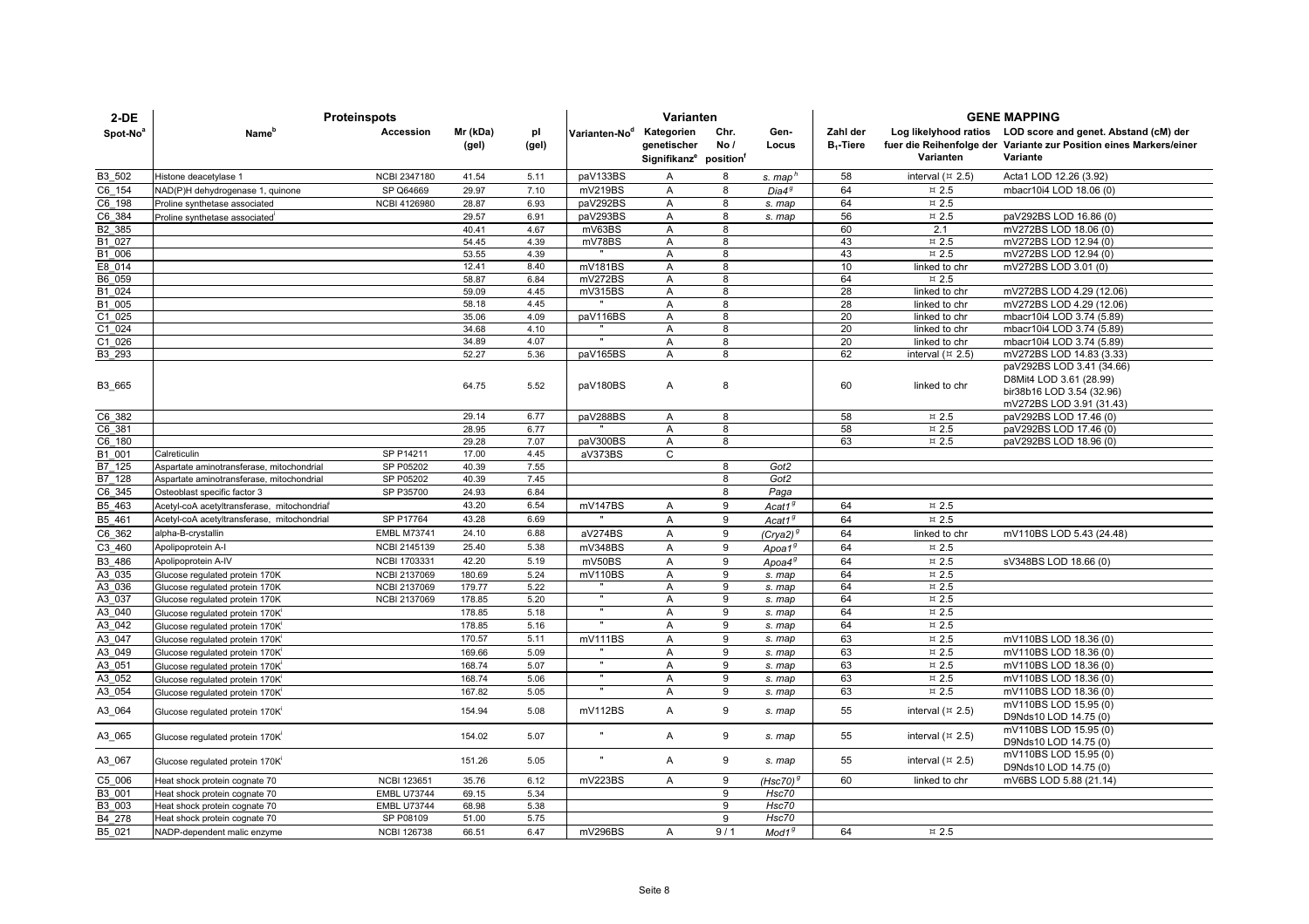| 2-DE | Proteinspots | | | | Varianten | | | | GENE MAPPING | | |
|---|---|---|---|---|---|---|---|---|---|---|---|
| Spot-No[a] | Name[b] | Accession | Mr (kDa) (gel) | pI (gel) | Varianten-No[d] | Kategorien genetischer Signifikanz[e] | Chr. No / position[f] | Gen-Locus | Zahl der $B_1$-Tiere | Log likelyhood ratios fuer die Reihenfolge der Varianten | LOD score and genet. Abstand (cM) der Variante zur Position eines Markers/einer Variante |
| B3_502 | Histone deacetylase 1 | NCBI 2347180 | 41.54 | 5.11 | paV133BS | A | 8 | *s. map*[h] | 58 | interval (¤ 2.5) | Acta1 LOD 12.26 (3.92) |
| C6_154 | NAD(P)H dehydrogenase 1, quinone | SP Q64669 | 29.97 | 7.10 | mV219BS | A | 8 | *Dia4*[g] | 64 | ¤ 2.5 | mbacr10i4 LOD 18.06 (0) |
| C6_198 | Proline synthetase associated | NCBI 4126980 | 28.87 | 6.93 | paV292BS | A | 8 | *s. map* | 64 | ¤ 2.5 | |
| C6_384 | Proline synthetase associated[i] | | 29.57 | 6.91 | paV293BS | A | 8 | *s. map* | 56 | ¤ 2.5 | paV292BS LOD 16.86 (0) |
| B2_385 | | | 40.41 | 4.67 | mV63BS | A | 8 | | 60 | 2.1 | mV272BS LOD 18.06 (0) |
| B1_027 | | | 54.45 | 4.39 | mV78BS | A | 8 | | 43 | ¤ 2.5 | mV272BS LOD 12.94 (0) |
| B1_006 | | | 53.55 | 4.39 | " | A | 8 | | 43 | ¤ 2.5 | mV272BS LOD 12.94 (0) |
| E8_014 | | | 12.41 | 8.40 | mV181BS | A | 8 | | 10 | linked to chr | mV272BS LOD 3.01 (0) |
| B6_059 | | | 58.87 | 6.84 | mV272BS | A | 8 | | 64 | ¤ 2.5 | |
| B1_024 | | | 59.09 | 4.45 | mV315BS | A | 8 | | 28 | linked to chr | mV272BS LOD 4.29 (12.06) |
| B1_005 | | | 58.18 | 4.45 | " | A | 8 | | 28 | linked to chr | mV272BS LOD 4.29 (12.06) |
| C1_025 | | | 35.06 | 4.09 | paV116BS | A | 8 | | 20 | linked to chr | mbacr10i4 LOD 3.74 (5.89) |
| C1_024 | | | 34.68 | 4.10 | " | A | 8 | | 20 | linked to chr | mbacr10i4 LOD 3.74 (5.89) |
| C1_026 | | | 34.89 | 4.07 | " | A | 8 | | 20 | linked to chr | mbacr10i4 LOD 3.74 (5.89) |
| B3_293 | | | 52.27 | 5.36 | paV165BS | A | 8 | | 62 | interval (¤ 2.5) | mV272BS LOD 14.83 (3.33) |
| B3_665 | | | 64.75 | 5.52 | paV180BS | A | 8 | | 60 | linked to chr | paV292BS LOD 3.41 (34.66) D8Mit4 LOD 3.61 (28.99) bir38b16 LOD 3.54 (32.96) mV272BS LOD 3.91 (31.43) |
| C6_382 | | | 29.14 | 6.77 | paV288BS | A | 8 | | 58 | ¤ 2.5 | paV292BS LOD 17.46 (0) |
| C6_381 | | | 28.95 | 6.77 | " | A | 8 | | 58 | ¤ 2.5 | paV292BS LOD 17.46 (0) |
| C6_180 | | | 29.28 | 7.07 | paV300BS | A | 8 | | 63 | ¤ 2.5 | paV292BS LOD 18.96 (0) |
| B1_001 | Calreticulin | SP P14211 | 17.00 | 4.45 | aV373BS | C | | | | | |
| B7_125 | Aspartate aminotransferase, mitochondrial | SP P05202 | 40.39 | 7.55 | | | 8 | *Got2* | | | |
| B7_128 | Aspartate aminotransferase, mitochondrial | SP P05202 | 40.39 | 7.45 | | | 8 | *Got2* | | | |
| C6_345 | Osteoblast specific factor 3 | SP P35700 | 24.93 | 6.84 | | | 8 | *Paga* | | | |
| B5_463 | Acetyl-coA acetyltransferase, mitochondrial[i] | | 43.20 | 6.54 | mV147BS | A | 9 | *Acat1*[g] | 64 | ¤ 2.5 | |
| B5_461 | Acetyl-coA acetyltransferase, mitochondrial | SP P17764 | 43.28 | 6.69 | " | A | 9 | *Acat1*[g] | 64 | ¤ 2.5 | |
| C6_362 | alpha-B-crystallin | EMBL M73741 | 24.10 | 6.88 | aV274BS | A | 9 | *(Cryа2)*[g] | 64 | linked to chr | mV110BS LOD 5.43 (24.48) |
| C3_460 | Apolipoprotein A-I | NCBI 2145139 | 25.40 | 5.38 | mV348BS | A | 9 | *Apoa1*[g] | 64 | ¤ 2.5 | |
| B3_486 | Apolipoprotein A-IV | NCBI 1703331 | 42.20 | 5.19 | mV50BS | A | 9 | *Apoa4*[g] | 64 | ¤ 2.5 | sV348BS LOD 18.66 (0) |
| A3_035 | Glucose regulated protein 170K | NCBI 2137069 | 180.69 | 5.24 | mV110BS | A | 9 | *s. map* | 64 | ¤ 2.5 | |
| A3_036 | Glucose regulated protein 170K | NCBI 2137069 | 179.77 | 5.22 | " | A | 9 | *s. map* | 64 | ¤ 2.5 | |
| A3_037 | Glucose regulated protein 170K | NCBI 2137069 | 178.85 | 5.20 | " | A | 9 | *s. map* | 64 | ¤ 2.5 | |
| A3_040 | Glucose regulated protein 170K[i] | | 178.85 | 5.18 | " | A | 9 | *s. map* | 64 | ¤ 2.5 | |
| A3_042 | Glucose regulated protein 170K[i] | | 178.85 | 5.16 | " | A | 9 | *s. map* | 64 | ¤ 2.5 | |
| A3_047 | Glucose regulated protein 170K[i] | | 170.57 | 5.11 | mV111BS | A | 9 | *s. map* | 63 | ¤ 2.5 | mV110BS LOD 18.36 (0) |
| A3_049 | Glucose regulated protein 170K[i] | | 169.66 | 5.09 | " | A | 9 | *s. map* | 63 | ¤ 2.5 | mV110BS LOD 18.36 (0) |
| A3_051 | Glucose regulated protein 170K[i] | | 168.74 | 5.07 | " | A | 9 | *s. map* | 63 | ¤ 2.5 | mV110BS LOD 18.36 (0) |
| A3_052 | Glucose regulated protein 170K[i] | | 168.74 | 5.06 | " | A | 9 | *s. map* | 63 | ¤ 2.5 | mV110BS LOD 18.36 (0) |
| A3_054 | Glucose regulated protein 170K[i] | | 167.82 | 5.05 | " | A | 9 | *s. map* | 63 | ¤ 2.5 | mV110BS LOD 18.36 (0) |
| A3_064 | Glucose regulated protein 170K[i] | | 154.94 | 5.08 | mV112BS | A | 9 | *s. map* | 55 | interval (¤ 2.5) | mV110BS LOD 15.95 (0) D9Nds10 LOD 14.75 (0) |
| A3_065 | Glucose regulated protein 170K[i] | | 154.02 | 5.07 | " | A | 9 | *s. map* | 55 | interval (¤ 2.5) | mV110BS LOD 15.95 (0) D9Nds10 LOD 14.75 (0) |
| A3_067 | Glucose regulated protein 170K[i] | | 151.26 | 5.05 | " | A | 9 | *s. map* | 55 | interval (¤ 2.5) | mV110BS LOD 15.95 (0) D9Nds10 LOD 14.75 (0) |
| C5_006 | Heat shock protein cognate 70 | NCBI 123651 | 35.76 | 6.12 | mV223BS | A | 9 | *(Hsc70)*[g] | 60 | linked to chr | mV6BS LOD 5.88 (21.14) |
| B3_001 | Heat shock protein cognate 70 | EMBL U73744 | 69.15 | 5.34 | | | 9 | *Hsc70* | | | |
| B3_003 | Heat shock protein cognate 70 | EMBL U73744 | 68.98 | 5.38 | | | 9 | *Hsc70* | | | |
| B4_278 | Heat shock protein cognate 70 | SP P08109 | 51.00 | 5.75 | | | 9 | *Hsc70* | | | |
| B5_021 | NADP-dependent malic enzyme | NCBI 126738 | 66.51 | 6.47 | mV296BS | A | 9 / 1 | *Mod1*[g] | 64 | ¤ 2.5 | |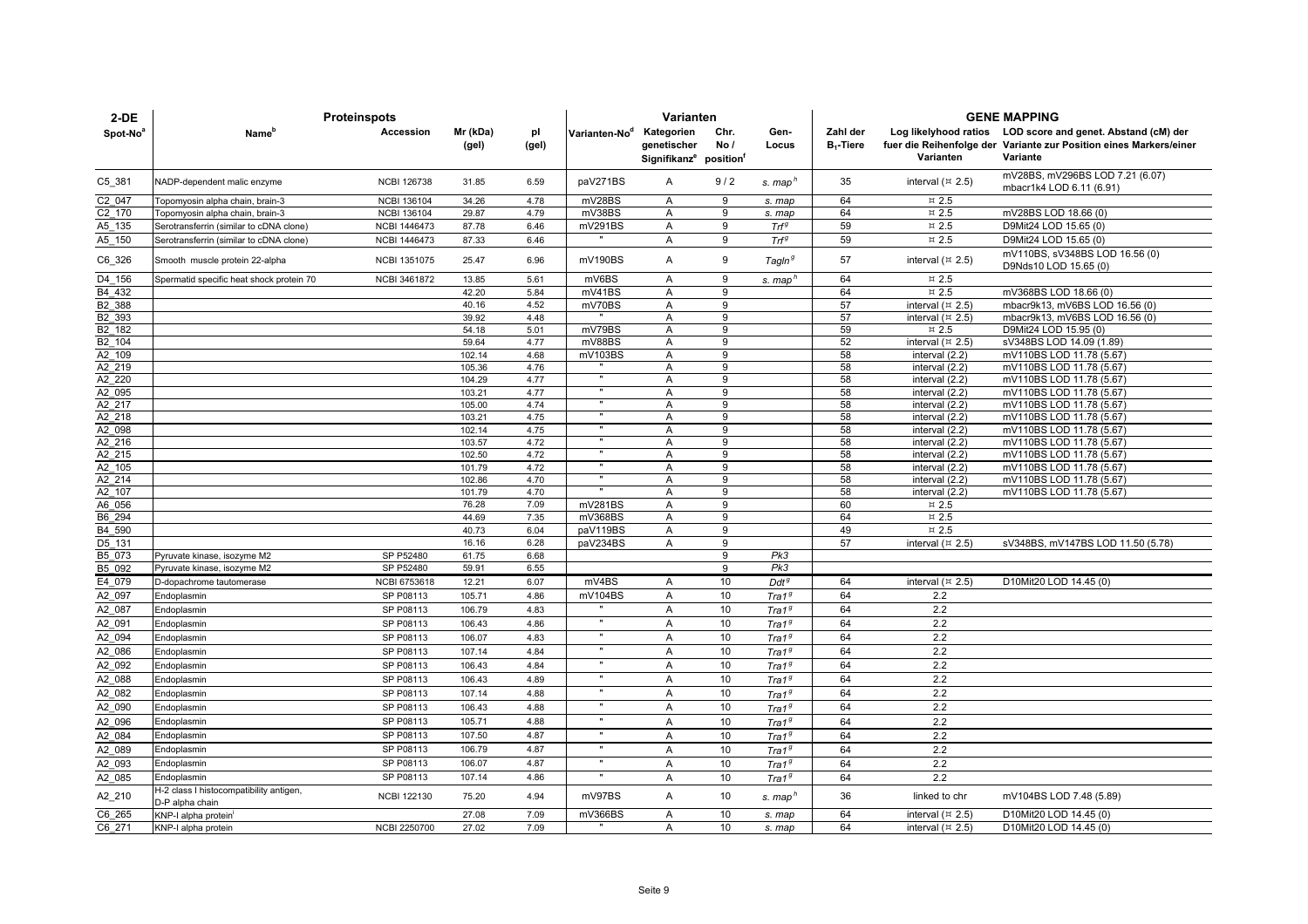| 2-DE | Proteinspots | | | | Varianten | | | | GENE MAPPING | | |
|---|---|---|---|---|---|---|---|---|---|---|---|
| Spot-No[a] | Name[b] | Accession | Mr (kDa) (gel) | pI (gel) | Varianten-No[d] | Kategorien genetischer Signifikanz[e] | Chr. No / position[f] | Gen-Locus | Zahl der $B_1$-Tiere | Log likelyhood ratios fuer die Reihenfolge der Varianten | LOD score and genet. Abstand (cM) der Variante zur Position eines Markers/einer Variante |
| C5_381 | NADP-dependent malic enzyme | NCBI 126738 | 31.85 | 6.59 | paV271BS | A | 9 / 2 | *s. map*[h] | 35 | interval (¤ 2.5) | mV28BS, mV296BS LOD 7.21 (6.07) mbacr1k4 LOD 6.11 (6.91) |
| C2_047 | Topomyosin alpha chain, brain-3 | NCBI 136104 | 34.26 | 4.78 | mV28BS | A | 9 | *s. map* | 64 | ¤ 2.5 | |
| C2_170 | Topomyosin alpha chain, brain-3 | NCBI 136104 | 29.87 | 4.79 | mV38BS | A | 9 | *s. map* | 64 | ¤ 2.5 | mV28BS LOD 18.66 (0) |
| A5_135 | Serotransferrin (similar to cDNA clone) | NCBI 1446473 | 87.78 | 6.46 | mV291BS | A | 9 | *Trf*[g] | 59 | ¤ 2.5 | D9Mit24 LOD 15.65 (0) |
| A5_150 | Serotransferrin (similar to cDNA clone) | NCBI 1446473 | 87.33 | 6.46 | " | A | 9 | *Trf*[g] | 59 | ¤ 2.5 | D9Mit24 LOD 15.65 (0) |
| C6_326 | Smooth muscle protein 22-alpha | NCBI 1351075 | 25.47 | 6.96 | mV190BS | A | 9 | *Tagln*[g] | 57 | interval (¤ 2.5) | mV110BS, sV348BS LOD 16.56 (0) D9Nds10 LOD 15.65 (0) |
| D4_156 | Spermatid specific heat shock protein 70 | NCBI 3461872 | 13.85 | 5.61 | mV6BS | A | 9 | *s. map*[h] | 64 | ¤ 2.5 | |
| B4_432 | | | 42.20 | 5.84 | mV41BS | A | 9 | | 64 | ¤ 2.5 | mV368BS LOD 18.66 (0) |
| B2_388 | | | 40.16 | 4.52 | mV70BS | A | 9 | | 57 | interval (¤ 2.5) | mbacr9k13, mV6BS LOD 16.56 (0) |
| B2_393 | | | 39.92 | 4.48 | " | A | 9 | | 57 | interval (¤ 2.5) | mbacr9k13, mV6BS LOD 16.56 (0) |
| B2_182 | | | 54.18 | 5.01 | mV79BS | A | 9 | | 59 | ¤ 2.5 | D9Mit24 LOD 15.95 (0) |
| B2_104 | | | 59.64 | 4.77 | mV88BS | A | 9 | | 52 | interval (¤ 2.5) | sV348BS LOD 14.09 (1.89) |
| A2_109 | | | 102.14 | 4.68 | mV103BS | A | 9 | | 58 | interval (2.2) | mV110BS LOD 11.78 (5.67) |
| A2_219 | | | 105.36 | 4.76 | " | A | 9 | | 58 | interval (2.2) | mV110BS LOD 11.78 (5.67) |
| A2_220 | | | 104.29 | 4.77 | " | A | 9 | | 58 | interval (2.2) | mV110BS LOD 11.78 (5.67) |
| A2_095 | | | 103.21 | 4.77 | " | A | 9 | | 58 | interval (2.2) | mV110BS LOD 11.78 (5.67) |
| A2_217 | | | 105.00 | 4.74 | " | A | 9 | | 58 | interval (2.2) | mV110BS LOD 11.78 (5.67) |
| A2_218 | | | 103.21 | 4.75 | " | A | 9 | | 58 | interval (2.2) | mV110BS LOD 11.78 (5.67) |
| A2_098 | | | 102.14 | 4.75 | " | A | 9 | | 58 | interval (2.2) | mV110BS LOD 11.78 (5.67) |
| A2_216 | | | 103.57 | 4.72 | " | A | 9 | | 58 | interval (2.2) | mV110BS LOD 11.78 (5.67) |
| A2_215 | | | 102.50 | 4.72 | " | A | 9 | | 58 | interval (2.2) | mV110BS LOD 11.78 (5.67) |
| A2_105 | | | 101.79 | 4.72 | " | A | 9 | | 58 | interval (2.2) | mV110BS LOD 11.78 (5.67) |
| A2_214 | | | 102.86 | 4.70 | " | A | 9 | | 58 | interval (2.2) | mV110BS LOD 11.78 (5.67) |
| A2_107 | | | 101.79 | 4.70 | " | A | 9 | | 58 | interval (2.2) | mV110BS LOD 11.78 (5.67) |
| A6_056 | | | 76.28 | 7.09 | mV281BS | A | 9 | | 60 | ¤ 2.5 | |
| B6_294 | | | 44.69 | 7.35 | mV368BS | A | 9 | | 64 | ¤ 2.5 | |
| B4_590 | | | 40.73 | 6.04 | paV119BS | A | 9 | | 49 | ¤ 2.5 | |
| D5_131 | | | 16.16 | 6.28 | paV234BS | A | 9 | | 57 | interval (¤ 2.5) | sV348BS, mV147BS LOD 11.50 (5.78) |
| B5_073 | Pyruvate kinase, isozyme M2 | SP P52480 | 61.75 | 6.68 | | | 9 | *Pk3* | | | |
| B5_092 | Pyruvate kinase, isozyme M2 | SP P52480 | 59.91 | 6.55 | | | 9 | *Pk3* | | | |
| E4_079 | D-dopachrome tautomerase | NCBI 6753618 | 12.21 | 6.07 | mV4BS | A | 10 | *Ddt*[g] | 64 | interval (¤ 2.5) | D10Mit20 LOD 14.45 (0) |
| A2_097 | Endoplasmin | SP P08113 | 105.71 | 4.86 | mV104BS | A | 10 | *Tra1*[g] | 64 | 2.2 | |
| A2_087 | Endoplasmin | SP P08113 | 106.79 | 4.83 | " | A | 10 | *Tra1*[g] | 64 | 2.2 | |
| A2_091 | Endoplasmin | SP P08113 | 106.43 | 4.86 | " | A | 10 | *Tra1*[g] | 64 | 2.2 | |
| A2_094 | Endoplasmin | SP P08113 | 106.07 | 4.83 | " | A | 10 | *Tra1*[g] | 64 | 2.2 | |
| A2_086 | Endoplasmin | SP P08113 | 107.14 | 4.84 | " | A | 10 | *Tra1*[g] | 64 | 2.2 | |
| A2_092 | Endoplasmin | SP P08113 | 106.43 | 4.84 | " | A | 10 | *Tra1*[g] | 64 | 2.2 | |
| A2_088 | Endoplasmin | SP P08113 | 106.43 | 4.89 | " | A | 10 | *Tra1*[g] | 64 | 2.2 | |
| A2_082 | Endoplasmin | SP P08113 | 107.14 | 4.88 | " | A | 10 | *Tra1*[g] | 64 | 2.2 | |
| A2_090 | Endoplasmin | SP P08113 | 106.43 | 4.88 | " | A | 10 | *Tra1*[g] | 64 | 2.2 | |
| A2_096 | Endoplasmin | SP P08113 | 105.71 | 4.88 | " | A | 10 | *Tra1*[g] | 64 | 2.2 | |
| A2_084 | Endoplasmin | SP P08113 | 107.50 | 4.87 | " | A | 10 | *Tra1*[g] | 64 | 2.2 | |
| A2_089 | Endoplasmin | SP P08113 | 106.79 | 4.87 | " | A | 10 | *Tra1*[g] | 64 | 2.2 | |
| A2_093 | Endoplasmin | SP P08113 | 106.07 | 4.87 | " | A | 10 | *Tra1*[g] | 64 | 2.2 | |
| A2_085 | Endoplasmin | SP P08113 | 107.14 | 4.86 | " | A | 10 | *Tra1*[g] | 64 | 2.2 | |
| A2_210 | H-2 class I histocompatibility antigen, D-P alpha chain | NCBI 122130 | 75.20 | 4.94 | mV97BS | A | 10 | *s. map*[h] | 36 | linked to chr | mV104BS LOD 7.48 (5.89) |
| C6_265 | KNP-I alpha protein[i] | | 27.08 | 7.09 | mV366BS | A | 10 | *s. map* | 64 | interval (¤ 2.5) | D10Mit20 LOD 14.45 (0) |
| C6_271 | KNP-I alpha protein | NCBI 2250700 | 27.02 | 7.09 | " | A | 10 | *s. map* | 64 | interval (¤ 2.5) | D10Mit20 LOD 14.45 (0) |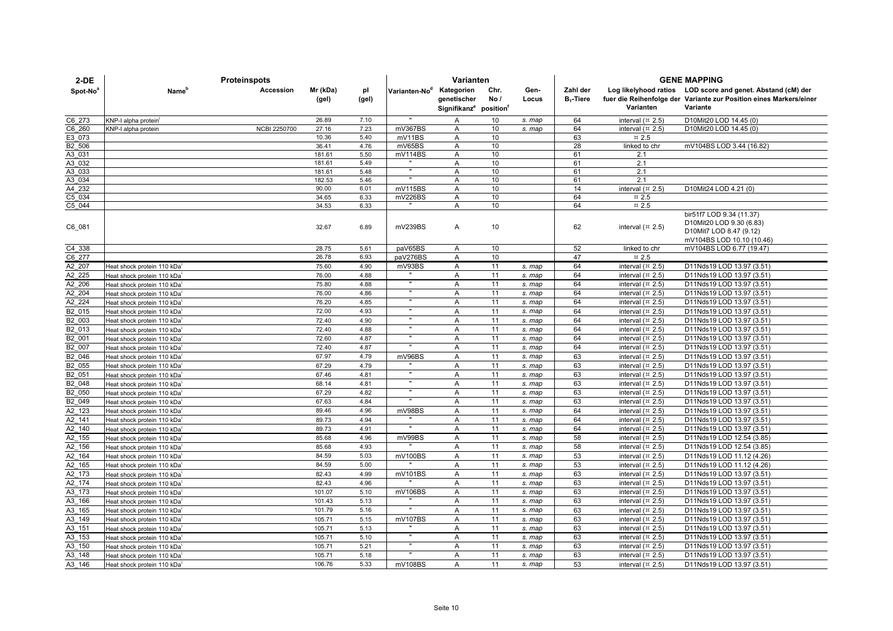| 2-DE | Proteinspots | | | | Varianten | | | | | GENE MAPPING | | |
|---|---|---|---|---|---|---|---|---|---|---|---|---|
| Spot-No[a] | Name[b] | Accession | Mr (kDa) (gel) | pI (gel) | Varianten-No[d] | Kategorien genetischer Signifikanz[e] | Chr. No / position[f] | Gen-Locus | Zahl der $B_1$-Tiere | Log likelyhood ratios fuer die Reihenfolge der Varianten | LOD score and genet. Abstand (cM) der Variante zur Position eines Markers/einer Variante |
| C6_273 | KNP-I alpha protein[i] | | 26.89 | 7.10 | " | A | 10 | s. map | 64 | interval (¤ 2.5) | D10Mit20 LOD 14.45 (0) |
| C6_260 | KNP-I alpha protein | NCBI 2250700 | 27.16 | 7.23 | mV367BS | A | 10 | s. map | 64 | interval (¤ 2.5) | D10Mit20 LOD 14.45 (0) |
| E3_073 | | | 10.36 | 5.40 | mV11BS | A | 10 | | 63 | ¤ 2.5 | |
| B2_506 | | | 36.41 | 4.76 | mV65BS | A | 10 | | 28 | linked to chr | mV104BS LOD 3.44 (16.82) |
| A3_031 | | | 181.61 | 5.50 | mV114BS | A | 10 | | 61 | 2.1 | |
| A3_032 | | | 181.61 | 5.49 | " | A | 10 | | 61 | 2.1 | |
| A3_033 | | | 181.61 | 5.48 | " | A | 10 | | 61 | 2.1 | |
| A3_034 | | | 182.53 | 5.46 | " | A | 10 | | 61 | 2.1 | |
| A4_232 | | | 90.00 | 6.01 | mV115BS | A | 10 | | 14 | interval (¤ 2.5) | D10Mit24 LOD 4.21 (0) |
| C5_034 | | | 34.65 | 6.33 | mV226BS | A | 10 | | 64 | ¤ 2.5 | |
| C5_044 | | | 34.53 | 6.33 | " | A | 10 | | 64 | ¤ 2.5 | |
| C6_081 | | | 32.67 | 6.89 | mV239BS | A | 10 | | 62 | interval (¤ 2.5) | bir51f7 LOD 9.34 (11.37) D10Mit20 LOD 9.30 (6.83) D10Mit7 LOD 8.47 (9.12) mV104BS LOD 10.10 (10.46) |
| C4_338 | | | 28.75 | 5.61 | paV65BS | A | 10 | | 52 | linked to chr | mV104BS LOD 6.77 (19.47) |
| C6_277 | | | 26.78 | 6.93 | paV276BS | A | 10 | | 47 | ¤ 2.5 | |
| A2_207 | Heat shock protein 110 kDa[i] | | 75.60 | 4.90 | mV93BS | A | 11 | s. map | 64 | interval (¤ 2.5) | D11Nds19 LOD 13.97 (3.51) |
| A2_225 | Heat shock protein 110 kDa[i] | | 76.00 | 4.88 | " | A | 11 | s. map | 64 | interval (¤ 2.5) | D11Nds19 LOD 13.97 (3.51) |
| A2_206 | Heat shock protein 110 kDa[i] | | 75.80 | 4.88 | " | A | 11 | s. map | 64 | interval (¤ 2.5) | D11Nds19 LOD 13.97 (3.51) |
| A2_204 | Heat shock protein 110 kDa[i] | | 76.00 | 4.86 | " | A | 11 | s. map | 64 | interval (¤ 2.5) | D11Nds19 LOD 13.97 (3.51) |
| A2_224 | Heat shock protein 110 kDa[i] | | 76.20 | 4.85 | " | A | 11 | s. map | 64 | interval (¤ 2.5) | D11Nds19 LOD 13.97 (3.51) |
| B2_015 | Heat shock protein 110 kDa[i] | | 72.00 | 4.93 | " | A | 11 | s. map | 64 | interval (¤ 2.5) | D11Nds19 LOD 13.97 (3.51) |
| B2_003 | Heat shock protein 110 kDa[i] | | 72.40 | 4.90 | " | A | 11 | s. map | 64 | interval (¤ 2.5) | D11Nds19 LOD 13.97 (3.51) |
| B2_013 | Heat shock protein 110 kDa[i] | | 72.40 | 4.88 | " | A | 11 | s. map | 64 | interval (¤ 2.5) | D11Nds19 LOD 13.97 (3.51) |
| B2_001 | Heat shock protein 110 kDa[i] | | 72.60 | 4.87 | " | A | 11 | s. map | 64 | interval (¤ 2.5) | D11Nds19 LOD 13.97 (3.51) |
| B2_007 | Heat shock protein 110 kDa[i] | | 72.40 | 4.87 | " | A | 11 | s. map | 64 | interval (¤ 2.5) | D11Nds19 LOD 13.97 (3.51) |
| B2_046 | Heat shock protein 110 kDa[i] | | 67.97 | 4.79 | mV96BS | A | 11 | s. map | 63 | interval (¤ 2.5) | D11Nds19 LOD 13.97 (3.51) |
| B2_055 | Heat shock protein 110 kDa[i] | | 67.29 | 4.79 | " | A | 11 | s. map | 63 | interval (¤ 2.5) | D11Nds19 LOD 13.97 (3.51) |
| B2_051 | Heat shock protein 110 kDa[i] | | 67.46 | 4.81 | " | A | 11 | s. map | 63 | interval (¤ 2.5) | D11Nds19 LOD 13.97 (3.51) |
| B2_048 | Heat shock protein 110 kDa[i] | | 68.14 | 4.81 | " | A | 11 | s. map | 63 | interval (¤ 2.5) | D11Nds19 LOD 13.97 (3.51) |
| B2_050 | Heat shock protein 110 kDa[i] | | 67.29 | 4.82 | " | A | 11 | s. map | 63 | interval (¤ 2.5) | D11Nds19 LOD 13.97 (3.51) |
| B2_049 | Heat shock protein 110 kDa[i] | | 67.63 | 4.84 | " | A | 11 | s. map | 63 | interval (¤ 2.5) | D11Nds19 LOD 13.97 (3.51) |
| A2_123 | Heat shock protein 110 kDa[i] | | 89.46 | 4.96 | mV98BS | A | 11 | s. map | 64 | interval (¤ 2.5) | D11Nds19 LOD 13.97 (3.51) |
| A2_141 | Heat shock protein 110 kDa[i] | | 89.73 | 4.94 | " | A | 11 | s. map | 64 | interval (¤ 2.5) | D11Nds19 LOD 13.97 (3.51) |
| A2_140 | Heat shock protein 110 kDa[i] | | 89.73 | 4.91 | " | A | 11 | s. map | 64 | interval (¤ 2.5) | D11Nds19 LOD 13.97 (3.51) |
| A2_155 | Heat shock protein 110 kDa[i] | | 85.68 | 4.96 | mV99BS | A | 11 | s. map | 58 | interval (¤ 2.5) | D11Nds19 LOD 12.54 (3.85) |
| A2_156 | Heat shock protein 110 kDa[i] | | 85.68 | 4.93 | " | A | 11 | s. map | 58 | interval (¤ 2.5) | D11Nds19 LOD 12.54 (3.85) |
| A2_164 | Heat shock protein 110 kDa[i] | | 84.59 | 5.03 | mV100BS | A | 11 | s. map | 53 | interval (¤ 2.5) | D11Nds19 LOD 11.12 (4.26) |
| A2_165 | Heat shock protein 110 kDa[i] | | 84.59 | 5.00 | " | A | 11 | s. map | 53 | interval (¤ 2.5) | D11Nds19 LOD 11.12 (4.26) |
| A2_173 | Heat shock protein 110 kDa[i] | | 82.43 | 4.99 | mV101BS | A | 11 | s. map | 63 | interval (¤ 2.5) | D11Nds19 LOD 13.97 (3.51) |
| A2_174 | Heat shock protein 110 kDa[i] | | 82.43 | 4.96 | " | A | 11 | s. map | 63 | interval (¤ 2.5) | D11Nds19 LOD 13.97 (3.51) |
| A3_173 | Heat shock protein 110 kDa[i] | | 101.07 | 5.10 | mV106BS | A | 11 | s. map | 63 | interval (¤ 2.5) | D11Nds19 LOD 13.97 (3.51) |
| A3_166 | Heat shock protein 110 kDa[i] | | 101.43 | 5.13 | " | A | 11 | s. map | 63 | interval (¤ 2.5) | D11Nds19 LOD 13.97 (3.51) |
| A3_165 | Heat shock protein 110 kDa[i] | | 101.79 | 5.16 | " | A | 11 | s. map | 63 | interval (¤ 2.5) | D11Nds19 LOD 13.97 (3.51) |
| A3_149 | Heat shock protein 110 kDa[i] | | 105.71 | 5.15 | mV107BS | A | 11 | s. map | 63 | interval (¤ 2.5) | D11Nds19 LOD 13.97 (3.51) |
| A3_151 | Heat shock protein 110 kDa[i] | | 105.71 | 5.13 | " | A | 11 | s. map | 63 | interval (¤ 2.5) | D11Nds19 LOD 13.97 (3.51) |
| A3_153 | Heat shock protein 110 kDa[i] | | 105.71 | 5.10 | " | A | 11 | s. map | 63 | interval (¤ 2.5) | D11Nds19 LOD 13.97 (3.51) |
| A3_150 | Heat shock protein 110 kDa[i] | | 105.71 | 5.21 | " | A | 11 | s. map | 63 | interval (¤ 2.5) | D11Nds19 LOD 13.97 (3.51) |
| A3_148 | Heat shock protein 110 kDa[i] | | 105.71 | 5.18 | " | A | 11 | s. map | 63 | interval (¤ 2.5) | D11Nds19 LOD 13.97 (3.51) |
| A3_146 | Heat shock protein 110 kDa[i] | | 106.76 | 5.33 | mV108BS | A | 11 | s. map | 53 | interval (¤ 2.5) | D11Nds19 LOD 13.97 (3.51) |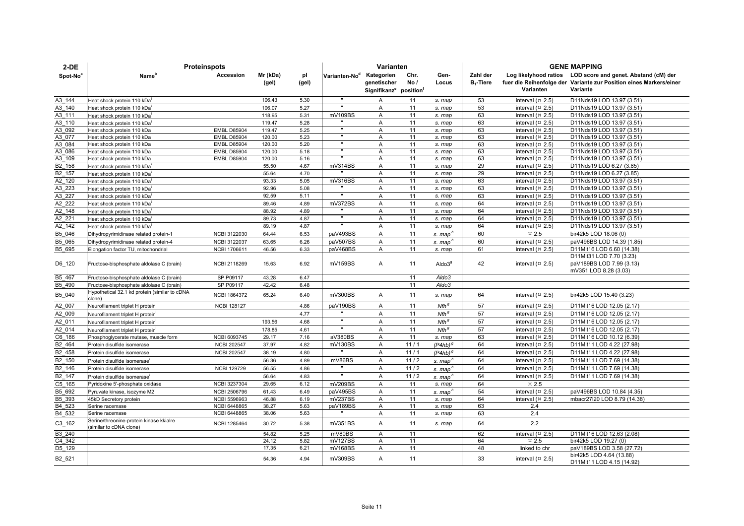| 2-DE | Proteinspots | | | | Varianten | | | | GENE MAPPING | | |
|---|---|---|---|---|---|---|---|---|---|---|---|
| Spot-No[a] | Name[b] | Accession | Mr (kDa) (gel) | pI (gel) | Varianten-No[d] | Kategorien genetischer Signifikanz[e] | Chr. No / position[f] | Gen-Locus | Zahl der $B_1$-Tiere | Log likelyhood ratios fuer die Reihenfolge der Varianten | LOD score and genet. Abstand (cM) der Variante zur Position eines Markers/einer Variante |
| A3_144 | Heat shock protein 110 kDa[i] | | 106.43 | 5.30 | " | A | 11 | *s. map* | 53 | interval (¤ 2.5) | D11Nds19 LOD 13.97 (3.51) |
| A3_140 | Heat shock protein 110 kDa[i] | | 106.07 | 5.27 | " | A | 11 | *s. map* | 53 | interval (¤ 2.5) | D11Nds19 LOD 13.97 (3.51) |
| A3_111 | Heat shock protein 110 kDa[i] | | 118.95 | 5.31 | mV109BS | A | 11 | *s. map* | 63 | interval (¤ 2.5) | D11Nds19 LOD 13.97 (3.51) |
| A3_110 | Heat shock protein 110 kDa[i] | | 119.47 | 5.28 | " | A | 11 | *s. map* | 63 | interval (¤ 2.5) | D11Nds19 LOD 13.97 (3.51) |
| A3_092 | Heat shock protein 110 kDa | EMBL D85904 | 119.47 | 5.25 | " | A | 11 | *s. map* | 63 | interval (¤ 2.5) | D11Nds19 LOD 13.97 (3.51) |
| A3_077 | Heat shock protein 110 kDa | EMBL D85904 | 120.00 | 5.23 | " | A | 11 | *s. map* | 63 | interval (¤ 2.5) | D11Nds19 LOD 13.97 (3.51) |
| A3_084 | Heat shock protein 110 kDa | EMBL D85904 | 120.00 | 5.20 | " | A | 11 | *s. map* | 63 | interval (¤ 2.5) | D11Nds19 LOD 13.97 (3.51) |
| A3_086 | Heat shock protein 110 kDa | EMBL D85904 | 120.00 | 5.18 | " | A | 11 | *s. map* | 63 | interval (¤ 2.5) | D11Nds19 LOD 13.97 (3.51) |
| A3_109 | Heat shock protein 110 kDa | EMBL D85904 | 120.00 | 5.16 | " | A | 11 | *s. map* | 63 | interval (¤ 2.5) | D11Nds19 LOD 13.97 (3.51) |
| B2_158 | Heat shock protein 110 kDa[i] | | 55.50 | 4.67 | mV314BS | A | 11 | *s. map* | 29 | interval (¤ 2.5) | D11Nds19 LOD 6.27 (3.85) |
| B2_157 | Heat shock protein 110 kDa[i] | | 55.64 | 4.70 | " | A | 11 | *s. map* | 29 | interval (¤ 2.5) | D11Nds19 LOD 6.27 (3.85) |
| A2_120 | Heat shock protein 110 kDa[i] | | 93.33 | 5.05 | mV316BS | A | 11 | *s. map* | 63 | interval (¤ 2.5) | D11Nds19 LOD 13.97 (3.51) |
| A3_223 | Heat shock protein 110 kDa[i] | | 92.96 | 5.08 | " | A | 11 | *s. map* | 63 | interval (¤ 2.5) | D11Nds19 LOD 13.97 (3.51) |
| A3_227 | Heat shock protein 110 kDa[i] | | 92.59 | 5.11 | " | A | 11 | *s. map* | 63 | interval (¤ 2.5) | D11Nds19 LOD 13.97 (3.51) |
| A2_222 | Heat shock protein 110 kDa[i] | | 89.46 | 4.89 | mV372BS | A | 11 | *s. map* | 64 | interval (¤ 2.5) | D11Nds19 LOD 13.97 (3.51) |
| A2_148 | Heat shock protein 110 kDa[i] | | 88.92 | 4.89 | " | A | 11 | *s. map* | 64 | interval (¤ 2.5) | D11Nds19 LOD 13.97 (3.51) |
| A2_221 | Heat shock protein 110 kDa[i] | | 89.73 | 4.87 | " | A | 11 | *s. map* | 64 | interval (¤ 2.5) | D11Nds19 LOD 13.97 (3.51) |
| A2_142 | Heat shock protein 110 kDa[i] | | 89.19 | 4.87 | " | A | 11 | *s. map* | 64 | interval (¤ 2.5) | D11Nds19 LOD 13.97 (3.51) |
| B5_046 | Dihydropyrimidinase related protein-1 | NCBI 3122030 | 64.44 | 6.53 | paV493BS | A | 11 | *s. map*[h] | 60 | ¤ 2.5 | bir42k5 LOD 18.06 (0) |
| B5_065 | Dihydropyrimidinase related protein-4 | NCBI 3122037 | 63.65 | 6.26 | paV507BS | A | 11 | *s. map*[h] | 60 | interval (¤ 2.5) | paV496BS LOD 14.39 (1.85) |
| B5_695 | Elongation factor TU, mitochondrial | NCBI 1706611 | 46.56 | 6.33 | paV468BS | A | 11 | *s. map* | 61 | interval (¤ 2.5) | D11Mit16 LOD 6.60 (14.38) |
| D6_120 | Fructose-bisphosphate aldolase C (brain) | NCBI 2118269 | 15.63 | 6.92 | mV159BS | A | 11 | *Aldo3*[g] | 42 | interval (¤ 2.5) | D11Mit31 LOD 7.70 (3.23) paV189BS LOD 7.99 (3.13) mV351 LOD 8.28 (3.03) |
| B5_467 | Fructose-bisphosphate aldolase C (brain) | SP P09117 | 43.28 | 6.47 | | | 11 | *Aldo3* | | | |
| B5_490 | Fructose-bisphosphate aldolase C (brain) | SP P09117 | 42.42 | 6.48 | | | 11 | *Aldo3* | | | |
| B5_040 | Hypothetical 32.1 kd protein (similar to cDNA clone) | NCBI 1864372 | 65.24 | 6.40 | mV300BS | A | 11 | *s. map* | 64 | interval (¤ 2.5) | bir42k5 LOD 15.40 (3.23) |
| A2_007 | Neurofilament triplet H protein | NCBI 128127 | | 4.86 | paV190BS | A | 11 | *Nfh*[g] | 57 | interval (¤ 2.5) | D11Mit16 LOD 12.05 (2.17) |
| A2_009 | Neurofilament triplet H protein[i] | | | 4.77 | " | A | 11 | *Nfh*[g] | 57 | interval (¤ 2.5) | D11Mit16 LOD 12.05 (2.17) |
| A2_011 | Neurofilament triplet H protein[i] | | 193.56 | 4.68 | " | A | 11 | *Nfh*[g] | 57 | interval (¤ 2.5) | D11Mit16 LOD 12.05 (2.17) |
| A2_014 | Neurofilament triplet H protein[i] | | 178.85 | 4.61 | " | A | 11 | *Nfh*[g] | 57 | interval (¤ 2.5) | D11Mit16 LOD 12.05 (2.17) |
| C6_186 | Phosphoglycerate mutase, muscle form | NCBI 6093745 | 29.17 | 7.16 | aV380BS | A | 11 | *s. map* | 63 | interval (¤ 2.5) | D11Mit16 LOD 10.12 (6.39) |
| B2_464 | Protein disulfide isomerase | NCBI 202547 | 37.97 | 4.82 | mV130BS | A | 11 / 1 | *(P4hb)*[g] | 64 | interval (¤ 2.5) | D11Mit11 LOD 4.22 (27.98) |
| B2_458 | Protein disulfide isomerase | NCBI 202547 | 38.19 | 4.80 | " | A | 11 / 1 | *(P4hb)*[g] | 64 | interval (¤ 2.5) | D11Mit11 LOD 4.22 (27.98) |
| B2_150 | Protein disulfide isomerase[i] | | 56.36 | 4.89 | mV86BS | A | 11 / 2 | *s. map*[h] | 64 | interval (¤ 2.5) | D11Mit11 LOD 7.69 (14.38) |
| B2_146 | Protein disulfide isomerase | NCBI 129729 | 56.55 | 4.86 | " | A | 11 / 2 | *s. map*[h] | 64 | interval (¤ 2.5) | D11Mit11 LOD 7.69 (14.38) |
| B2_147 | Protein disulfide isomerase[i] | | 56.64 | 4.83 | " | A | 11 / 2 | *s. map*[h] | 64 | interval (¤ 2.5) | D11Mit11 LOD 7.69 (14.38) |
| C5_165 | Pyridoxine 5'-phosphate oxidase | NCBI 3237304 | 29.65 | 6.12 | mV209BS | A | 11 | *s. map* | 64 | ¤ 2.5 | |
| B5_692 | Pyruvate kinase, isozyme M2 | NCBI 2506796 | 61.43 | 6.49 | paV495BS | A | 11 | *s. map*[h] | 54 | interval (¤ 2.5) | paV496BS LOD 10.84 (4.35) |
| B5_393 | 45kD Secretory protein | NCBI 5596963 | 46.88 | 6.19 | mV237BS | A | 11 | *s. map* | 64 | interval (¤ 2.5) | mbacr27l20 LOD 8.79 (14.38) |
| B4_523 | Serine racemase | NCBI 6448865 | 38.27 | 5.63 | paV189BS | A | 11 | *s. map* | 63 | 2.4 | |
| B4_532 | Serine racemase | NCBI 6448865 | 38.06 | 5.63 | " | A | 11 | *s. map* | 63 | 2.4 | |
| C3_162 | Serine/threonine-protein kinase kkialre (similar to cDNA clone) | NCBI 1285464 | 30.72 | 5.38 | mV351BS | A | 11 | *s. map* | 64 | 2.2 | |
| B3_240 | | | 54.82 | 5.25 | mV80BS | A | 11 | | 62 | interval (¤ 2.5) | D11Mit16 LOD 12.63 (2.08) |
| C4_342 | | | 24.12 | 5.82 | mV127BS | A | 11 | | 64 | ¤ 2.5 | bir42k5 LOD 19.27 (0) |
| D5_129 | | | 17.35 | 6.21 | mV168BS | A | 11 | | 48 | linked to chr | paV189BS LOD 3.58 (27.72) |
| B2_521 | | | 54.36 | 4.94 | mV309BS | A | 11 | | 33 | interval (¤ 2.5) | bir42k5 LOD 4.64 (13.88) D11Mit11 LOD 4.15 (14.92) |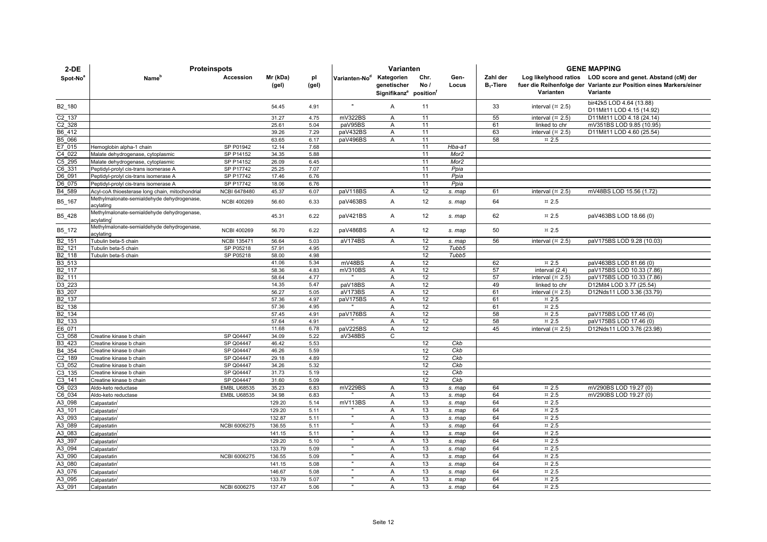| 2-DE | Proteinspots | | | | Varianten | | | | GENE MAPPING | | |
|---|---|---|---|---|---|---|---|---|---|---|---|
| Spot-No[a] | Name[b] | Accession | Mr (kDa) (gel) | pI (gel) | Varianten-No[d] | Kategorien genetischer Signifikanz[e] | Chr. No / position[f] | Gen-Locus | Zahl der $B_1$-Tiere | Log likelyhood ratios fuer die Reihenfolge der Varianten | LOD score and genet. Abstand (cM) der Variante zur Position eines Markers/einer Variante |
| B2_180 | | | 54.45 | 4.91 | " | A | 11 | | 33 | interval (¤ 2.5) | bir42k5 LOD 4.64 (13.88) D11Mit11 LOD 4.15 (14.92) |
| C2_137 | | | 31.27 | 4.75 | mV322BS | A | 11 | | 55 | interval (¤ 2.5) | D11Mit11 LOD 4.18 (24.14) |
| C2_328 | | | 25.61 | 5.04 | paV95BS | A | 11 | | 61 | linked to chr | mV351BS LOD 9.85 (10.95) |
| B6_412 | | | 39.26 | 7.29 | paV432BS | A | 11 | | 63 | interval (¤ 2.5) | D11Mit11 LOD 4.60 (25.54) |
| B5_066 | | | 63.65 | 6.17 | paV496BS | A | 11 | | 58 | ¤ 2.5 | |
| E7_015 | Hemoglobin alpha-1 chain | SP P01942 | 12.14 | 7.68 | | | 11 | *Hba-a1* | | | |
| C4_022 | Malate dehydrogenase, cytoplasmic | SP P14152 | 34.35 | 5.88 | | | 11 | *Mor2* | | | |
| C5_295 | Malate dehydrogenase, cytoplasmic | SP P14152 | 26.09 | 6.45 | | | 11 | *Mor2* | | | |
| C6_331 | Peptidyl-prolyl cis-trans isomerase A | SP P17742 | 25.25 | 7.07 | | | 11 | *Ppia* | | | |
| D6_091 | Peptidyl-prolyl cis-trans isomerase A | SP P17742 | 17.46 | 6.76 | | | 11 | *Ppia* | | | |
| D6_075 | Peptidyl-prolyl cis-trans isomerase A | SP P17742 | 18.06 | 6.76 | | | 11 | *Ppia* | | | |
| B4_589 | Acyl-coA thioesterase long chain, mitochondrial | NCBI 6478480 | 45.37 | 6.07 | paV118BS | A | 12 | *s. map* | 61 | interval (¤ 2.5) | mV48BS LOD 15.56 (1.72) |
| B5_167 | Methylmalonate-semialdehyde dehydrogenase, acylating | NCBI 400269 | 56.60 | 6.33 | paV463BS | A | 12 | *s. map* | 64 | ¤ 2.5 | |
| B5_428 | Methylmalonate-semialdehyde dehydrogenase, acylating[i] | | 45.31 | 6.22 | paV421BS | A | 12 | *s. map* | 62 | ¤ 2.5 | paV463BS LOD 18.66 (0) |
| B5_172 | Methylmalonate-semialdehyde dehydrogenase, acylating | NCBI 400269 | 56.70 | 6.22 | paV486BS | A | 12 | *s. map* | 50 | ¤ 2.5 | |
| B2_151 | Tubulin beta-5 chain | NCBI 135471 | 56.64 | 5.03 | aV174BS | A | 12 | *s. map* | 56 | interval (¤ 2.5) | paV175BS LOD 9.28 (10.03) |
| B2_121 | Tubulin beta-5 chain | SP P05218 | 57.91 | 4.95 | | | 12 | *Tubb5* | | | |
| B2_118 | Tubulin beta-5 chain | SP P05218 | 58.00 | 4.98 | | | 12 | *Tubb5* | | | |
| B3_513 | | | 41.06 | 5.34 | mV48BS | A | 12 | | 62 | ¤ 2.5 | paV463BS LOD 81.66 (0) |
| B2_117 | | | 58.36 | 4.83 | mV310BS | A | 12 | | 57 | interval (2.4) | paV175BS LOD 10.33 (7.86) |
| B2_111 | | | 58.64 | 4.77 | " | A | 12 | | 57 | interval (¤ 2.5) | paV175BS LOD 10.33 (7.86) |
| D3_223 | | | 14.35 | 5.47 | paV18BS | A | 12 | | 49 | linked to chr | D12Mit4 LOD 3.77 (25.54) |
| B3_207 | | | 56.27 | 5.05 | aV173BS | A | 12 | | 61 | interval (¤ 2.5) | D12Nds11 LOD 3.36 (33.79) |
| B2_137 | | | 57.36 | 4.97 | paV175BS | A | 12 | | 61 | ¤ 2.5 | |
| B2_138 | | | 57.36 | 4.95 | " | A | 12 | | 61 | ¤ 2.5 | |
| B2_134 | | | 57.45 | 4.91 | paV176BS | A | 12 | | 58 | ¤ 2.5 | paV175BS LOD 17.46 (0) |
| B2_133 | | | 57.64 | 4.91 | " | A | 12 | | 58 | ¤ 2.5 | paV175BS LOD 17.46 (0) |
| E6_071 | | | 11.68 | 6.78 | paV225BS | A | 12 | | 45 | interval (¤ 2.5) | D12Nds11 LOD 3.76 (23.98) |
| C3_058 | Creatine kinase b chain | SP Q04447 | 34.09 | 5.22 | aV348BS | C | | | | | |
| B3_423 | Creatine kinase b chain | SP Q04447 | 46.42 | 5.53 | | | 12 | *Ckb* | | | |
| B4_354 | Creatine kinase b chain | SP Q04447 | 46.26 | 5.59 | | | 12 | *Ckb* | | | |
| C2_189 | Creatine kinase b chain | SP Q04447 | 29.18 | 4.89 | | | 12 | *Ckb* | | | |
| C3_052 | Creatine kinase b chain | SP Q04447 | 34.26 | 5.32 | | | 12 | *Ckb* | | | |
| C3_135 | Creatine kinase b chain | SP Q04447 | 31.73 | 5.19 | | | 12 | *Ckb* | | | |
| C3_141 | Creatine kinase b chain | SP Q04447 | 31.60 | 5.09 | | | 12 | *Ckb* | | | |
| C6_023 | Aldo-keto reductase | EMBL U68535 | 35.23 | 6.83 | mV229BS | A | 13 | *s. map* | 64 | ¤ 2.5 | mV290BS LOD 19.27 (0) |
| C6_034 | Aldo-keto reductase | EMBL U68535 | 34.98 | 6.83 | " | A | 13 | *s. map* | 64 | ¤ 2.5 | mV290BS LOD 19.27 (0) |
| A3_098 | Calpastatin[i] | | 129.20 | 5.14 | mV113BS | A | 13 | *s. map* | 64 | ¤ 2.5 | |
| A3_101 | Calpastatin[i] | | 129.20 | 5.11 | " | A | 13 | *s. map* | 64 | ¤ 2.5 | |
| A3_093 | Calpastatin[i] | | 132.87 | 5.11 | " | A | 13 | *s. map* | 64 | ¤ 2.5 | |
| A3_089 | Calpastatin | NCBI 6006275 | 136.55 | 5.11 | " | A | 13 | *s. map* | 64 | ¤ 2.5 | |
| A3_083 | Calpastatin[i] | | 141.15 | 5.11 | " | A | 13 | *s. map* | 64 | ¤ 2.5 | |
| A3_397 | Calpastatin[i] | | 129.20 | 5.10 | " | A | 13 | *s. map* | 64 | ¤ 2.5 | |
| A3_094 | Calpastatin[i] | | 133.79 | 5.09 | " | A | 13 | *s. map* | 64 | ¤ 2.5 | |
| A3_090 | Calpastatin | NCBI 6006275 | 136.55 | 5.09 | " | A | 13 | *s. map* | 64 | ¤ 2.5 | |
| A3_080 | Calpastatin[i] | | 141.15 | 5.08 | " | A | 13 | *s. map* | 64 | ¤ 2.5 | |
| A3_076 | Calpastatin[i] | | 146.67 | 5.08 | " | A | 13 | *s. map* | 64 | ¤ 2.5 | |
| A3_095 | Calpastatin[i] | | 133.79 | 5.07 | " | A | 13 | *s. map* | 64 | ¤ 2.5 | |
| A3_091 | Calpastatin | NCBI 6006275 | 137.47 | 5.06 | " | A | 13 | *s. map* | 64 | ¤ 2.5 | |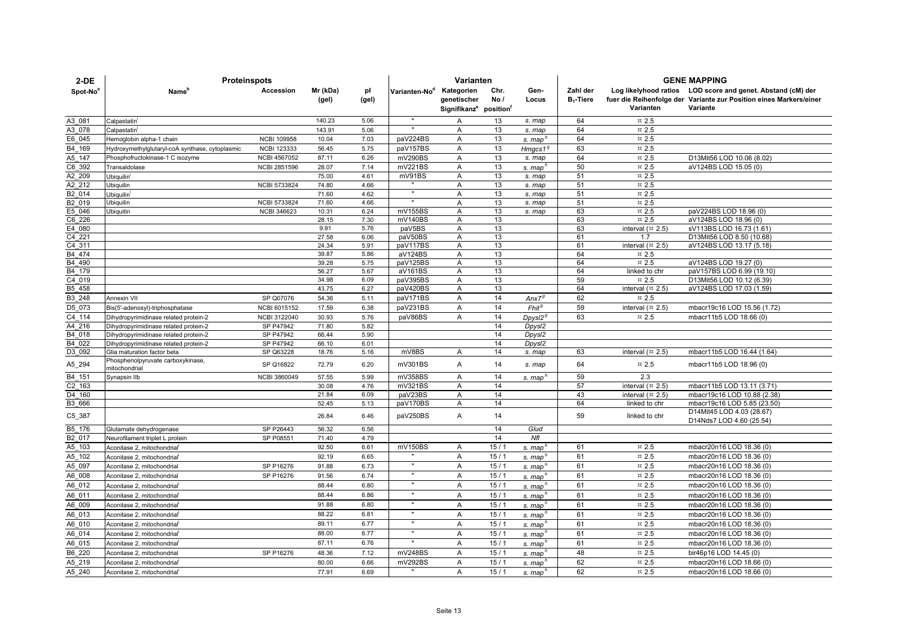| 2-DE | Proteinspots | | | | Varianten | | | | GENE MAPPING | | |
|---|---|---|---|---|---|---|---|---|---|---|---|
| Spot-No[a] | Name[b] | Accession | Mr (kDa) (gel) | pI (gel) | Varianten-No[d] | Kategorien genetischer Signifikanz[e] | Chr. No / position[f] | Gen-Locus | Zahl der $B_1$-Tiere | Log likelyhood ratios fuer die Reihenfolge der Varianten | LOD score and genet. Abstand (cM) der Variante zur Position eines Markers/einer Variante |
| A3_081 | Calpastatin[i] | | 140.23 | 5.06 | " | A | 13 | s. map | 64 | ¤ 2.5 | |
| A3_078 | Calpastatin[i] | | 143.91 | 5.06 | " | A | 13 | s. map | 64 | ¤ 2.5 | |
| E6_045 | Hemoglobin alpha-1 chain | NCBI 109958 | 10.04 | 7.03 | paV224BS | A | 13 | s. map[h] | 64 | ¤ 2.5 | |
| B4_169 | Hydroxymethylglutaryl-coA synthase, cytoplasmic | NCBI 123333 | 56.45 | 5.75 | paV157BS | A | 13 | Hmgcs1[g] | 63 | ¤ 2.5 | |
| A5_147 | Phosphofructokinase-1 C isozyme | NCBI 4567052 | 87.11 | 6.26 | mV290BS | A | 13 | s. map | 64 | ¤ 2.5 | D13Mit56 LOD 10.06 (8.02) |
| C6_392 | Transaldolase | NCBI 2851596 | 28.07 | 7.14 | mV221BS | A | 13 | s. map[h] | 50 | ¤ 2.5 | aV124BS LOD 15.05 (0) |
| A2_209 | Ubiquilin[i] | | 75.00 | 4.61 | mV91BS | A | 13 | s. map | 51 | ¤ 2.5 | |
| A2_212 | Ubiquilin | NCBI 5733824 | 74.80 | 4.66 | " | A | 13 | s. map | 51 | ¤ 2.5 | |
| B2_014 | Ubiquilin[i] | | 71.60 | 4.62 | " | A | 13 | s. map | 51 | ¤ 2.5 | |
| B2_019 | Ubiquilin | NCBI 5733824 | 71.60 | 4.66 | " | A | 13 | s. map | 51 | ¤ 2.5 | |
| E5_046 | Ubiquitin | NCBI 346623 | 10.31 | 6.24 | mV155BS | A | 13 | s. map | 63 | ¤ 2.5 | paV224BS LOD 18.96 (0) |
| C6_226 | | | 28.15 | 7.30 | mV140BS | A | 13 | | 63 | ¤ 2.5 | aV124BS LOD 18.96 (0) |
| E4_080 | | | 9.91 | 5.76 | paV5BS | A | 13 | | 63 | interval (¤ 2.5) | sV113BS LOD 16.73 (1.61) |
| C4_221 | | | 27.58 | 6.06 | paV50BS | A | 13 | | 61 | 1.7 | D13Mit56 LOD 8.50 (10.68) |
| C4_311 | | | 24.34 | 5.91 | paV117BS | A | 13 | | 61 | interval (¤ 2.5) | aV124BS LOD 13.17 (5.18) |
| B4_474 | | | 39.87 | 5.86 | aV124BS | A | 13 | | 64 | ¤ 2.5 | |
| B4_490 | | | 39.28 | 5.75 | paV125BS | A | 13 | | 64 | ¤ 2.5 | aV124BS LOD 19.27 (0) |
| B4_179 | | | 56.27 | 5.67 | aV161BS | A | 13 | | 64 | linked to chr | paV157BS LOD 6.99 (19.10) |
| C4_019 | | | 34.98 | 6.09 | paV395BS | A | 13 | | 59 | ¤ 2.5 | D13Mit56 LOD 10.12 (6.39) |
| B5_458 | | | 43.75 | 6.27 | paV420BS | A | 13 | | 64 | interval (¤ 2.5) | aV124BS LOD 17.03 (1.59) |
| B3_248 | Annexin VII | SP Q07076 | 54.36 | 5.11 | paV171BS | A | 14 | Anx7[g] | 62 | ¤ 2.5 | |
| D5_073 | Bis(5'-adenosyl)-triphosphatase | NCBI 6015152 | 17.59 | 6.38 | paV231BS | A | 14 | Fhit[g] | 59 | interval (¤ 2.5) | mbacr19c16 LOD 15.56 (1.72) |
| C4_114 | Dihydropyrimidinase related protein-2 | NCBI 3122040 | 30.93 | 5.76 | paV86BS | A | 14 | Dpysl2[g] | 63 | ¤ 2.5 | mbacr11b5 LOD 18.66 (0) |
| A4_216 | Dihydropyrimidinase related protein-2 | SP P47942 | 71.80 | 5.82 | | | 14 | Dpysl2 | | | |
| B4_018 | Dihydropyrimidinase related protein-2 | SP P47942 | 66.44 | 5.90 | | | 14 | Dpysl2 | | | |
| B4_022 | Dihydropyrimidinase related protein-2 | SP P47942 | 66.10 | 6.01 | | | 14 | Dpysl2 | | | |
| D3_092 | Glia maturation factor beta | SP Q63228 | 18.76 | 5.16 | mV8BS | A | 14 | s. map | 63 | interval (¤ 2.5) | mbacr11b5 LOD 16.44 (1.64) |
| A5_294 | Phosphenolpyruvate carboxykinase, mitochondrial | SP Q16822 | 72.79 | 6.20 | mV301BS | A | 14 | s. map | 64 | ¤ 2.5 | mbacr11b5 LOD 18.96 (0) |
| B4_151 | Synapsin IIb | NCBI 3860049 | 57.55 | 5.99 | mV358BS | A | 14 | s. map[h] | 59 | 2.3 | |
| C2_163 | | | 30.08 | 4.76 | mV321BS | A | 14 | | 57 | interval (¤ 2.5) | mbacr11b5 LOD 13.11 (3.71) |
| D4_160 | | | 21.84 | 6.09 | paV23BS | A | 14 | | 43 | interval (¤ 2.5) | mbacr19c16 LOD 10.88 (2.38) |
| B3_666 | | | 52.45 | 5.13 | paV170BS | A | 14 | | 64 | linked to chr | mbacr19c16 LOD 5.85 (23.50) |
| C5_387 | | | 26.84 | 6.46 | paV250BS | A | 14 | | 59 | linked to chr | D14Mit45 LOD 4.03 (28.67) D14Nds7 LOD 4.60 (25.54) |
| B5_176 | Glutamate dehydrogenase | SP P26443 | 56.32 | 6.56 | | | 14 | Glud | | | |
| B2_017 | Neurofilament triplet L protein | SP P08551 | 71.40 | 4.79 | | | 14 | Nfl | | | |
| A5_103 | Aconitase 2, mitochondrial[i] | | 92.50 | 6.61 | mV150BS | A | 15 / 1 | s. map[h] | 61 | ¤ 2.5 | mbacr20n16 LOD 18.36 (0) |
| A5_102 | Aconitase 2, mitochondrial[i] | | 92.19 | 6.65 | " | A | 15 / 1 | s. map[h] | 61 | ¤ 2.5 | mbacr20n16 LOD 18.36 (0) |
| A5_097 | Aconitase 2, mitochondrial | SP P16276 | 91.88 | 6.73 | " | A | 15 / 1 | s. map[h] | 61 | ¤ 2.5 | mbacr20n16 LOD 18.36 (0) |
| A6_008 | Aconitase 2, mitochondrial | SP P16276 | 91.56 | 6.74 | " | A | 15 / 1 | s. map[h] | 61 | ¤ 2.5 | mbacr20n16 LOD 18.36 (0) |
| A6_012 | Aconitase 2, mitochondrial[i] | | 88.44 | 6.80 | " | A | 15 / 1 | s. map[h] | 61 | ¤ 2.5 | mbacr20n16 LOD 18.36 (0) |
| A6_011 | Aconitase 2, mitochondrial[i] | | 88.44 | 6.86 | " | A | 15 / 1 | s. map[h] | 61 | ¤ 2.5 | mbacr20n16 LOD 18.36 (0) |
| A6_009 | Aconitase 2, mitochondrial[i] | | 91.88 | 6.80 | " | A | 15 / 1 | s. map[h] | 61 | ¤ 2.5 | mbacr20n16 LOD 18.36 (0) |
| A6_013 | Aconitase 2, mitochondrial[i] | | 88.22 | 6.81 | " | A | 15 / 1 | s. map[h] | 61 | ¤ 2.5 | mbacr20n16 LOD 18.36 (0) |
| A6_010 | Aconitase 2, mitochondrial[i] | | 89.11 | 6.77 | " | A | 15 / 1 | s. map[h] | 61 | ¤ 2.5 | mbacr20n16 LOD 18.36 (0) |
| A6_014 | Aconitase 2, mitochondrial[i] | | 88.00 | 6.77 | " | A | 15 / 1 | s. map[h] | 61 | ¤ 2.5 | mbacr20n16 LOD 18.36 (0) |
| A6_015 | Aconitase 2, mitochondrial[i] | | 87.11 | 6.76 | " | A | 15 / 1 | s. map[h] | 61 | ¤ 2.5 | mbacr20n16 LOD 18.36 (0) |
| B6_220 | Aconitase 2, mitochondrial | SP P16276 | 48.36 | 7.12 | mV248BS | A | 15 / 1 | s. map[h] | 48 | ¤ 2.5 | bir46p16 LOD 14.45 (0) |
| A5_219 | Aconitase 2, mitochondrial[i] | | 80.00 | 6.66 | mV292BS | A | 15 / 1 | s. map[h] | 62 | ¤ 2.5 | mbacr20n16 LOD 18.66 (0) |
| A5_240 | Aconitase 2, mitochondrial[i] | | 77.91 | 6.69 | " | A | 15 / 1 | s. map[h] | 62 | ¤ 2.5 | mbacr20n16 LOD 18.66 (0) |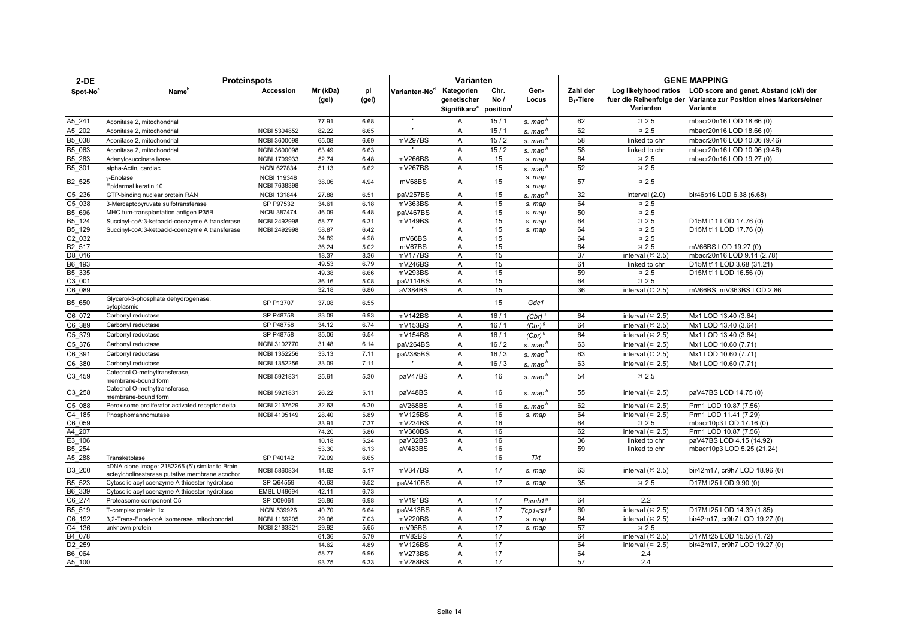| 2-DE | Proteinspots | | | | Varianten | | | | GENE MAPPING | | |
|---|---|---|---|---|---|---|---|---|---|---|---|
| Spot-No[a] | Name[b] | Accession | Mr (kDa) (gel) | pI (gel) | Varianten-No[d] | Kategorien genetischer Signifikanz[e] | Chr. No / position[f] | Gen-Locus | Zahl der $B_1$-Tiere | Log likelyhood ratios fuer die Reihenfolge der Varianten | LOD score and genet. Abstand (cM) der Variante zur Position eines Markers/einer Variante |
| A5_241 | Aconitase 2, mitochondrial[i] | | 77.91 | 6.68 | " | A | 15 / 1 | *s. map*[h] | 62 | ¤ 2.5 | mbacr20n16 LOD 18.66 (0) |
| A5_202 | Aconitase 2, mitochondrial | NCBI 5304852 | 82.22 | 6.65 | " | A | 15 / 1 | *s. map*[h] | 62 | ¤ 2.5 | mbacr20n16 LOD 18.66 (0) |
| B5_038 | Aconitase 2, mitochondrial | NCBI 3600098 | 65.08 | 6.69 | mV297BS | A | 15 / 2 | *s. map*[h] | 58 | linked to chr | mbacr20n16 LOD 10.06 (9.46) |
| B5_063 | Aconitase 2, mitochondrial | NCBI 3600098 | 63.49 | 6.63 | " | A | 15 / 2 | *s. map*[h] | 58 | linked to chr | mbacr20n16 LOD 10.06 (9.46) |
| B5_263 | Adenylosuccinate lyase | NCBI 1709933 | 52.74 | 6.48 | mV266BS | A | 15 | *s. map* | 64 | ¤ 2.5 | mbacr20n16 LOD 19.27 (0) |
| B5_301 | alpha-Actin, cardiac | NCBI 627834 | 51.13 | 6.62 | mV267BS | A | 15 | *s. map*[h] | 52 | ¤ 2.5 | |
| B2_525 | γ-Enolase<br>Epidermal keratin 10 | NCBI 119348<br>NCBI 7638398 | 38.06 | 4.94 | mV68BS | A | 15 | *s. map*<br>*s. map* | 57 | ¤ 2.5 | |
| C5_236 | GTP-binding nuclear protein RAN | NCBI 131844 | 27.88 | 6.51 | paV257BS | A | 15 | *s. map*[h] | 32 | interval (2.0) | bir46p16 LOD 6.38 (6.68) |
| C5_038 | 3-Mercaptopyruvate sulfotransferase | SP P97532 | 34.61 | 6.18 | mV363BS | A | 15 | *s. map* | 64 | ¤ 2.5 | |
| B5_696 | MHC tum-transplantation antigen P35B | NCBI 387474 | 46.09 | 6.48 | paV467BS | A | 15 | *s. map* | 50 | ¤ 2.5 | |
| B5_124 | Succinyl-coA:3-ketoacid-coenzyme A transferase | NCBI 2492998 | 58.77 | 6.31 | mV149BS | A | 15 | *s. map* | 64 | ¤ 2.5 | D15Mit11 LOD 17.76 (0) |
| B5_129 | Succinyl-coA:3-ketoacid-coenzyme A transferase | NCBI 2492998 | 58.87 | 6.42 | " | A | 15 | *s. map* | 64 | ¤ 2.5 | D15Mit11 LOD 17.76 (0) |
| C2_032 | | | 34.89 | 4.98 | mV66BS | A | 15 | | 64 | ¤ 2.5 | |
| B2_517 | | | 36.24 | 5.02 | mV67BS | A | 15 | | 64 | ¤ 2.5 | mV66BS LOD 19.27 (0) |
| D8_016 | | | 18.37 | 8.36 | mV177BS | A | 15 | | 37 | interval (¤ 2.5) | mbacr20n16 LOD 9.14 (2.78) |
| B6_193 | | | 49.53 | 6.79 | mV246BS | A | 15 | | 61 | linked to chr | D15Mit11 LOD 3.68 (31.21) |
| B5_335 | | | 49.38 | 6.66 | mV293BS | A | 15 | | 59 | ¤ 2.5 | D15Mit11 LOD 16.56 (0) |
| C3_001 | | | 36.16 | 5.08 | paV114BS | A | 15 | | 64 | ¤ 2.5 | |
| C6_089 | | | 32.18 | 6.86 | aV384BS | A | 15 | | 36 | interval (¤ 2.5) | mV66BS, mV363BS LOD 2.86 |
| B5_650 | Glycerol-3-phosphate dehydrogenase, cytoplasmic | SP P13707 | 37.08 | 6.55 | | | 15 | *Gdc1* | | | |
| C6_072 | Carbonyl reductase | SP P48758 | 33.09 | 6.93 | mV142BS | A | 16 / 1 | *(Cbr)*[g] | 64 | interval (¤ 2.5) | Mx1 LOD 13.40 (3.64) |
| C6_389 | Carbonyl reductase | SP P48758 | 34.12 | 6.74 | mV153BS | A | 16 / 1 | *(Cbr)*[g] | 64 | interval (¤ 2.5) | Mx1 LOD 13.40 (3.64) |
| C5_379 | Carbonyl reductase | SP P48758 | 35.06 | 6.54 | mV154BS | A | 16 / 1 | *(Cbr)*[g] | 64 | interval (¤ 2.5) | Mx1 LOD 13.40 (3.64) |
| C5_376 | Carbonyl reductase | NCBI 3102770 | 31.48 | 6.14 | paV264BS | A | 16 / 2 | *s. map*[h] | 63 | interval (¤ 2.5) | Mx1 LOD 10.60 (7.71) |
| C6_391 | Carbonyl reductase | NCBI 1352256 | 33.13 | 7.11 | paV385BS | A | 16 / 3 | *s. map*[h] | 63 | interval (¤ 2.5) | Mx1 LOD 10.60 (7.71) |
| C6_380 | Carbonyl reductase | NCBI 1352256 | 33.09 | 7.11 | " | A | 16 / 3 | *s. map*[h] | 63 | interval (¤ 2.5) | Mx1 LOD 10.60 (7.71) |
| C3_459 | Catechol O-methyltransferase, membrane-bound form | NCBI 5921831 | 25.61 | 5.30 | paV47BS | A | 16 | *s. map*[h] | 54 | ¤ 2.5 | |
| C3_258 | Catechol O-methyltransferase, membrane-bound form | NCBI 5921831 | 26.22 | 5.11 | paV48BS | A | 16 | *s. map*[h] | 55 | interval (¤ 2.5) | paV47BS LOD 14.75 (0) |
| C5_088 | Peroxisome proliferator activated receptor delta | NCBI 2137629 | 32.63 | 6.30 | aV268BS | A | 16 | *s. map*[h] | 62 | interval (¤ 2.5) | Prm1 LOD 10.87 (7.56) |
| C4_185 | Phosphomannomutase | NCBI 4105149 | 28.40 | 5.89 | mV125BS | A | 16 | *s. map* | 64 | interval (¤ 2.5) | Prm1 LOD 11.41 (7.29) |
| C6_059 | | | 33.91 | 7.37 | mV234BS | A | 16 | | 64 | ¤ 2.5 | mbacr10p3 LOD 17.16 (0) |
| A4_207 | | | 74.20 | 5.86 | mV360BS | A | 16 | | 62 | interval (¤ 2.5) | Prm1 LOD 10.87 (7.56) |
| E3_106 | | | 10.18 | 5.24 | paV32BS | A | 16 | | 36 | linked to chr | paV47BS LOD 4.15 (14.92) |
| B5_254 | | | 53.30 | 6.13 | aV483BS | A | 16 | | 59 | linked to chr | mbacr10p3 LOD 5.25 (21.24) |
| A5_288 | Transketolase | SP P40142 | 72.09 | 6.65 | | | 16 | *Tkt* | | | |
| D3_200 | cDNA clone image: 2182265 (5') similar to Brain acteylcholinesterase putative membrane acnchor | NCBI 5860834 | 14.62 | 5.17 | mV347BS | A | 17 | *s. map* | 63 | interval (¤ 2.5) | bir42m17, cr9h7 LOD 18.96 (0) |
| B5_523 | Cytosolic acyl coenzyme A thioester hydrolase | SP Q64559 | 40.63 | 6.52 | paV410BS | A | 17 | *s. map* | 35 | ¤ 2.5 | D17Mit25 LOD 9.90 (0) |
| B6_339 | Cytosolic acyl coenzyme A thioester hydrolase | EMBL U49694 | 42.11 | 6.73 | | | | | | | |
| C6_274 | Proteasome component C5 | SP O09061 | 26.86 | 6.98 | mV191BS | A | 17 | *Psmb1*[g] | 64 | 2.2 | |
| B5_519 | T-complex protein 1x | NCBI 539926 | 40.70 | 6.64 | paV413BS | A | 17 | *Tcp1-rs1*[g] | 60 | interval (¤ 2.5) | D17Mit25 LOD 14.39 (1.85) |
| C6_192 | 3,2-Trans-Enoyl-coA isomerase, mitochondrial | NCBI 1169205 | 29.06 | 7.03 | mV220BS | A | 17 | *s. map* | 64 | interval (¤ 2.5) | bir42m17, cr9h7 LOD 19.27 (0) |
| C4_136 | unknown protein | NCBI 2183321 | 29.92 | 5.65 | mV95BS | A | 17 | *s. map* | 57 | ¤ 2.5 | |
| B4_078 | | | 61.36 | 5.79 | mV82BS | A | 17 | | 64 | interval (¤ 2.5) | D17Mit25 LOD 15.56 (1.72) |
| D2_259 | | | 14.62 | 4.89 | mV126BS | A | 17 | | 64 | interval (¤ 2.5) | bir42m17, cr9h7 LOD 19.27 (0) |
| B6_064 | | | 58.77 | 6.96 | mV273BS | A | 17 | | 64 | 2.4 | |
| A5_100 | | | 93.75 | 6.33 | mV288BS | A | 17 | | 57 | 2.4 | |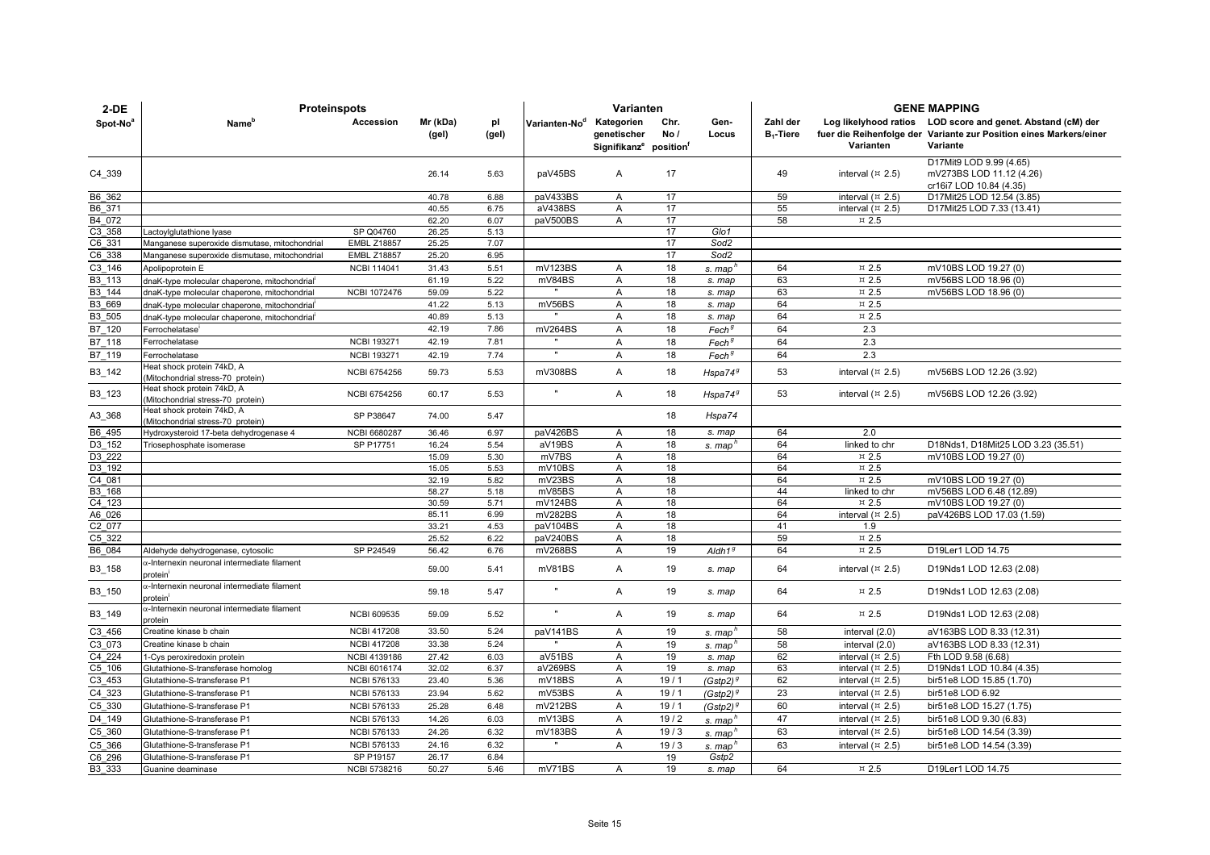| 2-DE | Proteinspots | | | | Varianten | | | | GENE MAPPING | | |
|---|---|---|---|---|---|---|---|---|---|---|---|
| Spot-No[a] | Name[b] | Accession | Mr (kDa) (gel) | pI (gel) | Varianten-No[d] | Kategorien genetischer Signifikanz[e] | Chr. No / position[f] | Gen-Locus | Zahl der $B_1$-Tiere | Log likelyhood ratios fuer die Reihenfolge der Varianten | LOD score and genet. Abstand (cM) der Variante zur Position eines Markers/einer Variante |
| C4_339 | | | 26.14 | 5.63 | paV45BS | A | 17 | | 49 | interval (¤ 2.5) | D17Mit9 LOD 9.99 (4.65) mV273BS LOD 11.12 (4.26) cr16i7 LOD 10.84 (4.35) |
| B6_362 | | | 40.78 | 6.88 | paV433BS | A | 17 | | 59 | interval (¤ 2.5) | D17Mit25 LOD 12.54 (3.85) |
| B6_371 | | | 40.55 | 6.75 | aV438BS | A | 17 | | 55 | interval (¤ 2.5) | D17Mit25 LOD 7.33 (13.41) |
| B4_072 | | | 62.20 | 6.07 | paV500BS | A | 17 | | 58 | ¤ 2.5 | |
| C3_358 | Lactoylglutathione lyase | SP Q04760 | 26.25 | 5.13 | | | 17 | *Glo1* | | | |
| C6_331 | Manganese superoxide dismutase, mitochondrial | EMBL Z18857 | 25.25 | 7.07 | | | 17 | *Sod2* | | | |
| C6_338 | Manganese superoxide dismutase, mitochondrial | EMBL Z18857 | 25.20 | 6.95 | | | 17 | *Sod2* | | | |
| C3_146 | Apolipoprotein E | NCBI 114041 | 31.43 | 5.51 | mV123BS | A | 18 | *s. map*[h] | 64 | ¤ 2.5 | mV10BS LOD 19.27 (0) |
| B3_113 | dnaK-type molecular chaperone, mitochondrial[i] | | 61.19 | 5.22 | mV84BS | A | 18 | *s. map* | 63 | ¤ 2.5 | mV56BS LOD 18.96 (0) |
| B3_144 | dnaK-type molecular chaperone, mitochondrial | NCBI 1072476 | 59.09 | 5.22 | " | A | 18 | *s. map* | 63 | ¤ 2.5 | mV56BS LOD 18.96 (0) |
| B3_669 | dnaK-type molecular chaperone, mitochondrial[i] | | 41.22 | 5.13 | mV56BS | A | 18 | *s. map* | 64 | ¤ 2.5 | |
| B3_505 | dnaK-type molecular chaperone, mitochondrial[i] | | 40.89 | 5.13 | " | A | 18 | *s. map* | 64 | ¤ 2.5 | |
| B7_120 | Ferrochelatase[i] | | 42.19 | 7.86 | mV264BS | A | 18 | *Fech*[g] | 64 | 2.3 | |
| B7_118 | Ferrochelatase | NCBI 193271 | 42.19 | 7.81 | " | A | 18 | *Fech*[g] | 64 | 2.3 | |
| B7_119 | Ferrochelatase | NCBI 193271 | 42.19 | 7.74 | " | A | 18 | *Fech*[g] | 64 | 2.3 | |
| B3_142 | Heat shock protein 74kD, A (Mitochondrial stress-70 protein) | NCBI 6754256 | 59.73 | 5.53 | mV308BS | A | 18 | *Hspa74*[g] | 53 | interval (¤ 2.5) | mV56BS LOD 12.26 (3.92) |
| B3_123 | Heat shock protein 74kD, A (Mitochondrial stress-70 protein) | NCBI 6754256 | 60.17 | 5.53 | " | A | 18 | *Hspa74*[g] | 53 | interval (¤ 2.5) | mV56BS LOD 12.26 (3.92) |
| A3_368 | Heat shock protein 74kD, A (Mitochondrial stress-70 protein) | SP P38647 | 74.00 | 5.47 | | | 18 | *Hspa74* | | | |
| B6_495 | Hydroxysteroid 17-beta dehydrogenase 4 | NCBI 6680287 | 36.46 | 6.97 | paV426BS | A | 18 | *s. map* | 64 | 2.0 | |
| D3_152 | Triosephosphate isomerase | SP P17751 | 16.24 | 5.54 | aV19BS | A | 18 | *s. map*[h] | 64 | linked to chr | D18Nds1, D18Mit25 LOD 3.23 (35.51) |
| D3_222 | | | 15.09 | 5.30 | mV7BS | A | 18 | | 64 | ¤ 2.5 | mV10BS LOD 19.27 (0) |
| D3_192 | | | 15.05 | 5.53 | mV10BS | A | 18 | | 64 | ¤ 2.5 | |
| C4_081 | | | 32.19 | 5.82 | mV23BS | A | 18 | | 64 | ¤ 2.5 | mV10BS LOD 19.27 (0) |
| B3_168 | | | 58.27 | 5.18 | mV85BS | A | 18 | | 44 | linked to chr | mV56BS LOD 6.48 (12.89) |
| C4_123 | | | 30.59 | 5.71 | mV124BS | A | 18 | | 64 | ¤ 2.5 | mV10BS LOD 19.27 (0) |
| A6_026 | | | 85.11 | 6.99 | mV282BS | A | 18 | | 64 | interval (¤ 2.5) | paV426BS LOD 17.03 (1.59) |
| C2_077 | | | 33.21 | 4.53 | paV104BS | A | 18 | | 41 | 1.9 | |
| C5_322 | | | 25.52 | 6.22 | paV240BS | A | 18 | | 59 | ¤ 2.5 | |
| B6_084 | Aldehyde dehydrogenase, cytosolic | SP P24549 | 56.42 | 6.76 | mV268BS | A | 19 | *Aldh1*[g] | 64 | ¤ 2.5 | D19Ler1 LOD 14.75 |
| B3_158 | α-Internexin neuronal intermediate filament protein[i] | | 59.00 | 5.41 | mV81BS | A | 19 | *s. map* | 64 | interval (¤ 2.5) | D19Nds1 LOD 12.63 (2.08) |
| B3_150 | α-Internexin neuronal intermediate filament protein[i] | | 59.18 | 5.47 | " | A | 19 | *s. map* | 64 | ¤ 2.5 | D19Nds1 LOD 12.63 (2.08) |
| B3_149 | α-Internexin neuronal intermediate filament protein | NCBI 609535 | 59.09 | 5.52 | " | A | 19 | *s. map* | 64 | ¤ 2.5 | D19Nds1 LOD 12.63 (2.08) |
| C3_456 | Creatine kinase b chain | NCBI 417208 | 33.50 | 5.24 | paV141BS | A | 19 | *s. map*[h] | 58 | interval (2.0) | aV163BS LOD 8.33 (12.31) |
| C3_073 | Creatine kinase b chain | NCBI 417208 | 33.38 | 5.24 | " | A | 19 | *s. map*[h] | 58 | interval (2.0) | aV163BS LOD 8.33 (12.31) |
| C4_224 | 1-Cys peroxiredoxin protein | NCBI 4139186 | 27.42 | 6.03 | aV51BS | A | 19 | *s. map* | 62 | interval (¤ 2.5) | Fth LOD 9.58 (6.68) |
| C5_106 | Glutathione-S-transferase homolog | NCBI 6016174 | 32.02 | 6.37 | aV269BS | A | 19 | *s. map* | 63 | interval (¤ 2.5) | D19Nds1 LOD 10.84 (4.35) |
| C3_453 | Glutathione-S-transferase P1 | NCBI 576133 | 23.40 | 5.36 | mV18BS | A | 19 / 1 | *(Gstp2)*[g] | 62 | interval (¤ 2.5) | bir51e8 LOD 15.85 (1.70) |
| C4_323 | Glutathione-S-transferase P1 | NCBI 576133 | 23.94 | 5.62 | mV53BS | A | 19 / 1 | *(Gstp2)*[g] | 23 | interval (¤ 2.5) | bir51e8 LOD 6.92 |
| C5_330 | Glutathione-S-transferase P1 | NCBI 576133 | 25.28 | 6.48 | mV212BS | A | 19 / 1 | *(Gstp2)*[g] | 60 | interval (¤ 2.5) | bir51e8 LOD 15.27 (1.75) |
| D4_149 | Glutathione-S-transferase P1 | NCBI 576133 | 14.26 | 6.03 | mV13BS | A | 19 / 2 | *s. map*[h] | 47 | interval (¤ 2.5) | bir51e8 LOD 9.30 (6.83) |
| C5_360 | Glutathione-S-transferase P1 | NCBI 576133 | 24.26 | 6.32 | mV183BS | A | 19 / 3 | *s. map*[h] | 63 | interval (¤ 2.5) | bir51e8 LOD 14.54 (3.39) |
| C5_366 | Glutathione-S-transferase P1 | NCBI 576133 | 24.16 | 6.32 | " | A | 19 / 3 | *s. map*[h] | 63 | interval (¤ 2.5) | bir51e8 LOD 14.54 (3.39) |
| C6_296 | Glutathione-S-transferase P1 | SP P19157 | 26.17 | 6.84 | | | 19 | *Gstp2* | | | |
| B3_333 | Guanine deaminase | NCBI 5738216 | 50.27 | 5.46 | mV71BS | A | 19 | *s. map* | 64 | ¤ 2.5 | D19Ler1 LOD 14.75 |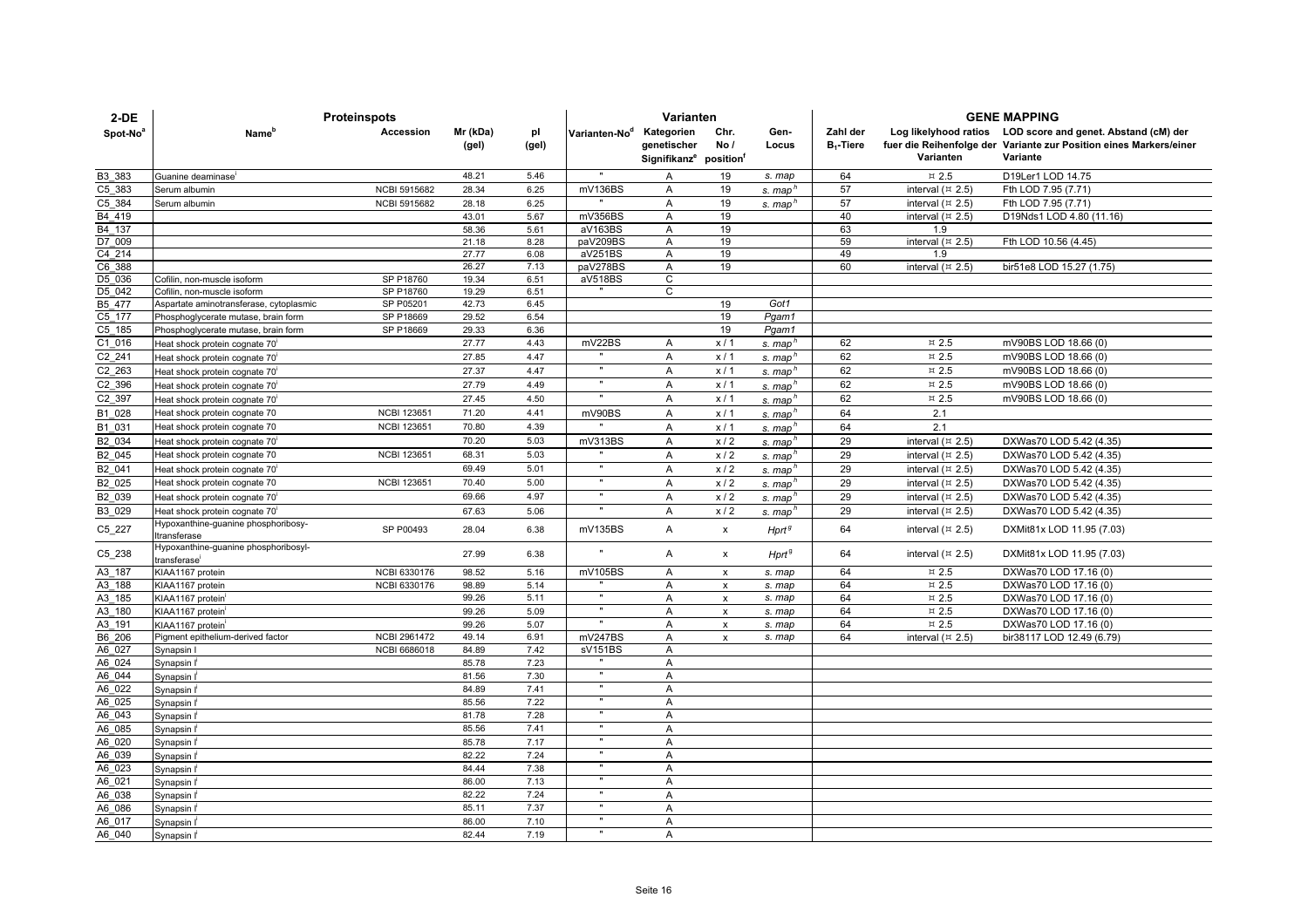| 2-DE | Proteinspots | | | | Varianten | | | | GENE MAPPING | | |
|---|---|---|---|---|---|---|---|---|---|---|---|
| Spot-No[a] | Name[b] | Accession | Mr (kDa) (gel) | pI (gel) | Varianten-No[d] | Kategorien genetischer Signifikanz[e] | Chr. No / position[f] | Gen-Locus | Zahl der $B_1$-Tiere | Log likelyhood ratios fuer die Reihenfolge der Varianten | LOD score and genet. Abstand (cM) der Variante zur Position eines Markers/einer Variante |
| B3_383 | Guanine deaminase[i] | | 48.21 | 5.46 | " | A | 19 | *s. map* | 64 | ¤ 2.5 | D19Ler1 LOD 14.75 |
| C5_383 | Serum albumin | NCBI 5915682 | 28.34 | 6.25 | mV136BS | A | 19 | *s. map*[h] | 57 | interval (¤ 2.5) | Fth LOD 7.95 (7.71) |
| C5_384 | Serum albumin | NCBI 5915682 | 28.18 | 6.25 | " | A | 19 | *s. map*[h] | 57 | interval (¤ 2.5) | Fth LOD 7.95 (7.71) |
| B4_419 | | | 43.01 | 5.67 | mV356BS | A | 19 | | 40 | interval (¤ 2.5) | D19Nds1 LOD 4.80 (11.16) |
| B4_137 | | | 58.36 | 5.61 | aV163BS | A | 19 | | 63 | 1.9 | |
| D7_009 | | | 21.18 | 8.28 | paV209BS | A | 19 | | 59 | interval (¤ 2.5) | Fth LOD 10.56 (4.45) |
| C4_214 | | | 27.77 | 6.08 | aV251BS | A | 19 | | 49 | 1.9 | |
| C6_388 | | | 26.27 | 7.13 | paV278BS | A | 19 | | 60 | interval (¤ 2.5) | bir51e8 LOD 15.27 (1.75) |
| D5_036 | Cofilin, non-muscle isoform | SP P18760 | 19.34 | 6.51 | aV518BS | C | | | | | |
| D5_042 | Cofilin, non-muscle isoform | SP P18760 | 19.29 | 6.51 | " | C | | | | | |
| B5_477 | Aspartate aminotransferase, cytoplasmic | SP P05201 | 42.73 | 6.45 | | | 19 | *Got1* | | | |
| C5_177 | Phosphoglycerate mutase, brain form | SP P18669 | 29.52 | 6.54 | | | 19 | *Pgam1* | | | |
| C5_185 | Phosphoglycerate mutase, brain form | SP P18669 | 29.33 | 6.36 | | | 19 | *Pgam1* | | | |
| C1_016 | Heat shock protein cognate 70[i] | | 27.77 | 4.43 | mV22BS | A | x / 1 | *s. map*[h] | 62 | ¤ 2.5 | mV90BS LOD 18.66 (0) |
| C2_241 | Heat shock protein cognate 70[i] | | 27.85 | 4.47 | " | A | x / 1 | *s. map*[h] | 62 | ¤ 2.5 | mV90BS LOD 18.66 (0) |
| C2_263 | Heat shock protein cognate 70[i] | | 27.37 | 4.47 | " | A | x / 1 | *s. map*[h] | 62 | ¤ 2.5 | mV90BS LOD 18.66 (0) |
| C2_396 | Heat shock protein cognate 70[i] | | 27.79 | 4.49 | " | A | x / 1 | *s. map*[h] | 62 | ¤ 2.5 | mV90BS LOD 18.66 (0) |
| C2_397 | Heat shock protein cognate 70[i] | | 27.45 | 4.50 | " | A | x / 1 | *s. map*[h] | 62 | ¤ 2.5 | mV90BS LOD 18.66 (0) |
| B1_028 | Heat shock protein cognate 70 | NCBI 123651 | 71.20 | 4.41 | mV90BS | A | x / 1 | *s. map*[h] | 64 | 2.1 | |
| B1_031 | Heat shock protein cognate 70 | NCBI 123651 | 70.80 | 4.39 | " | A | x / 1 | *s. map*[h] | 64 | 2.1 | |
| B2_034 | Heat shock protein cognate 70[i] | | 70.20 | 5.03 | mV313BS | A | x / 2 | *s. map*[h] | 29 | interval (¤ 2.5) | DXWas70 LOD 5.42 (4.35) |
| B2_045 | Heat shock protein cognate 70 | NCBI 123651 | 68.31 | 5.03 | " | A | x / 2 | *s. map*[h] | 29 | interval (¤ 2.5) | DXWas70 LOD 5.42 (4.35) |
| B2_041 | Heat shock protein cognate 70[i] | | 69.49 | 5.01 | " | A | x / 2 | *s. map*[h] | 29 | interval (¤ 2.5) | DXWas70 LOD 5.42 (4.35) |
| B2_025 | Heat shock protein cognate 70 | NCBI 123651 | 70.40 | 5.00 | " | A | x / 2 | *s. map*[h] | 29 | interval (¤ 2.5) | DXWas70 LOD 5.42 (4.35) |
| B2_039 | Heat shock protein cognate 70[i] | | 69.66 | 4.97 | " | A | x / 2 | *s. map*[h] | 29 | interval (¤ 2.5) | DXWas70 LOD 5.42 (4.35) |
| B3_029 | Heat shock protein cognate 70[i] | | 67.63 | 5.06 | " | A | x / 2 | *s. map*[h] | 29 | interval (¤ 2.5) | DXWas70 LOD 5.42 (4.35) |
| C5_227 | Hypoxanthine-guanine phosphoribosy-ltransferase | SP P00493 | 28.04 | 6.38 | mV135BS | A | x | *Hprt*[g] | 64 | interval (¤ 2.5) | DXMit81x LOD 11.95 (7.03) |
| C5_238 | Hypoxanthine-guanine phosphoribosyl-transferase[i] | | 27.99 | 6.38 | " | A | x | *Hprt*[g] | 64 | interval (¤ 2.5) | DXMit81x LOD 11.95 (7.03) |
| A3_187 | KIAA1167 protein | NCBI 6330176 | 98.52 | 5.16 | mV105BS | A | x | *s. map* | 64 | ¤ 2.5 | DXWas70 LOD 17.16 (0) |
| A3_188 | KIAA1167 protein | NCBI 6330176 | 98.89 | 5.14 | " | A | x | *s. map* | 64 | ¤ 2.5 | DXWas70 LOD 17.16 (0) |
| A3_185 | KIAA1167 protein[i] | | 99.26 | 5.11 | " | A | x | *s. map* | 64 | ¤ 2.5 | DXWas70 LOD 17.16 (0) |
| A3_180 | KIAA1167 protein[i] | | 99.26 | 5.09 | " | A | x | *s. map* | 64 | ¤ 2.5 | DXWas70 LOD 17.16 (0) |
| A3_191 | KIAA1167 protein[i] | | 99.26 | 5.07 | " | A | x | *s. map* | 64 | ¤ 2.5 | DXWas70 LOD 17.16 (0) |
| B6_206 | Pigment epithelium-derived factor | NCBI 2961472 | 49.14 | 6.91 | mV247BS | A | x | *s. map* | 64 | interval (¤ 2.5) | bir38117 LOD 12.49 (6.79) |
| A6_027 | Synapsin I | NCBI 6686018 | 84.89 | 7.42 | sV151BS | A | | | | | |
| A6_024 | Synapsin I[i] | | 85.78 | 7.23 | " | A | | | | | |
| A6_044 | Synapsin I[i] | | 81.56 | 7.30 | " | A | | | | | |
| A6_022 | Synapsin I[i] | | 84.89 | 7.41 | " | A | | | | | |
| A6_025 | Synapsin I[i] | | 85.56 | 7.22 | " | A | | | | | |
| A6_043 | Synapsin I[i] | | 81.78 | 7.28 | " | A | | | | | |
| A6_085 | Synapsin I[i] | | 85.56 | 7.41 | " | A | | | | | |
| A6_020 | Synapsin I[i] | | 85.78 | 7.17 | " | A | | | | | |
| A6_039 | Synapsin I[i] | | 82.22 | 7.24 | " | A | | | | | |
| A6_023 | Synapsin I[i] | | 84.44 | 7.38 | " | A | | | | | |
| A6_021 | Synapsin I[i] | | 86.00 | 7.13 | " | A | | | | | |
| A6_038 | Synapsin I[i] | | 82.22 | 7.24 | " | A | | | | | |
| A6_086 | Synapsin I[i] | | 85.11 | 7.37 | " | A | | | | | |
| A6_017 | Synapsin I[i] | | 86.00 | 7.10 | " | A | | | | | |
| A6_040 | Synapsin I[i] | | 82.44 | 7.19 | " | A | | | | | |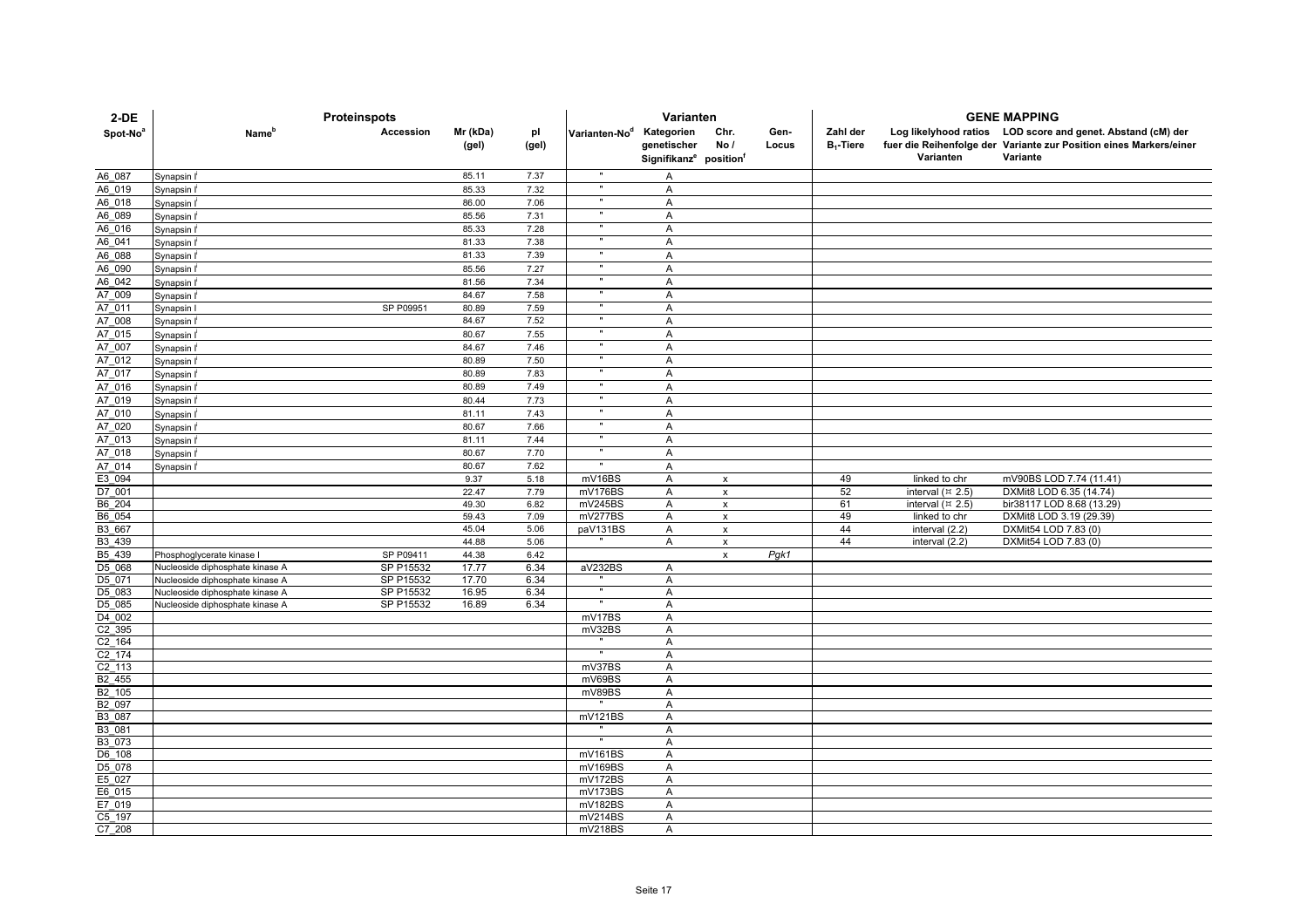| 2-DE | Proteinspots | | | | Varianten | | | | GENE MAPPING | | |
|---|---|---|---|---|---|---|---|---|---|---|---|
| Spot-No[a] | Name[b] | Accession | Mr (kDa) (gel) | pI (gel) | Varianten-No[d] | Kategorien genetischer Signifikanz[e] | Chr. No / position[f] | Gen-Locus | Zahl der $B_1$-Tiere | Log likelyhood ratios fuer die Reihenfolge der Varianten | LOD score and genet. Abstand (cM) der Variante zur Position eines Markers/einer Variante |
| A6_087 | Synapsin I[f] | | 85.11 | 7.37 | " | A | | | | | |
| A6_019 | Synapsin I[f] | | 85.33 | 7.32 | " | A | | | | | |
| A6_018 | Synapsin I[f] | | 86.00 | 7.06 | " | A | | | | | |
| A6_089 | Synapsin I[f] | | 85.56 | 7.31 | " | A | | | | | |
| A6_016 | Synapsin I[f] | | 85.33 | 7.28 | " | A | | | | | |
| A6_041 | Synapsin I[f] | | 81.33 | 7.38 | " | A | | | | | |
| A6_088 | Synapsin I[f] | | 81.33 | 7.39 | " | A | | | | | |
| A6_090 | Synapsin I[f] | | 85.56 | 7.27 | " | A | | | | | |
| A6_042 | Synapsin I[f] | | 81.56 | 7.34 | " | A | | | | | |
| A7_009 | Synapsin I[f] | | 84.67 | 7.58 | " | A | | | | | |
| A7_011 | Synapsin I | SP P09951 | 80.89 | 7.59 | " | A | | | | | |
| A7_008 | Synapsin I[f] | | 84.67 | 7.52 | " | A | | | | | |
| A7_015 | Synapsin I[f] | | 80.67 | 7.55 | " | A | | | | | |
| A7_007 | Synapsin I[f] | | 84.67 | 7.46 | " | A | | | | | |
| A7_012 | Synapsin I[f] | | 80.89 | 7.50 | " | A | | | | | |
| A7_017 | Synapsin I[f] | | 80.89 | 7.83 | " | A | | | | | |
| A7_016 | Synapsin I[f] | | 80.89 | 7.49 | " | A | | | | | |
| A7_019 | Synapsin I[f] | | 80.44 | 7.73 | " | A | | | | | |
| A7_010 | Synapsin I[f] | | 81.11 | 7.43 | " | A | | | | | |
| A7_020 | Synapsin I[f] | | 80.67 | 7.66 | " | A | | | | | |
| A7_013 | Synapsin I[f] | | 81.11 | 7.44 | " | A | | | | | |
| A7_018 | Synapsin I[f] | | 80.67 | 7.70 | " | A | | | | | |
| A7_014 | Synapsin I[f] | | 80.67 | 7.62 | " | A | | | | | |
| E3_094 | | | 9.37 | 5.18 | mV16BS | A | x | | 49 | linked to chr | mV90BS LOD 7.74 (11.41) |
| D7_001 | | | 22.47 | 7.79 | mV176BS | A | x | | 52 | interval (¤ 2.5) | DXMit8 LOD 6.35 (14.74) |
| B6_204 | | | 49.30 | 6.82 | mV245BS | A | x | | 61 | interval (¤ 2.5) | bir38117 LOD 8.68 (13.29) |
| B6_054 | | | 59.43 | 7.09 | mV277BS | A | x | | 49 | linked to chr | DXMit8 LOD 3.19 (29.39) |
| B3_667 | | | 45.04 | 5.06 | paV131BS | A | x | | 44 | interval (2.2) | DXMit54 LOD 7.83 (0) |
| B3_439 | | | 44.88 | 5.06 | " | A | x | | 44 | interval (2.2) | DXMit54 LOD 7.83 (0) |
| B5_439 | Phosphoglycerate kinase I | SP P09411 | 44.38 | 6.42 | | | x | *Pgk1* | | | |
| D5_068 | Nucleoside diphosphate kinase A | SP P15532 | 17.77 | 6.34 | aV232BS | A | | | | | |
| D5_071 | Nucleoside diphosphate kinase A | SP P15532 | 17.70 | 6.34 | " | A | | | | | |
| D5_083 | Nucleoside diphosphate kinase A | SP P15532 | 16.95 | 6.34 | " | A | | | | | |
| D5_085 | Nucleoside diphosphate kinase A | SP P15532 | 16.89 | 6.34 | " | A | | | | | |
| D4_002 | | | | | mV17BS | A | | | | | |
| C2_395 | | | | | mV32BS | A | | | | | |
| C2_164 | | | | | " | A | | | | | |
| C2_174 | | | | | " | A | | | | | |
| C2_113 | | | | | mV37BS | A | | | | | |
| B2_455 | | | | | mV69BS | A | | | | | |
| B2_105 | | | | | mV89BS | A | | | | | |
| B2_097 | | | | | " | A | | | | | |
| B3_087 | | | | | mV121BS | A | | | | | |
| B3_081 | | | | | " | A | | | | | |
| B3_073 | | | | | " | A | | | | | |
| D6_108 | | | | | mV161BS | A | | | | | |
| D5_078 | | | | | mV169BS | A | | | | | |
| E5_027 | | | | | mV172BS | A | | | | | |
| E6_015 | | | | | mV173BS | A | | | | | |
| E7_019 | | | | | mV182BS | A | | | | | |
| C5_197 | | | | | mV214BS | A | | | | | |
| C7_208 | | | | | mV218BS | A | | | | | |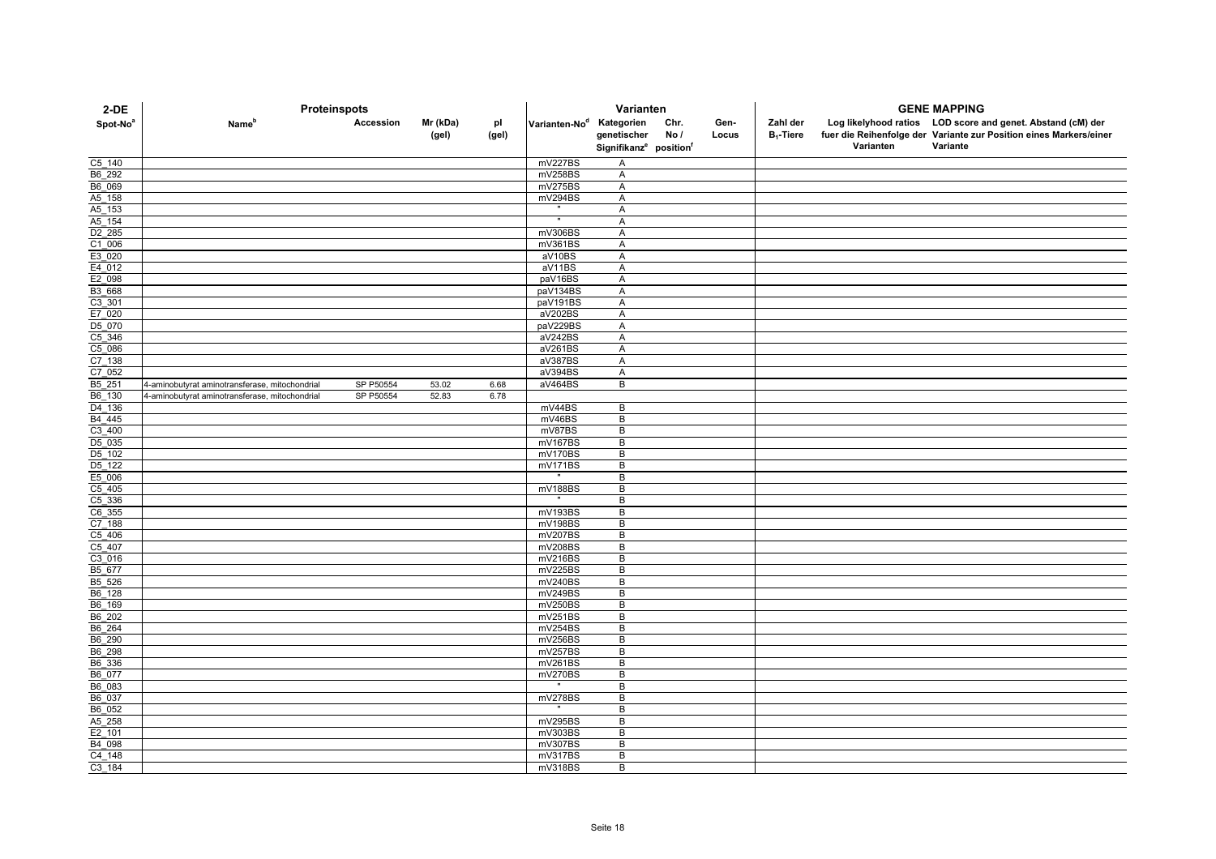| 2-DE | Proteinspots | | | | Varianten | | | | GENE MAPPING | | |
|---|---|---|---|---|---|---|---|---|---|---|---|
| Spot-No[a] | Name[b] | Accession | Mr (kDa) (gel) | pI (gel) | Varianten-No[d] | Kategorien genetischer Signifikanz[e] | Chr. No / position[f] | Gen-Locus | Zahl der $B_1$-Tiere | Log likelyhood ratios fuer die Reihenfolge der Varianten | LOD score and genet. Abstand (cM) der Variante zur Position eines Markers/einer Variante |
| C5_140 | | | | | mV227BS | A | | | | | |
| B6_292 | | | | | mV258BS | A | | | | | |
| B6_069 | | | | | mV275BS | A | | | | | |
| A5_158 | | | | | mV294BS | A | | | | | |
| A5_153 | | | | | " | A | | | | | |
| A5_154 | | | | | " | A | | | | | |
| D2_285 | | | | | mV306BS | A | | | | | |
| C1_006 | | | | | mV361BS | A | | | | | |
| E3_020 | | | | | aV10BS | A | | | | | |
| E4_012 | | | | | aV11BS | A | | | | | |
| E2_098 | | | | | paV16BS | A | | | | | |
| B3_668 | | | | | paV134BS | A | | | | | |
| C3_301 | | | | | paV191BS | A | | | | | |
| E7_020 | | | | | aV202BS | A | | | | | |
| D5_070 | | | | | paV229BS | A | | | | | |
| C5_346 | | | | | aV242BS | A | | | | | |
| C5_086 | | | | | aV261BS | A | | | | | |
| C7_138 | | | | | aV387BS | A | | | | | |
| C7_052 | | | | | aV394BS | A | | | | | |
| B5_251 | 4-aminobutyrat aminotransferase, mitochondrial | SP P50554 | 53.02 | 6.68 | aV464BS | B | | | | | |
| B6_130 | 4-aminobutyrat aminotransferase, mitochondrial | SP P50554 | 52.83 | 6.78 | | | | | | | |
| D4_136 | | | | | mV44BS | B | | | | | |
| B4_445 | | | | | mV46BS | B | | | | | |
| C3_400 | | | | | mV87BS | B | | | | | |
| D5_035 | | | | | mV167BS | B | | | | | |
| D5_102 | | | | | mV170BS | B | | | | | |
| D5_122 | | | | | mV171BS | B | | | | | |
| E5_006 | | | | | " | B | | | | | |
| C5_405 | | | | | mV188BS | B | | | | | |
| C5_336 | | | | | " | B | | | | | |
| C6_355 | | | | | mV193BS | B | | | | | |
| C7_188 | | | | | mV198BS | B | | | | | |
| C5_406 | | | | | mV207BS | B | | | | | |
| C5_407 | | | | | mV208BS | B | | | | | |
| C3_016 | | | | | mV216BS | B | | | | | |
| B5_677 | | | | | mV225BS | B | | | | | |
| B5_526 | | | | | mV240BS | B | | | | | |
| B6_128 | | | | | mV249BS | B | | | | | |
| B6_169 | | | | | mV250BS | B | | | | | |
| B6_202 | | | | | mV251BS | B | | | | | |
| B6_264 | | | | | mV254BS | B | | | | | |
| B6_290 | | | | | mV256BS | B | | | | | |
| B6_298 | | | | | mV257BS | B | | | | | |
| B6_336 | | | | | mV261BS | B | | | | | |
| B6_077 | | | | | mV270BS | B | | | | | |
| B6_083 | | | | | " | B | | | | | |
| B6_037 | | | | | mV278BS | B | | | | | |
| B6_052 | | | | | " | B | | | | | |
| A5_258 | | | | | mV295BS | B | | | | | |
| E2_101 | | | | | mV303BS | B | | | | | |
| B4_098 | | | | | mV307BS | B | | | | | |
| C4_148 | | | | | mV317BS | B | | | | | |
| C3_184 | | | | | mV318BS | B | | | | | |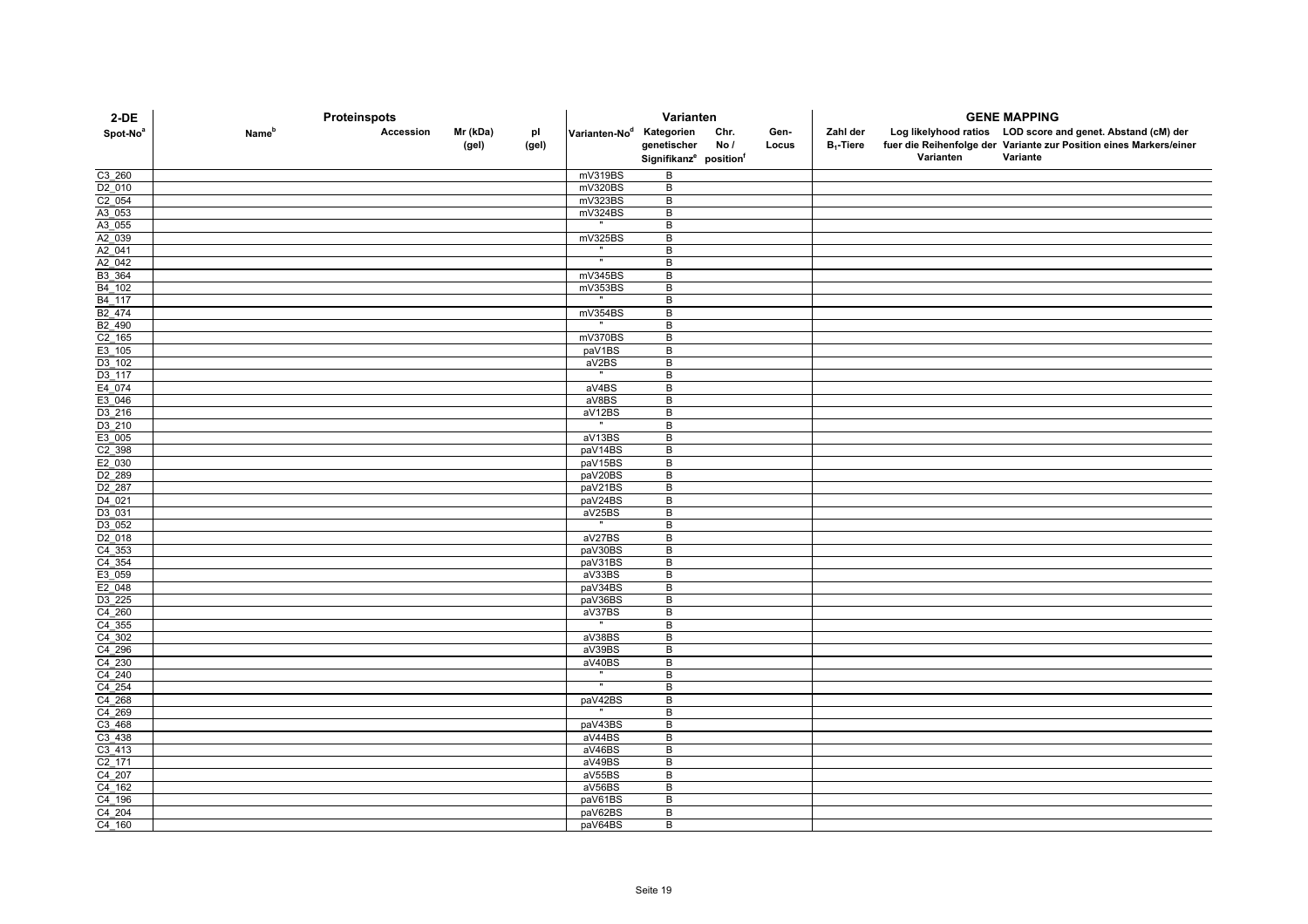| 2-DE | Proteinspots | | | | Varianten | | | | GENE MAPPING | | |
|---|---|---|---|---|---|---|---|---|---|---|---|
| Spot-No[a] | Name[b] | Accession | Mr (kDa) (gel) | pI (gel) | Varianten-No[d] | Kategorien genetischer Signifikanz[e] | Chr. No / position[f] | Gen-Locus | Zahl der $B_1$-Tiere | Log likelyhood ratios fuer die Reihenfolge der Varianten | LOD score and genet. Abstand (cM) der Variante zur Position eines Markers/einer Variante |
| C3_260 | | | | | mV319BS | B | | | | | |
| D2_010 | | | | | mV320BS | B | | | | | |
| C2_054 | | | | | mV323BS | B | | | | | |
| A3_053 | | | | | mV324BS | B | | | | | |
| A3_055 | | | | | " | B | | | | | |
| A2_039 | | | | | mV325BS | B | | | | | |
| A2_041 | | | | | " | B | | | | | |
| A2_042 | | | | | " | B | | | | | |
| B3_364 | | | | | mV345BS | B | | | | | |
| B4_102 | | | | | mV353BS | B | | | | | |
| B4_117 | | | | | " | B | | | | | |
| B2_474 | | | | | mV354BS | B | | | | | |
| B2_490 | | | | | " | B | | | | | |
| C2_165 | | | | | mV370BS | B | | | | | |
| E3_105 | | | | | paV1BS | B | | | | | |
| D3_102 | | | | | aV2BS | B | | | | | |
| D3_117 | | | | | " | B | | | | | |
| E4_074 | | | | | aV4BS | B | | | | | |
| E3_046 | | | | | aV8BS | B | | | | | |
| D3_216 | | | | | aV12BS | B | | | | | |
| D3_210 | | | | | " | B | | | | | |
| E3_005 | | | | | aV13BS | B | | | | | |
| C2_398 | | | | | paV14BS | B | | | | | |
| E2_030 | | | | | paV15BS | B | | | | | |
| D2_289 | | | | | paV20BS | B | | | | | |
| D2_287 | | | | | paV21BS | B | | | | | |
| D4_021 | | | | | paV24BS | B | | | | | |
| D3_031 | | | | | aV25BS | B | | | | | |
| D3_052 | | | | | " | B | | | | | |
| D2_018 | | | | | aV27BS | B | | | | | |
| C4_353 | | | | | paV30BS | B | | | | | |
| C4_354 | | | | | paV31BS | B | | | | | |
| E3_059 | | | | | aV33BS | B | | | | | |
| E2_048 | | | | | paV34BS | B | | | | | |
| D3_225 | | | | | paV36BS | B | | | | | |
| C4_260 | | | | | aV37BS | B | | | | | |
| C4_355 | | | | | " | B | | | | | |
| C4_302 | | | | | aV38BS | B | | | | | |
| C4_296 | | | | | aV39BS | B | | | | | |
| C4_230 | | | | | aV40BS | B | | | | | |
| C4_240 | | | | | " | B | | | | | |
| C4_254 | | | | | " | B | | | | | |
| C4_268 | | | | | paV42BS | B | | | | | |
| C4_269 | | | | | " | B | | | | | |
| C3_468 | | | | | paV43BS | B | | | | | |
| C3_438 | | | | | aV44BS | B | | | | | |
| C3_413 | | | | | aV46BS | B | | | | | |
| C2_171 | | | | | aV49BS | B | | | | | |
| C4_207 | | | | | aV55BS | B | | | | | |
| C4_162 | | | | | aV56BS | B | | | | | |
| C4_196 | | | | | paV61BS | B | | | | | |
| C4_204 | | | | | paV62BS | B | | | | | |
| C4_160 | | | | | paV64BS | B | | | | | |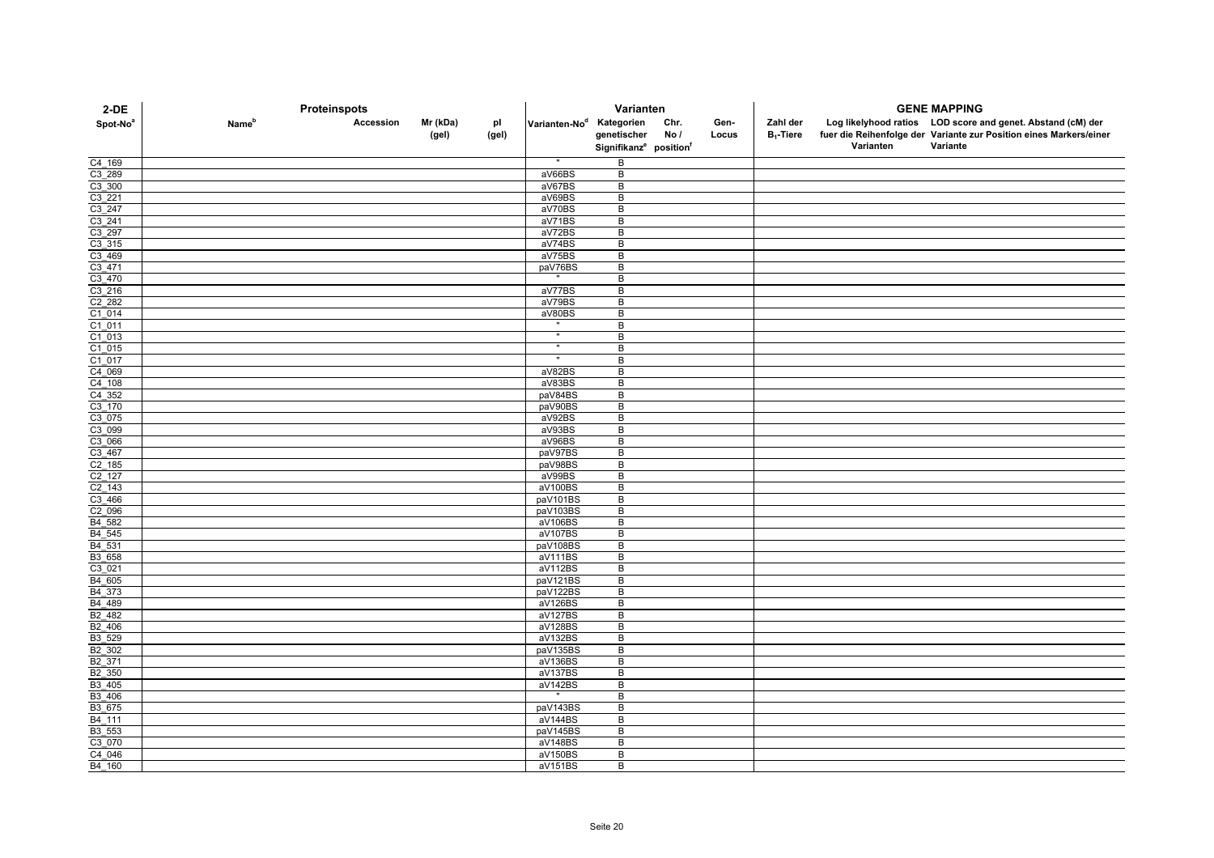| 2-DE | Proteinspots | | | | Varianten | | | | GENE MAPPING | | |
|---|---|---|---|---|---|---|---|---|---|---|---|
| Spot-No[a] | Name[b] | Accession | Mr (kDa) (gel) | pI (gel) | Varianten-No[d] | Kategorien genetischer Signifikanz[e] | Chr. No / position[f] | Gen-Locus | Zahl der $B_1$-Tiere | Log likelyhood ratios fuer die Reihenfolge der Varianten | LOD score and genet. Abstand (cM) der Variante zur Position eines Markers/einer Variante |
| C4_169 | | | | | " | B | | | | | |
| C3_289 | | | | | aV66BS | B | | | | | |
| C3_300 | | | | | aV67BS | B | | | | | |
| C3_221 | | | | | aV69BS | B | | | | | |
| C3_247 | | | | | aV70BS | B | | | | | |
| C3_241 | | | | | aV71BS | B | | | | | |
| C3_297 | | | | | aV72BS | B | | | | | |
| C3_315 | | | | | aV74BS | B | | | | | |
| C3_469 | | | | | aV75BS | B | | | | | |
| C3_471 | | | | | paV76BS | B | | | | | |
| C3_470 | | | | | " | B | | | | | |
| C3_216 | | | | | aV77BS | B | | | | | |
| C2_282 | | | | | aV79BS | B | | | | | |
| C1_014 | | | | | aV80BS | B | | | | | |
| C1_011 | | | | | " | B | | | | | |
| C1_013 | | | | | " | B | | | | | |
| C1_015 | | | | | " | B | | | | | |
| C1_017 | | | | | " | B | | | | | |
| C4_069 | | | | | aV82BS | B | | | | | |
| C4_108 | | | | | aV83BS | B | | | | | |
| C4_352 | | | | | paV84BS | B | | | | | |
| C3_170 | | | | | paV90BS | B | | | | | |
| C3_075 | | | | | aV92BS | B | | | | | |
| C3_099 | | | | | aV93BS | B | | | | | |
| C3_066 | | | | | aV96BS | B | | | | | |
| C3_467 | | | | | paV97BS | B | | | | | |
| C2_185 | | | | | paV98BS | B | | | | | |
| C2_127 | | | | | aV99BS | B | | | | | |
| C2_143 | | | | | aV100BS | B | | | | | |
| C3_466 | | | | | paV101BS | B | | | | | |
| C2_096 | | | | | paV103BS | B | | | | | |
| B4_582 | | | | | aV106BS | B | | | | | |
| B4_545 | | | | | aV107BS | B | | | | | |
| B4_531 | | | | | paV108BS | B | | | | | |
| B3_658 | | | | | aV111BS | B | | | | | |
| C3_021 | | | | | aV112BS | B | | | | | |
| B4_605 | | | | | paV121BS | B | | | | | |
| B4_373 | | | | | paV122BS | B | | | | | |
| B4_489 | | | | | aV126BS | B | | | | | |
| B2_482 | | | | | aV127BS | B | | | | | |
| B2_406 | | | | | aV128BS | B | | | | | |
| B3_529 | | | | | aV132BS | B | | | | | |
| B2_302 | | | | | paV135BS | B | | | | | |
| B2_371 | | | | | aV136BS | B | | | | | |
| B2_350 | | | | | aV137BS | B | | | | | |
| B3_405 | | | | | aV142BS | B | | | | | |
| B3_406 | | | | | " | B | | | | | |
| B3_675 | | | | | paV143BS | B | | | | | |
| B4_111 | | | | | aV144BS | B | | | | | |
| B3_553 | | | | | paV145BS | B | | | | | |
| C3_070 | | | | | aV148BS | B | | | | | |
| C4_046 | | | | | aV150BS | B | | | | | |
| B4_160 | | | | | aV151BS | B | | | | | |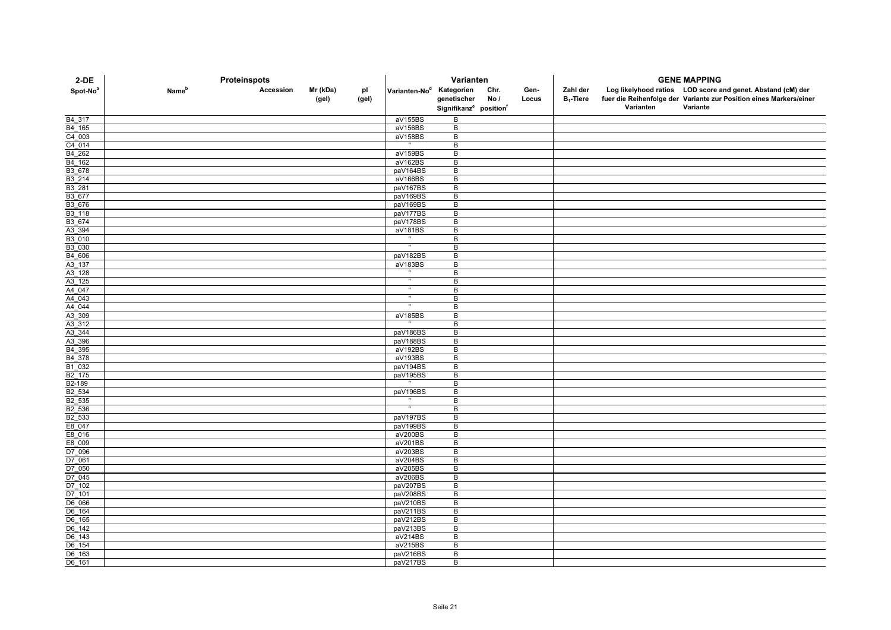| 2-DE | Proteinspots | | | | Varianten | | | | GENE MAPPING | | |
|---|---|---|---|---|---|---|---|---|---|---|---|
| Spot-No[a] | Name[b] | Accession | Mr (kDa) (gel) | pI (gel) | Varianten-No[d] | Kategorien genetischer Signifikanz[e] | Chr. No / position[f] | Gen-Locus | Zahl der $B_1$-Tiere | Log likelyhood ratios fuer die Reihenfolge der Varianten | LOD score and genet. Abstand (cM) der Variante zur Position eines Markers/einer Variante |
| B4_317 | | | | | aV155BS | B | | | | | |
| B4_165 | | | | | aV156BS | B | | | | | |
| C4_003 | | | | | aV158BS | B | | | | | |
| C4_014 | | | | | " | B | | | | | |
| B4_262 | | | | | aV159BS | B | | | | | |
| B4_162 | | | | | aV162BS | B | | | | | |
| B3_678 | | | | | paV164BS | B | | | | | |
| B3_214 | | | | | aV166BS | B | | | | | |
| B3_281 | | | | | paV167BS | B | | | | | |
| B3_677 | | | | | paV169BS | B | | | | | |
| B3_676 | | | | | paV169BS | B | | | | | |
| B3_118 | | | | | paV177BS | B | | | | | |
| B3_674 | | | | | paV178BS | B | | | | | |
| A3_394 | | | | | aV181BS | B | | | | | |
| B3_010 | | | | | " | B | | | | | |
| B3_030 | | | | | " | B | | | | | |
| B4_606 | | | | | paV182BS | B | | | | | |
| A3_137 | | | | | aV183BS | B | | | | | |
| A3_128 | | | | | " | B | | | | | |
| A3_125 | | | | | " | B | | | | | |
| A4_047 | | | | | " | B | | | | | |
| A4_043 | | | | | " | B | | | | | |
| A4_044 | | | | | " | B | | | | | |
| A3_309 | | | | | aV185BS | B | | | | | |
| A3_312 | | | | | " | B | | | | | |
| A3_344 | | | | | paV186BS | B | | | | | |
| A3_396 | | | | | paV188BS | B | | | | | |
| B4_395 | | | | | aV192BS | B | | | | | |
| B4_378 | | | | | aV193BS | B | | | | | |
| B1_032 | | | | | paV194BS | B | | | | | |
| B2_175 | | | | | paV195BS | B | | | | | |
| B2-189 | | | | | " | B | | | | | |
| B2_534 | | | | | paV196BS | B | | | | | |
| B2_535 | | | | | " | B | | | | | |
| B2_536 | | | | | " | B | | | | | |
| B2_533 | | | | | paV197BS | B | | | | | |
| E8_047 | | | | | paV199BS | B | | | | | |
| E8_016 | | | | | aV200BS | B | | | | | |
| E8_009 | | | | | aV201BS | B | | | | | |
| D7_096 | | | | | aV203BS | B | | | | | |
| D7_061 | | | | | aV204BS | B | | | | | |
| D7_050 | | | | | aV205BS | B | | | | | |
| D7_045 | | | | | aV206BS | B | | | | | |
| D7_102 | | | | | paV207BS | B | | | | | |
| D7_101 | | | | | paV208BS | B | | | | | |
| D6_066 | | | | | paV210BS | B | | | | | |
| D6_164 | | | | | paV211BS | B | | | | | |
| D6_165 | | | | | paV212BS | B | | | | | |
| D6_142 | | | | | paV213BS | B | | | | | |
| D6_143 | | | | | aV214BS | B | | | | | |
| D6_154 | | | | | aV215BS | B | | | | | |
| D6_163 | | | | | paV216BS | B | | | | | |
| D6_161 | | | | | paV217BS | B | | | | | |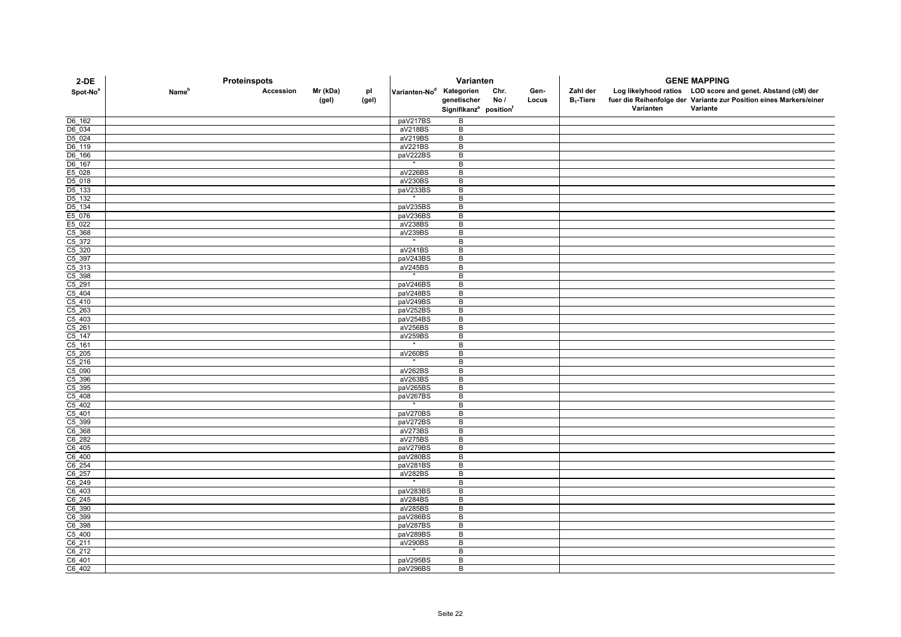| 2-DE | Proteinspots | | | | Varianten | | | | GENE MAPPING | | |
|---|---|---|---|---|---|---|---|---|---|---|---|
| Spot-No[a] | Name[b] | Accession | Mr (kDa) (gel) | pI (gel) | Varianten-No[d] | Kategorien genetischer Signifikanz[e] | Chr. No / position[f] | Gen-Locus | Zahl der $B_1$-Tiere | Log likelyhood ratios fuer die Reihenfolge der Varianten | LOD score and genet. Abstand (cM) der Variante zur Position eines Markers/einer Variante |
| D6_162 | | | | | paV217BS | B | | | | | |
| D6_034 | | | | | aV218BS | B | | | | | |
| D5_024 | | | | | aV219BS | B | | | | | |
| D6_119 | | | | | aV221BS | B | | | | | |
| D6_166 | | | | | paV222BS | B | | | | | |
| D6_167 | | | | | " | B | | | | | |
| E5_028 | | | | | aV226BS | B | | | | | |
| D5_018 | | | | | aV230BS | B | | | | | |
| D5_133 | | | | | paV233BS | B | | | | | |
| D5_132 | | | | | " | B | | | | | |
| D5_134 | | | | | paV235BS | B | | | | | |
| E5_076 | | | | | paV236BS | B | | | | | |
| E5_022 | | | | | aV238BS | B | | | | | |
| C5_368 | | | | | aV239BS | B | | | | | |
| C5_372 | | | | | " | B | | | | | |
| C5_320 | | | | | aV241BS | B | | | | | |
| C5_397 | | | | | paV243BS | B | | | | | |
| C5_313 | | | | | aV245BS | B | | | | | |
| C5_398 | | | | | " | B | | | | | |
| C5_291 | | | | | paV246BS | B | | | | | |
| C5_404 | | | | | paV248BS | B | | | | | |
| C5_410 | | | | | paV249BS | B | | | | | |
| C5_263 | | | | | paV252BS | B | | | | | |
| C5_403 | | | | | paV254BS | B | | | | | |
| C5_261 | | | | | aV256BS | B | | | | | |
| C5_147 | | | | | aV259BS | B | | | | | |
| C5_161 | | | | | " | B | | | | | |
| C5_205 | | | | | aV260BS | B | | | | | |
| C5_216 | | | | | " | B | | | | | |
| C5_090 | | | | | aV262BS | B | | | | | |
| C5_396 | | | | | aV263BS | B | | | | | |
| C5_395 | | | | | paV265BS | B | | | | | |
| C5_408 | | | | | paV267BS | B | | | | | |
| C5_402 | | | | | " | B | | | | | |
| C5_401 | | | | | paV270BS | B | | | | | |
| C5_399 | | | | | paV272BS | B | | | | | |
| C6_368 | | | | | aV273BS | B | | | | | |
| C6_282 | | | | | aV275BS | B | | | | | |
| C6_405 | | | | | paV279BS | B | | | | | |
| C6_400 | | | | | paV280BS | B | | | | | |
| C6_254 | | | | | paV281BS | B | | | | | |
| C6_257 | | | | | aV282BS | B | | | | | |
| C6_249 | | | | | " | B | | | | | |
| C6_403 | | | | | paV283BS | B | | | | | |
| C6_245 | | | | | aV284BS | B | | | | | |
| C6_390 | | | | | aV285BS | B | | | | | |
| C6_399 | | | | | paV286BS | B | | | | | |
| C6_398 | | | | | paV287BS | B | | | | | |
| C5_400 | | | | | paV289BS | B | | | | | |
| C6_211 | | | | | aV290BS | B | | | | | |
| C6_212 | | | | | " | B | | | | | |
| C6_401 | | | | | paV295BS | B | | | | | |
| C6_402 | | | | | paV296BS | B | | | | | |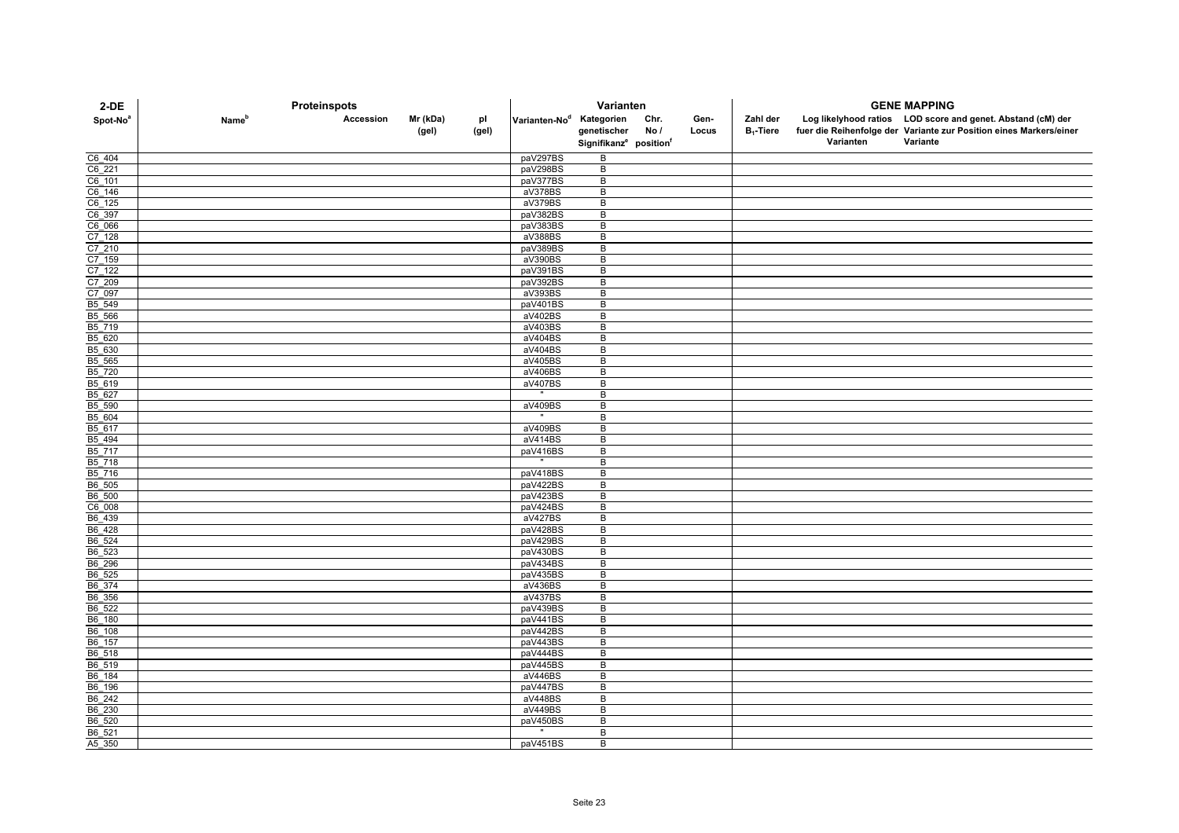| 2-DE | Proteinspots | | | | Varianten | | | | GENE MAPPING | | |
|---|---|---|---|---|---|---|---|---|---|---|---|
| Spot-No[a] | Name[b] | Accession | Mr (kDa) (gel) | pI (gel) | Varianten-No[d] | Kategorien genetischer Signifikanz[e] | Chr. No / position[f] | Gen-Locus | Zahl der $B_1$-Tiere | Log likelyhood ratios fuer die Reihenfolge der Varianten | LOD score and genet. Abstand (cM) der Variante zur Position eines Markers/einer Variante |
| C6_404 | | | | | paV297BS | B | | | | | |
| C6_221 | | | | | paV298BS | B | | | | | |
| C6_101 | | | | | paV377BS | B | | | | | |
| C6_146 | | | | | aV378BS | B | | | | | |
| C6_125 | | | | | aV379BS | B | | | | | |
| C6_397 | | | | | paV382BS | B | | | | | |
| C6_066 | | | | | paV383BS | B | | | | | |
| C7_128 | | | | | aV388BS | B | | | | | |
| C7_210 | | | | | paV389BS | B | | | | | |
| C7_159 | | | | | aV390BS | B | | | | | |
| C7_122 | | | | | paV391BS | B | | | | | |
| C7_209 | | | | | paV392BS | B | | | | | |
| C7_097 | | | | | aV393BS | B | | | | | |
| B5_549 | | | | | paV401BS | B | | | | | |
| B5_566 | | | | | aV402BS | B | | | | | |
| B5_719 | | | | | aV403BS | B | | | | | |
| B5_620 | | | | | aV404BS | B | | | | | |
| B5_630 | | | | | aV404BS | B | | | | | |
| B5_565 | | | | | aV405BS | B | | | | | |
| B5_720 | | | | | aV406BS | B | | | | | |
| B5_619 | | | | | aV407BS | B | | | | | |
| B5_627 | | | | | " | B | | | | | |
| B5_590 | | | | | aV409BS | B | | | | | |
| B5_604 | | | | | " | B | | | | | |
| B5_617 | | | | | aV409BS | B | | | | | |
| B5_494 | | | | | aV414BS | B | | | | | |
| B5_717 | | | | | paV416BS | B | | | | | |
| B5_718 | | | | | " | B | | | | | |
| B5_716 | | | | | paV418BS | B | | | | | |
| B6_505 | | | | | paV422BS | B | | | | | |
| B6_500 | | | | | paV423BS | B | | | | | |
| C6_008 | | | | | paV424BS | B | | | | | |
| B6_439 | | | | | aV427BS | B | | | | | |
| B6_428 | | | | | paV428BS | B | | | | | |
| B6_524 | | | | | paV429BS | B | | | | | |
| B6_523 | | | | | paV430BS | B | | | | | |
| B6_296 | | | | | paV434BS | B | | | | | |
| B6_525 | | | | | paV435BS | B | | | | | |
| B6_374 | | | | | aV436BS | B | | | | | |
| B6_356 | | | | | aV437BS | B | | | | | |
| B6_522 | | | | | paV439BS | B | | | | | |
| B6_180 | | | | | paV441BS | B | | | | | |
| B6_108 | | | | | paV442BS | B | | | | | |
| B6_157 | | | | | paV443BS | B | | | | | |
| B6_518 | | | | | paV444BS | B | | | | | |
| B6_519 | | | | | paV445BS | B | | | | | |
| B6_184 | | | | | aV446BS | B | | | | | |
| B6_196 | | | | | paV447BS | B | | | | | |
| B6_242 | | | | | aV448BS | B | | | | | |
| B6_230 | | | | | aV449BS | B | | | | | |
| B6_520 | | | | | paV450BS | B | | | | | |
| B6_521 | | | | | " | B | | | | | |
| A5_350 | | | | | paV451BS | B | | | | | |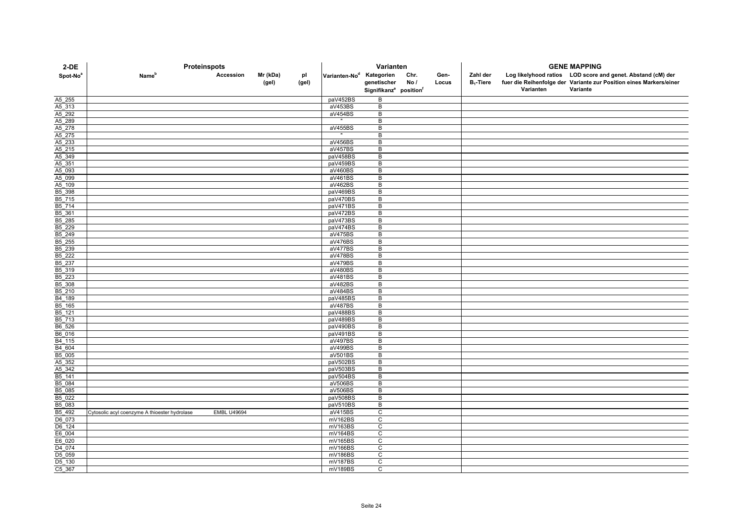| 2-DE | Proteinspots | | | | Varianten | | | | GENE MAPPING | | |
|---|---|---|---|---|---|---|---|---|---|---|---|
| Spot-No[a] | Name[b] | Accession | Mr (kDa) (gel) | pI (gel) | Varianten-No[d] | Kategorien genetischer Signifikanz[e] | Chr. No / position[f] | Gen-Locus | Zahl der $B_1$-Tiere | Log likelyhood ratios fuer die Reihenfolge der Varianten | LOD score and genet. Abstand (cM) der Variante zur Position eines Markers/einer Variante |
| A5_255 | | | | | paV452BS | B | | | | | |
| A5_313 | | | | | aV453BS | B | | | | | |
| A5_292 | | | | | aV454BS | B | | | | | |
| A5_289 | | | | | " | B | | | | | |
| A5_278 | | | | | aV455BS | B | | | | | |
| A5_275 | | | | | " | B | | | | | |
| A5_233 | | | | | aV456BS | B | | | | | |
| A5_215 | | | | | aV457BS | B | | | | | |
| A5_349 | | | | | paV458BS | B | | | | | |
| A5_351 | | | | | paV459BS | B | | | | | |
| A5_093 | | | | | aV460BS | B | | | | | |
| A5_099 | | | | | aV461BS | B | | | | | |
| A5_109 | | | | | aV462BS | B | | | | | |
| B5_398 | | | | | paV469BS | B | | | | | |
| B5_715 | | | | | paV470BS | B | | | | | |
| B5_714 | | | | | paV471BS | B | | | | | |
| B5_361 | | | | | paV472BS | B | | | | | |
| B5_285 | | | | | paV473BS | B | | | | | |
| B5_229 | | | | | paV474BS | B | | | | | |
| B5_249 | | | | | aV475BS | B | | | | | |
| B5_255 | | | | | aV476BS | B | | | | | |
| B5_239 | | | | | aV477BS | B | | | | | |
| B5_222 | | | | | aV478BS | B | | | | | |
| B5_237 | | | | | aV479BS | B | | | | | |
| B5_319 | | | | | aV480BS | B | | | | | |
| B5_223 | | | | | aV481BS | B | | | | | |
| B5_308 | | | | | aV482BS | B | | | | | |
| B5_210 | | | | | aV484BS | B | | | | | |
| B4_189 | | | | | paV485BS | B | | | | | |
| B5_165 | | | | | aV487BS | B | | | | | |
| B5_121 | | | | | paV488BS | B | | | | | |
| B5_713 | | | | | paV489BS | B | | | | | |
| B6_526 | | | | | paV490BS | B | | | | | |
| B6_016 | | | | | paV491BS | B | | | | | |
| B4_115 | | | | | aV497BS | B | | | | | |
| B4_604 | | | | | aV499BS | B | | | | | |
| B5_005 | | | | | aV501BS | B | | | | | |
| A5_352 | | | | | paV502BS | B | | | | | |
| A5_342 | | | | | paV503BS | B | | | | | |
| B5_141 | | | | | paV504BS | B | | | | | |
| B5_084 | | | | | aV506BS | B | | | | | |
| B5_085 | | | | | aV506BS | B | | | | | |
| B5_022 | | | | | paV508BS | B | | | | | |
| B5_083 | | | | | paV510BS | B | | | | | |
| B5_492 | Cytosolic acyl coenzyme A thioester hydrolase | EMBL U49694 | | | aV415BS | C | | | | | |
| D6_073 | | | | | mV162BS | C | | | | | |
| D6_124 | | | | | mV163BS | C | | | | | |
| E6_004 | | | | | mV164BS | C | | | | | |
| E6_020 | | | | | mV165BS | C | | | | | |
| D4_074 | | | | | mV166BS | C | | | | | |
| D5_059 | | | | | mV186BS | C | | | | | |
| D5_130 | | | | | mV187BS | C | | | | | |
| C5_367 | | | | | mV189BS | C | | | | | |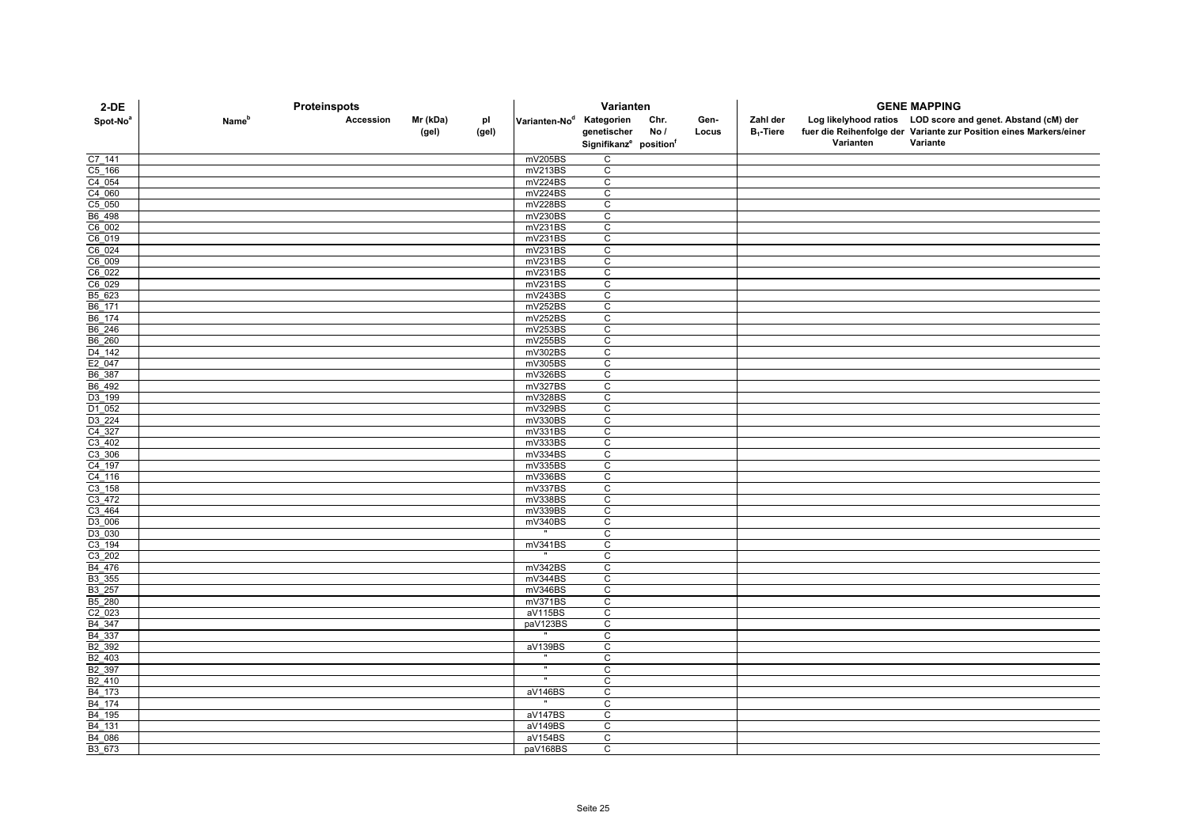| 2-DE | Proteinspots | | | | Varianten | | | | GENE MAPPING | | |
|---|---|---|---|---|---|---|---|---|---|---|---|
| Spot-No[a] | Name[b] | Accession | Mr (kDa) (gel) | pI (gel) | Varianten-No[d] | Kategorien genetischer Signifikanz[e] | Chr. No / position[f] | Gen-Locus | Zahl der $B_1$-Tiere | Log likelyhood ratios fuer die Reihenfolge der Varianten | LOD score and genet. Abstand (cM) der Variante zur Position eines Markers/einer Variante |
| C7_141 | | | | | mV205BS | C | | | | | |
| C5_166 | | | | | mV213BS | C | | | | | |
| C4_054 | | | | | mV224BS | C | | | | | |
| C4_060 | | | | | mV224BS | C | | | | | |
| C5_050 | | | | | mV228BS | C | | | | | |
| B6_498 | | | | | mV230BS | C | | | | | |
| C6_002 | | | | | mV231BS | C | | | | | |
| C6_019 | | | | | mV231BS | C | | | | | |
| C6_024 | | | | | mV231BS | C | | | | | |
| C6_009 | | | | | mV231BS | C | | | | | |
| C6_022 | | | | | mV231BS | C | | | | | |
| C6_029 | | | | | mV231BS | C | | | | | |
| B5_623 | | | | | mV243BS | C | | | | | |
| B6_171 | | | | | mV252BS | C | | | | | |
| B6_174 | | | | | mV252BS | C | | | | | |
| B6_246 | | | | | mV253BS | C | | | | | |
| B6_260 | | | | | mV255BS | C | | | | | |
| D4_142 | | | | | mV302BS | C | | | | | |
| E2_047 | | | | | mV305BS | C | | | | | |
| B6_387 | | | | | mV326BS | C | | | | | |
| B6_492 | | | | | mV327BS | C | | | | | |
| D3_199 | | | | | mV328BS | C | | | | | |
| D1_052 | | | | | mV329BS | C | | | | | |
| D3_224 | | | | | mV330BS | C | | | | | |
| C4_327 | | | | | mV331BS | C | | | | | |
| C3_402 | | | | | mV333BS | C | | | | | |
| C3_306 | | | | | mV334BS | C | | | | | |
| C4_197 | | | | | mV335BS | C | | | | | |
| C4_116 | | | | | mV336BS | C | | | | | |
| C3_158 | | | | | mV337BS | C | | | | | |
| C3_472 | | | | | mV338BS | C | | | | | |
| C3_464 | | | | | mV339BS | C | | | | | |
| D3_006 | | | | | mV340BS | C | | | | | |
| D3_030 | | | | | " | C | | | | | |
| C3_194 | | | | | mV341BS | C | | | | | |
| C3_202 | | | | | " | C | | | | | |
| B4_476 | | | | | mV342BS | C | | | | | |
| B3_355 | | | | | mV344BS | C | | | | | |
| B3_257 | | | | | mV346BS | C | | | | | |
| B5_280 | | | | | mV371BS | C | | | | | |
| C2_023 | | | | | aV115BS | C | | | | | |
| B4_347 | | | | | paV123BS | C | | | | | |
| B4_337 | | | | | " | C | | | | | |
| B2_392 | | | | | aV139BS | C | | | | | |
| B2_403 | | | | | " | C | | | | | |
| B2_397 | | | | | " | C | | | | | |
| B2_410 | | | | | " | C | | | | | |
| B4_173 | | | | | aV146BS | C | | | | | |
| B4_174 | | | | | " | C | | | | | |
| B4_195 | | | | | aV147BS | C | | | | | |
| B4_131 | | | | | aV149BS | C | | | | | |
| B4_086 | | | | | aV154BS | C | | | | | |
| B3_673 | | | | | paV168BS | C | | | | | |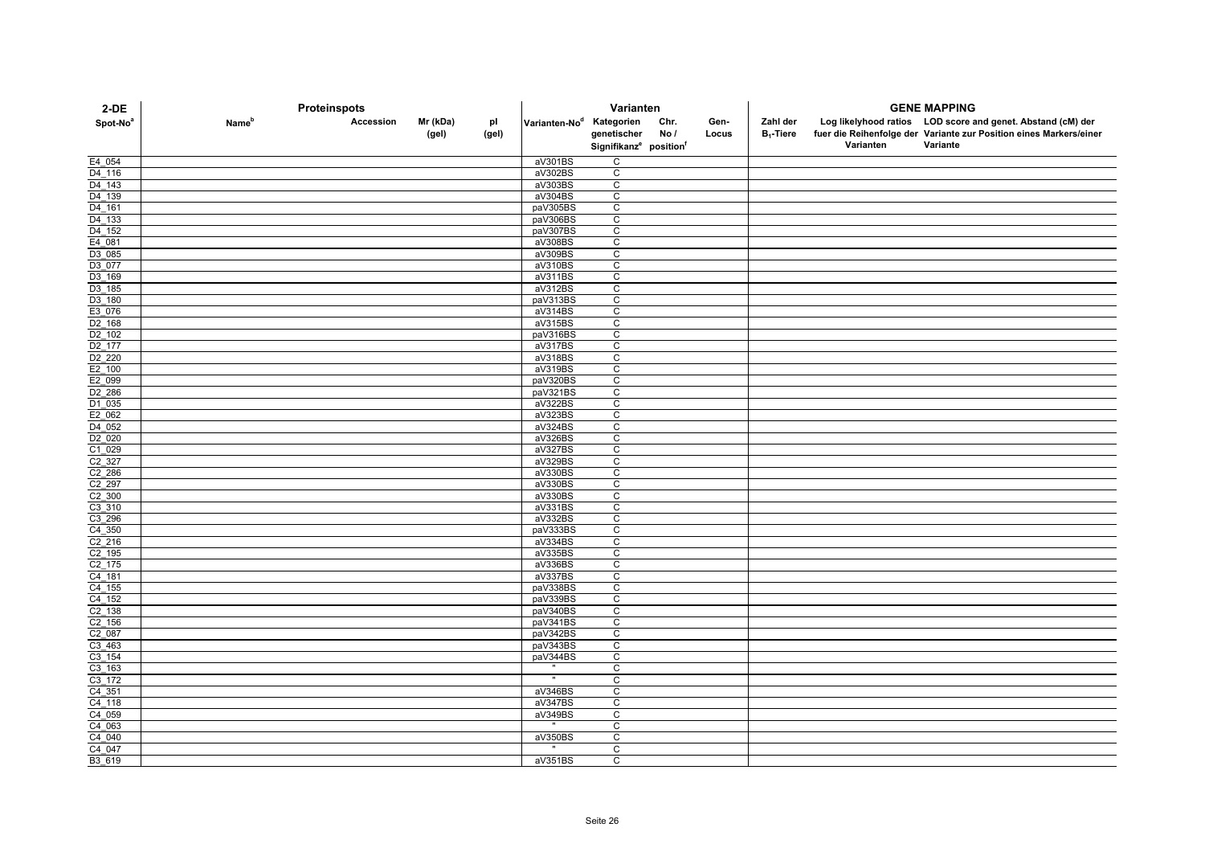| 2-DE | Proteinspots | | | | Varianten | | | | GENE MAPPING | | |
|---|---|---|---|---|---|---|---|---|---|---|---|
| Spot-No[a] | Name[b] | Accession | Mr (kDa) (gel) | pI (gel) | Varianten-No[d] | Kategorien genetischer Signifikanz[e] | Chr. No / position[f] | Gen-Locus | Zahl der $B_1$-Tiere | Log likelyhood ratios fuer die Reihenfolge der Varianten | LOD score and genet. Abstand (cM) der Variante zur Position eines Markers/einer Variante |
| E4_054 | | | | | aV301BS | C | | | | | |
| D4_116 | | | | | aV302BS | C | | | | | |
| D4_143 | | | | | aV303BS | C | | | | | |
| D4_139 | | | | | aV304BS | C | | | | | |
| D4_161 | | | | | paV305BS | C | | | | | |
| D4_133 | | | | | paV306BS | C | | | | | |
| D4_152 | | | | | paV307BS | C | | | | | |
| E4_081 | | | | | aV308BS | C | | | | | |
| D3_085 | | | | | aV309BS | C | | | | | |
| D3_077 | | | | | aV310BS | C | | | | | |
| D3_169 | | | | | aV311BS | C | | | | | |
| D3_185 | | | | | aV312BS | C | | | | | |
| D3_180 | | | | | paV313BS | C | | | | | |
| E3_076 | | | | | aV314BS | C | | | | | |
| D2_168 | | | | | aV315BS | C | | | | | |
| D2_102 | | | | | paV316BS | C | | | | | |
| D2_177 | | | | | aV317BS | C | | | | | |
| D2_220 | | | | | aV318BS | C | | | | | |
| E2_100 | | | | | aV319BS | C | | | | | |
| E2_099 | | | | | paV320BS | C | | | | | |
| D2_286 | | | | | paV321BS | C | | | | | |
| D1_035 | | | | | aV322BS | C | | | | | |
| E2_062 | | | | | aV323BS | C | | | | | |
| D4_052 | | | | | aV324BS | C | | | | | |
| D2_020 | | | | | aV326BS | C | | | | | |
| C1_029 | | | | | aV327BS | C | | | | | |
| C2_327 | | | | | aV329BS | C | | | | | |
| C2_286 | | | | | aV330BS | C | | | | | |
| C2_297 | | | | | aV330BS | C | | | | | |
| C2_300 | | | | | aV330BS | C | | | | | |
| C3_310 | | | | | aV331BS | C | | | | | |
| C3_296 | | | | | aV332BS | C | | | | | |
| C4_350 | | | | | paV333BS | C | | | | | |
| C2_216 | | | | | aV334BS | C | | | | | |
| C2_195 | | | | | aV335BS | C | | | | | |
| C2_175 | | | | | aV336BS | C | | | | | |
| C4_181 | | | | | aV337BS | C | | | | | |
| C4_155 | | | | | paV338BS | C | | | | | |
| C4_152 | | | | | paV339BS | C | | | | | |
| C2_138 | | | | | paV340BS | C | | | | | |
| C2_156 | | | | | paV341BS | C | | | | | |
| C2_087 | | | | | paV342BS | C | | | | | |
| C3_463 | | | | | paV343BS | C | | | | | |
| C3_154 | | | | | paV344BS | C | | | | | |
| C3_163 | | | | | " | C | | | | | |
| C3_172 | | | | | " | C | | | | | |
| C4_351 | | | | | aV346BS | C | | | | | |
| C4_118 | | | | | aV347BS | C | | | | | |
| C4_059 | | | | | aV349BS | C | | | | | |
| C4_063 | | | | | " | C | | | | | |
| C4_040 | | | | | aV350BS | C | | | | | |
| C4_047 | | | | | " | C | | | | | |
| B3_619 | | | | | aV351BS | C | | | | | |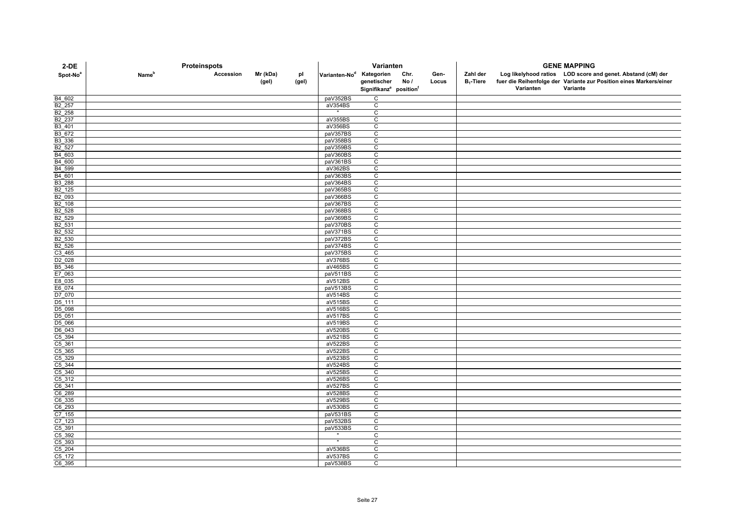| 2-DE | Proteinspots | | | | Varianten | | | | GENE MAPPING | | |
|---|---|---|---|---|---|---|---|---|---|---|---|
| Spot-No[a] | Name[b] | Accession | Mr (kDa) (gel) | pI (gel) | Varianten-No[d] | Kategorien genetischer Signifikanz[e] | Chr. No / position[f] | Gen-Locus | Zahl der $B_1$-Tiere | Log likelyhood ratios fuer die Reihenfolge der Varianten | LOD score and genet. Abstand (cM) der Variante zur Position eines Markers/einer Variante |
| B4_602 | | | | | paV352BS | C | | | | | |
| B2_257 | | | | | aV354BS | C | | | | | |
| B2_258 | | | | | " | C | | | | | |
| B2_237 | | | | | aV355BS | C | | | | | |
| B3_401 | | | | | aV356BS | C | | | | | |
| B3_672 | | | | | paV357BS | C | | | | | |
| B3_336 | | | | | paV358BS | C | | | | | |
| B2_527 | | | | | paV359BS | C | | | | | |
| B4_603 | | | | | paV360BS | C | | | | | |
| B4_600 | | | | | paV361BS | C | | | | | |
| B4_599 | | | | | aV362BS | C | | | | | |
| B4_601 | | | | | paV363BS | C | | | | | |
| B3_288 | | | | | paV364BS | C | | | | | |
| B2_125 | | | | | paV365BS | C | | | | | |
| B2_093 | | | | | paV366BS | C | | | | | |
| B2_108 | | | | | paV367BS | C | | | | | |
| B2_528 | | | | | paV368BS | C | | | | | |
| B2_529 | | | | | paV369BS | C | | | | | |
| B2_531 | | | | | paV370BS | C | | | | | |
| B2_532 | | | | | paV371BS | C | | | | | |
| B2_530 | | | | | paV372BS | C | | | | | |
| B2_526 | | | | | paV374BS | C | | | | | |
| C3_465 | | | | | paV375BS | C | | | | | |
| D2_028 | | | | | aV376BS | C | | | | | |
| B5_346 | | | | | aV465BS | C | | | | | |
| E7_063 | | | | | paV511BS | C | | | | | |
| E8_035 | | | | | aV512BS | C | | | | | |
| E6_074 | | | | | paV513BS | C | | | | | |
| D7_070 | | | | | aV514BS | C | | | | | |
| D5_111 | | | | | aV515BS | C | | | | | |
| D5_098 | | | | | aV516BS | C | | | | | |
| D5_051 | | | | | aV517BS | C | | | | | |
| D5_066 | | | | | aV519BS | C | | | | | |
| D6_043 | | | | | aV520BS | C | | | | | |
| C5_394 | | | | | aV521BS | C | | | | | |
| C5_361 | | | | | aV522BS | C | | | | | |
| C5_365 | | | | | aV522BS | C | | | | | |
| C5_329 | | | | | aV523BS | C | | | | | |
| C5_344 | | | | | aV524BS | C | | | | | |
| C5_340 | | | | | aV525BS | C | | | | | |
| C5_312 | | | | | aV526BS | C | | | | | |
| C6_341 | | | | | aV527BS | C | | | | | |
| C6_289 | | | | | aV528BS | C | | | | | |
| C6_335 | | | | | aV529BS | C | | | | | |
| C6_293 | | | | | aV530BS | C | | | | | |
| C7_155 | | | | | paV531BS | C | | | | | |
| C7_123 | | | | | paV532BS | C | | | | | |
| C5_391 | | | | | paV533BS | C | | | | | |
| C5_392 | | | | | " | C | | | | | |
| C5_393 | | | | | " | C | | | | | |
| C5_204 | | | | | aV536BS | C | | | | | |
| C5_172 | | | | | aV537BS | C | | | | | |
| C6_395 | | | | | paV538BS | C | | | | | |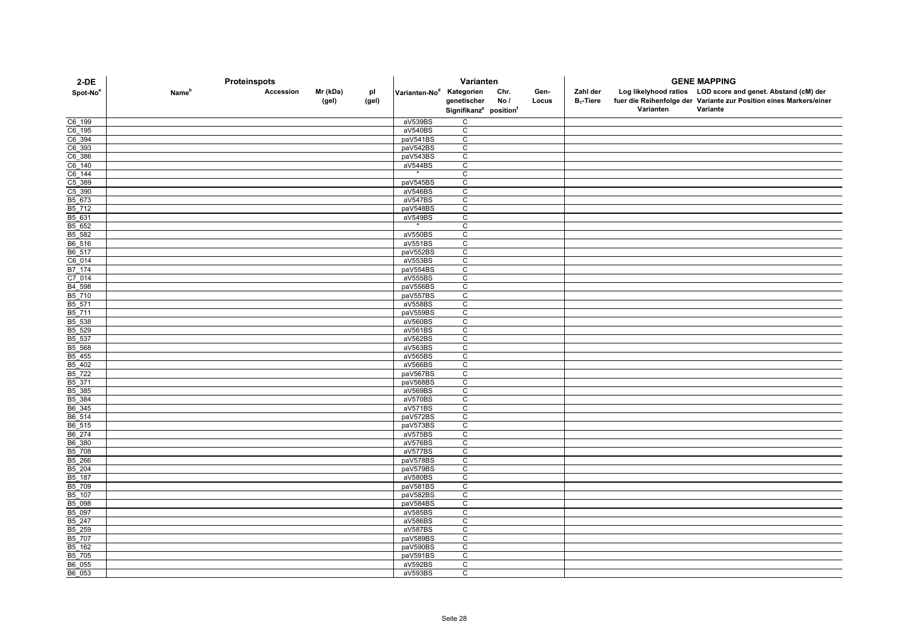| 2-DE | Proteinspots | | | | Varianten | | | | GENE MAPPING | | |
|---|---|---|---|---|---|---|---|---|---|---|---|
| Spot-No[a] | Name[b] | Accession | Mr (kDa) (gel) | pI (gel) | Varianten-No[d] | Kategorien genetischer Signifikanz[e] | Chr. No / position[f] | Gen-Locus | Zahl der $B_1$-Tiere | Log likelyhood ratios fuer die Reihenfolge der Varianten | LOD score and genet. Abstand (cM) der Variante zur Position eines Markers/einer Variante |
| C6_199 | | | | | aV539BS | C | | | | | |
| C6_195 | | | | | aV540BS | C | | | | | |
| C6_394 | | | | | paV541BS | C | | | | | |
| C6_393 | | | | | paV542BS | C | | | | | |
| C6_386 | | | | | paV543BS | C | | | | | |
| C6_140 | | | | | aV544BS | C | | | | | |
| C6_144 | | | | | " | C | | | | | |
| C5_389 | | | | | paV545BS | C | | | | | |
| C5_390 | | | | | aV546BS | C | | | | | |
| B5_673 | | | | | aV547BS | C | | | | | |
| B5_712 | | | | | paV548BS | C | | | | | |
| B5_631 | | | | | aV549BS | C | | | | | |
| B5_652 | | | | | " | C | | | | | |
| B5_582 | | | | | aV550BS | C | | | | | |
| B6_516 | | | | | aV551BS | C | | | | | |
| B6_517 | | | | | paV552BS | C | | | | | |
| C6_014 | | | | | aV553BS | C | | | | | |
| B7_174 | | | | | paV554BS | C | | | | | |
| C7_014 | | | | | aV555BS | C | | | | | |
| B4_598 | | | | | paV556BS | C | | | | | |
| B5_710 | | | | | paV557BS | C | | | | | |
| B5_571 | | | | | aV558BS | C | | | | | |
| B5_711 | | | | | paV559BS | C | | | | | |
| B5_538 | | | | | aV560BS | C | | | | | |
| B5_529 | | | | | aV561BS | C | | | | | |
| B5_537 | | | | | aV562BS | C | | | | | |
| B5_568 | | | | | aV563BS | C | | | | | |
| B5_455 | | | | | aV565BS | C | | | | | |
| B5_402 | | | | | aV566BS | C | | | | | |
| B5_722 | | | | | paV567BS | C | | | | | |
| B5_371 | | | | | paV568BS | C | | | | | |
| B5_385 | | | | | aV569BS | C | | | | | |
| B5_384 | | | | | aV570BS | C | | | | | |
| B6_345 | | | | | aV571BS | C | | | | | |
| B6_514 | | | | | paV572BS | C | | | | | |
| B6_515 | | | | | paV573BS | C | | | | | |
| B6_274 | | | | | aV575BS | C | | | | | |
| B6_380 | | | | | aV576BS | C | | | | | |
| B5_708 | | | | | aV577BS | C | | | | | |
| B5_266 | | | | | paV578BS | C | | | | | |
| B5_204 | | | | | paV579BS | C | | | | | |
| B5_187 | | | | | aV580BS | C | | | | | |
| B5_709 | | | | | paV581BS | C | | | | | |
| B5_107 | | | | | paV582BS | C | | | | | |
| B5_098 | | | | | paV584BS | C | | | | | |
| B5_097 | | | | | aV585BS | C | | | | | |
| B5_247 | | | | | aV586BS | C | | | | | |
| B5_259 | | | | | aV587BS | C | | | | | |
| B5_707 | | | | | paV589BS | C | | | | | |
| B5_162 | | | | | paV590BS | C | | | | | |
| B5_705 | | | | | paV591BS | C | | | | | |
| B6_055 | | | | | aV592BS | C | | | | | |
| B6_053 | | | | | aV593BS | C | | | | | |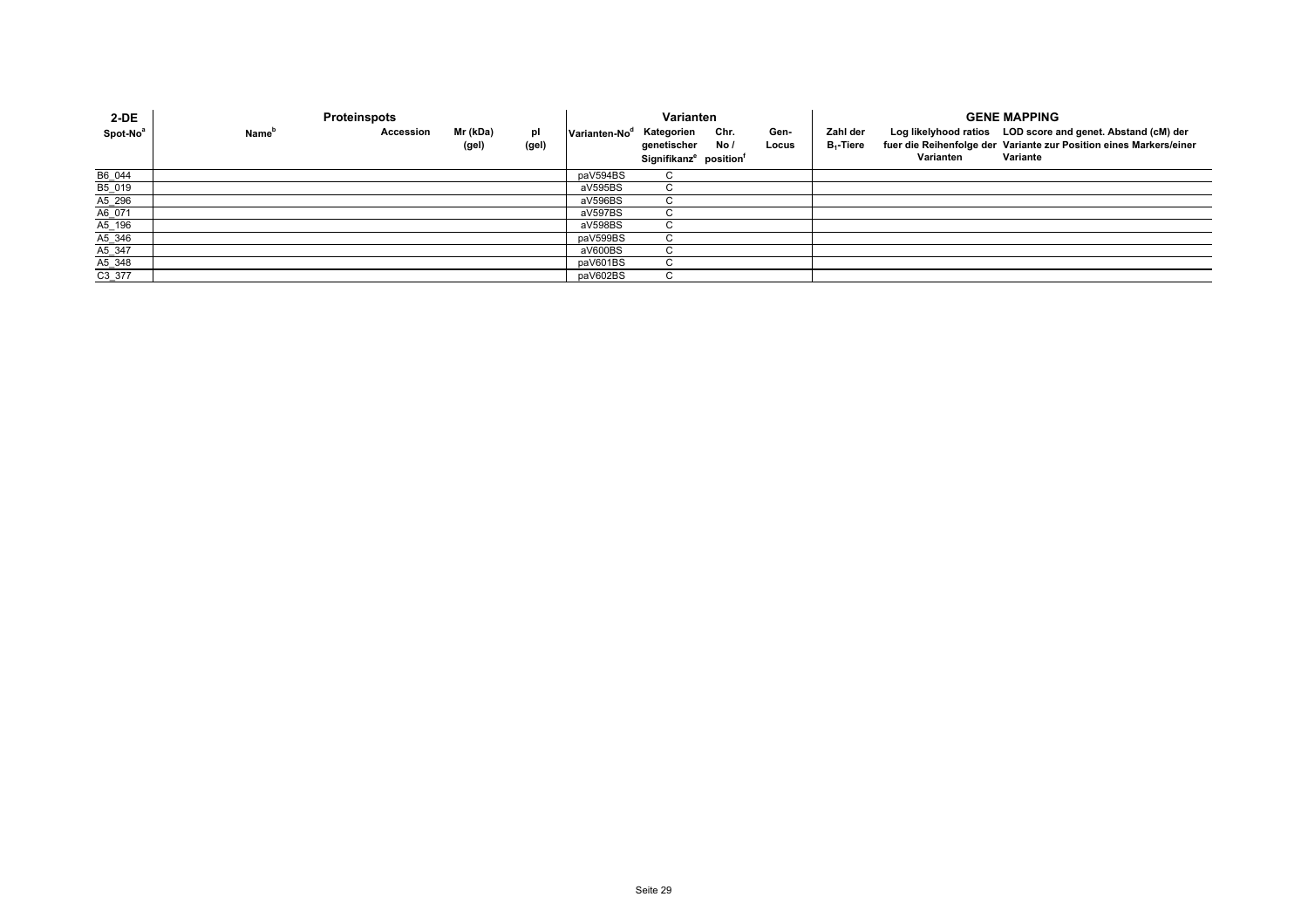| 2-DE | Proteinspots | | | | Varianten | | | | GENE MAPPING | | |
|---|---|---|---|---|---|---|---|---|---|---|---|
| Spot-No[a] | Name[b] | Accession | Mr (kDa) (gel) | pI (gel) | Varianten-No[d] | Kategorien genetischer Signifikanz[e] | Chr. No / position[f] | Gen-Locus | Zahl der $B_1$-Tiere | Log likelyhood ratios fuer die Reihenfolge der Varianten | LOD score and genet. Abstand (cM) der Variante zur Position eines Markers/einer Variante |
| B6_044 | | | | | paV594BS | C | | | | | |
| B5_019 | | | | | aV595BS | C | | | | | |
| A5_296 | | | | | aV596BS | C | | | | | |
| A6_071 | | | | | aV597BS | C | | | | | |
| A5_196 | | | | | aV598BS | C | | | | | |
| A5_346 | | | | | paV599BS | C | | | | | |
| A5_347 | | | | | aV600BS | C | | | | | |
| A5_348 | | | | | paV601BS | C | | | | | |
| C3_377 | | | | | paV602BS | C | | | | | |